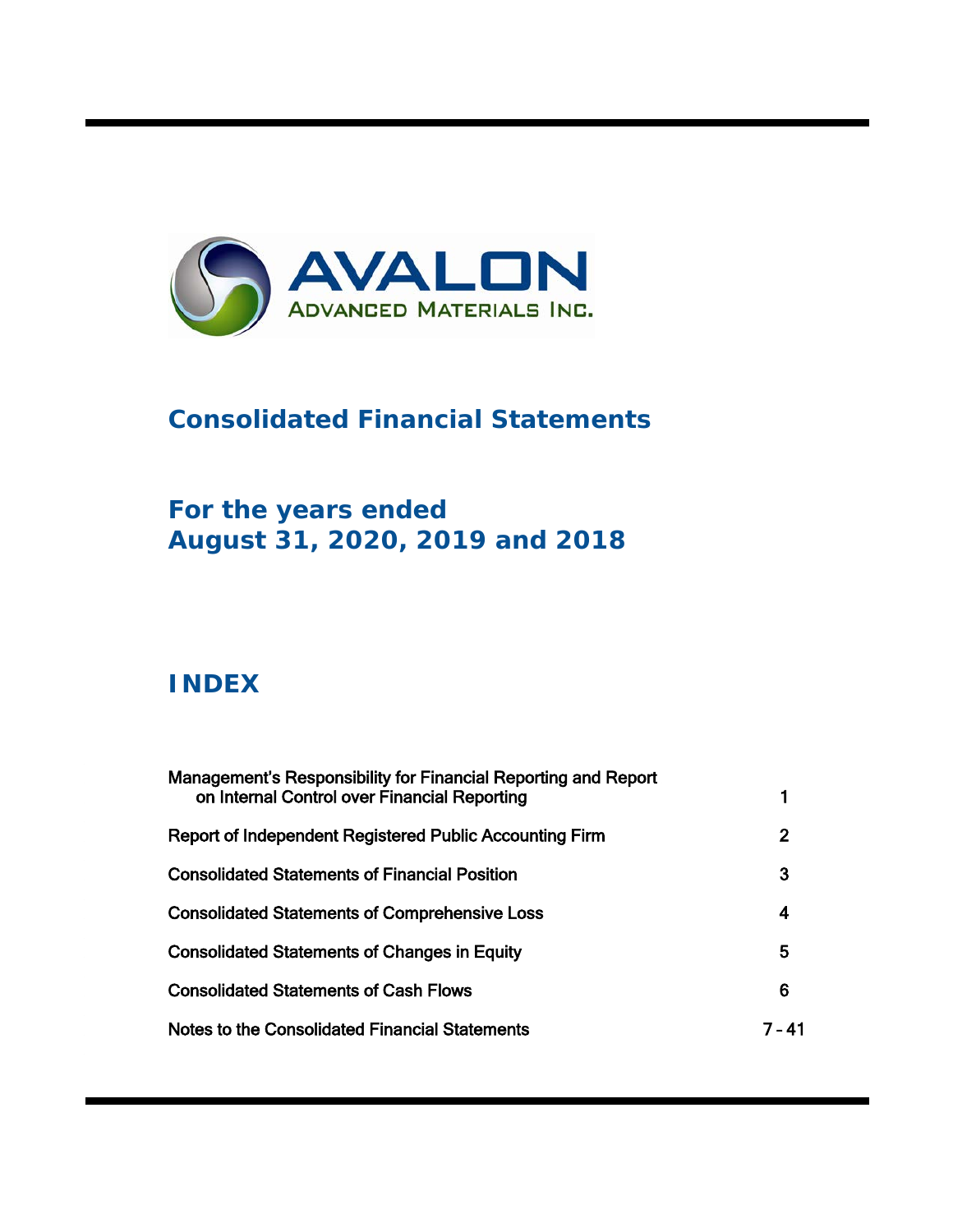AVALON

ADVANCED MATERIALS INC.

# Consolidated Financial Statements

## For the years ended August 31, 2020, 2019 and 2018

## INDEX

| | |
|---|---|
| Management's Responsibility for Financial Reporting and Report on Internal Control over Financial Reporting | 1 |
| Report of Independent Registered Public Accounting Firm | 2 |
| Consolidated Statements of Financial Position | 3 |
| Consolidated Statements of Comprehensive Loss | 4 |
| Consolidated Statements of Changes in Equity | 5 |
| Consolidated Statements of Cash Flows | 6 |
| Notes to the Consolidated Financial Statements | 7 – 41 |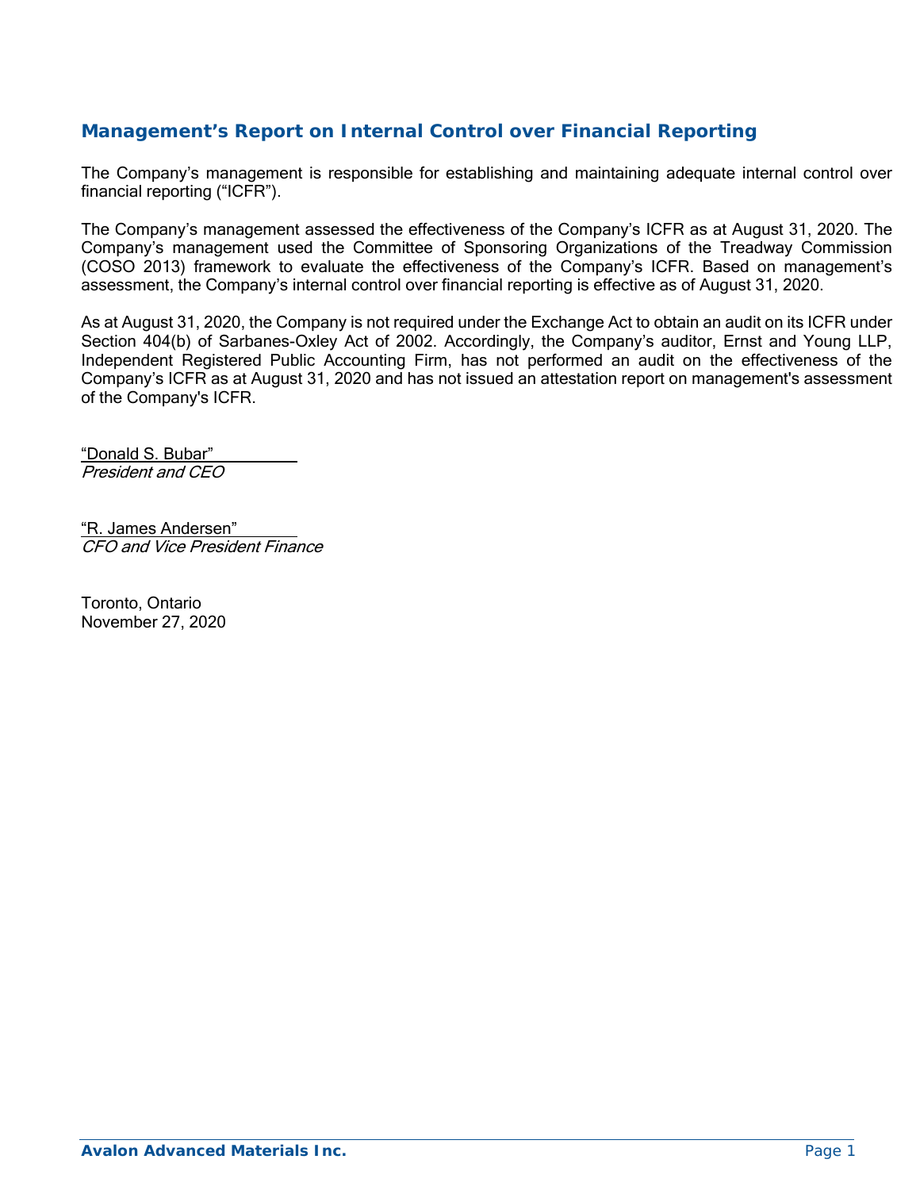## Management's Report on Internal Control over Financial Reporting

The Company's management is responsible for establishing and maintaining adequate internal control over financial reporting ("ICFR").

The Company's management assessed the effectiveness of the Company's ICFR as at August 31, 2020. The Company's management used the Committee of Sponsoring Organizations of the Treadway Commission (COSO 2013) framework to evaluate the effectiveness of the Company's ICFR. Based on management's assessment, the Company's internal control over financial reporting is effective as of August 31, 2020.

As at August 31, 2020, the Company is not required under the Exchange Act to obtain an audit on its ICFR under Section 404(b) of Sarbanes-Oxley Act of 2002. Accordingly, the Company's auditor, Ernst and Young LLP, Independent Registered Public Accounting Firm, has not performed an audit on the effectiveness of the Company's ICFR as at August 31, 2020 and has not issued an attestation report on management's assessment of the Company's ICFR.

"Donald S. Bubar"
*President and CEO*

"R. James Andersen"
*CFO and Vice President Finance*

Toronto, Ontario
November 27, 2020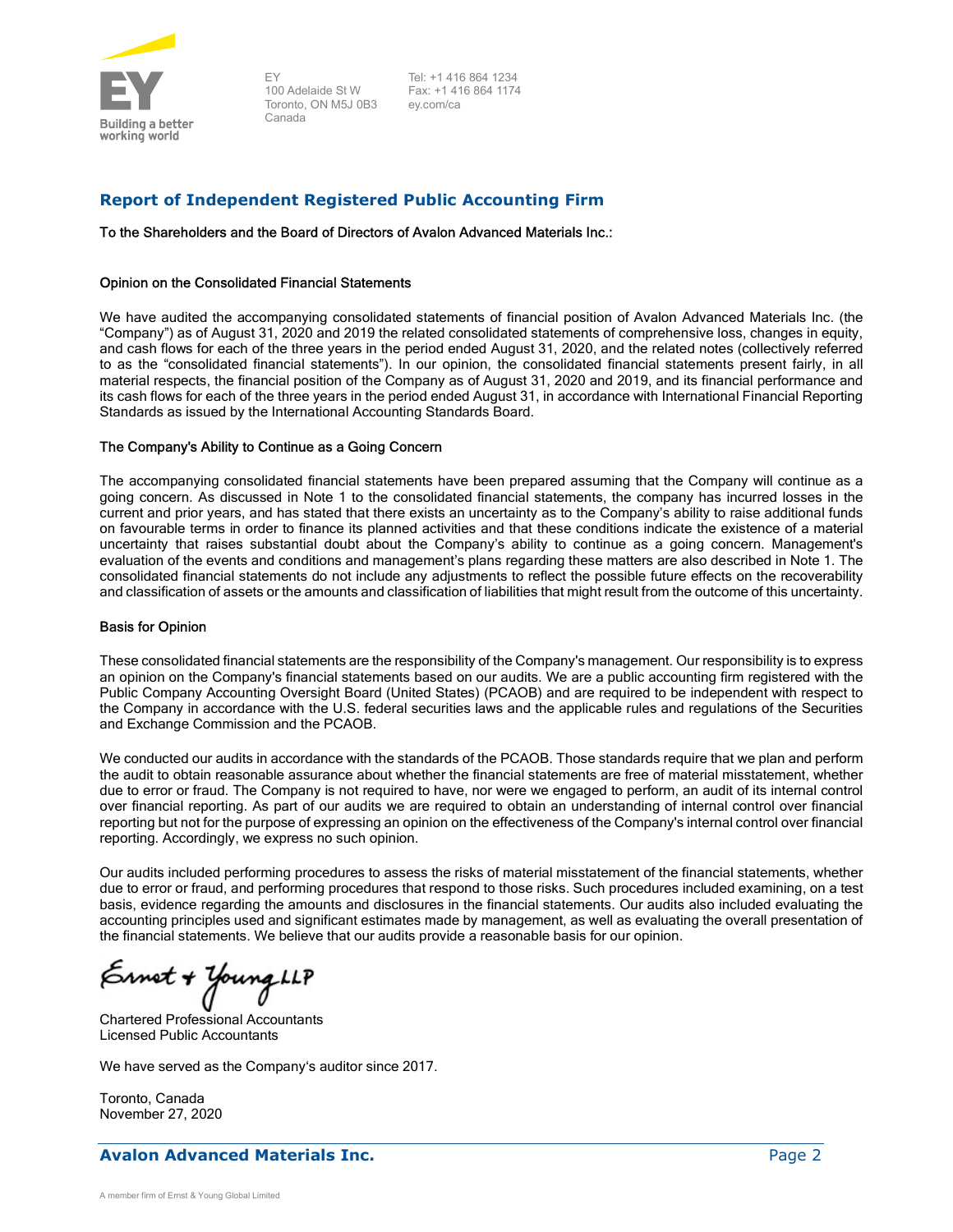EY
100 Adelaide St W
Toronto, ON M5J 0B3
Canada

Tel: +1 416 864 1234
Fax: +1 416 864 1174
ey.com/ca

## Report of Independent Registered Public Accounting Firm

To the Shareholders and the Board of Directors of Avalon Advanced Materials Inc.:

### Opinion on the Consolidated Financial Statements

We have audited the accompanying consolidated statements of financial position of Avalon Advanced Materials Inc. (the "Company") as of August 31, 2020 and 2019 the related consolidated statements of comprehensive loss, changes in equity, and cash flows for each of the three years in the period ended August 31, 2020, and the related notes (collectively referred to as the "consolidated financial statements"). In our opinion, the consolidated financial statements present fairly, in all material respects, the financial position of the Company as of August 31, 2020 and 2019, and its financial performance and its cash flows for each of the three years in the period ended August 31, in accordance with International Financial Reporting Standards as issued by the International Accounting Standards Board.

### The Company's Ability to Continue as a Going Concern

The accompanying consolidated financial statements have been prepared assuming that the Company will continue as a going concern. As discussed in Note 1 to the consolidated financial statements, the company has incurred losses in the current and prior years, and has stated that there exists an uncertainty as to the Company's ability to raise additional funds on favourable terms in order to finance its planned activities and that these conditions indicate the existence of a material uncertainty that raises substantial doubt about the Company's ability to continue as a going concern. Management's evaluation of the events and conditions and management's plans regarding these matters are also described in Note 1. The consolidated financial statements do not include any adjustments to reflect the possible future effects on the recoverability and classification of assets or the amounts and classification of liabilities that might result from the outcome of this uncertainty.

### Basis for Opinion

These consolidated financial statements are the responsibility of the Company's management. Our responsibility is to express an opinion on the Company's financial statements based on our audits. We are a public accounting firm registered with the Public Company Accounting Oversight Board (United States) (PCAOB) and are required to be independent with respect to the Company in accordance with the U.S. federal securities laws and the applicable rules and regulations of the Securities and Exchange Commission and the PCAOB.

We conducted our audits in accordance with the standards of the PCAOB. Those standards require that we plan and perform the audit to obtain reasonable assurance about whether the financial statements are free of material misstatement, whether due to error or fraud. The Company is not required to have, nor were we engaged to perform, an audit of its internal control over financial reporting. As part of our audits we are required to obtain an understanding of internal control over financial reporting but not for the purpose of expressing an opinion on the effectiveness of the Company's internal control over financial reporting. Accordingly, we express no such opinion.

Our audits included performing procedures to assess the risks of material misstatement of the financial statements, whether due to error or fraud, and performing procedures that respond to those risks. Such procedures included examining, on a test basis, evidence regarding the amounts and disclosures in the financial statements. Our audits also included evaluating the accounting principles used and significant estimates made by management, as well as evaluating the overall presentation of the financial statements. We believe that our audits provide a reasonable basis for our opinion.

Ernst & Young LLP

Chartered Professional Accountants
Licensed Public Accountants

We have served as the Company's auditor since 2017.

Toronto, Canada
November 27, 2020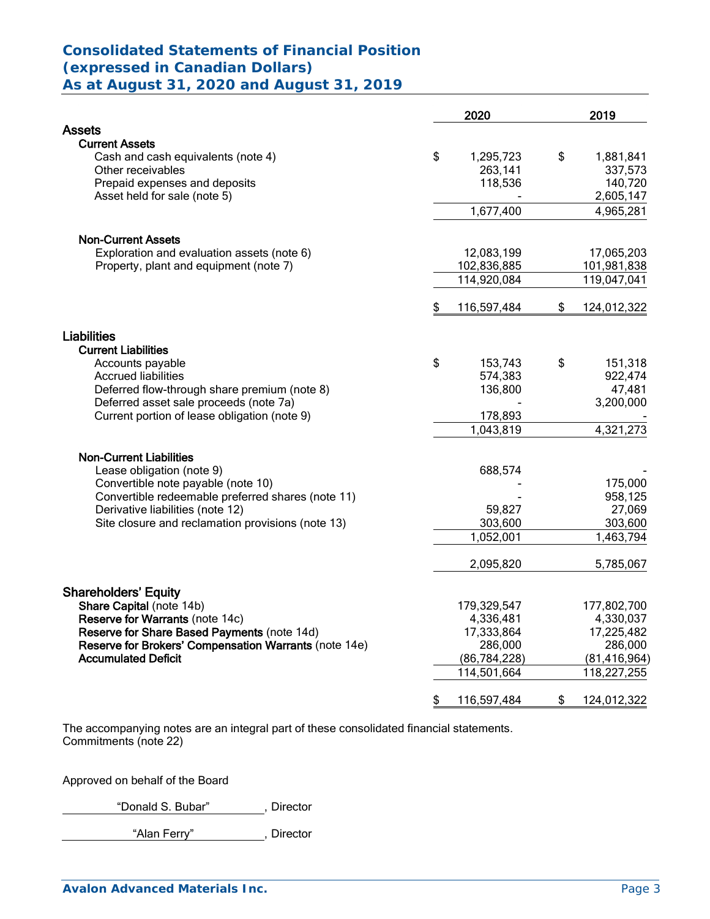# Consolidated Statements of Financial Position
## (expressed in Canadian Dollars)
## As at August 31, 2020 and August 31, 2019

| | 2020 | 2019 |
|---|---|---|
| **Assets** | | |
| **Current Assets** | | |
| Cash and cash equivalents (note 4) | $ 1,295,723 | $ 1,881,841 |
| Other receivables | 263,141 | 337,573 |
| Prepaid expenses and deposits | 118,536 | 140,720 |
| Asset held for sale (note 5) | - | 2,605,147 |
| | 1,677,400 | 4,965,281 |
| **Non-Current Assets** | | |
| Exploration and evaluation assets (note 6) | 12,083,199 | 17,065,203 |
| Property, plant and equipment (note 7) | 102,836,885 | 101,981,838 |
| | 114,920,084 | 119,047,041 |
| | $ 116,597,484 | $ 124,012,322 |
| **Liabilities** | | |
| **Current Liabilities** | | |
| Accounts payable | $ 153,743 | $ 151,318 |
| Accrued liabilities | 574,383 | 922,474 |
| Deferred flow-through share premium (note 8) | 136,800 | 47,481 |
| Deferred asset sale proceeds (note 7a) | - | 3,200,000 |
| Current portion of lease obligation (note 9) | 178,893 | - |
| | 1,043,819 | 4,321,273 |
| **Non-Current Liabilities** | | |
| Lease obligation (note 9) | 688,574 | - |
| Convertible note payable (note 10) | - | 175,000 |
| Convertible redeemable preferred shares (note 11) | - | 958,125 |
| Derivative liabilities (note 12) | 59,827 | 27,069 |
| Site closure and reclamation provisions (note 13) | 303,600 | 303,600 |
| | 1,052,001 | 1,463,794 |
| | 2,095,820 | 5,785,067 |
| **Shareholders' Equity** | | |
| **Share Capital** (note 14b) | 179,329,547 | 177,802,700 |
| **Reserve for Warrants** (note 14c) | 4,336,481 | 4,330,037 |
| **Reserve for Share Based Payments** (note 14d) | 17,333,864 | 17,225,482 |
| **Reserve for Brokers' Compensation Warrants** (note 14e) | 286,000 | 286,000 |
| **Accumulated Deficit** | (86,784,228) | (81,416,964) |
| | 114,501,664 | 118,227,255 |
| | $ 116,597,484 | $ 124,012,322 |

The accompanying notes are an integral part of these consolidated financial statements.
Commitments (note 22)

Approved on behalf of the Board

"Donald S. Bubar", Director

"Alan Ferry", Director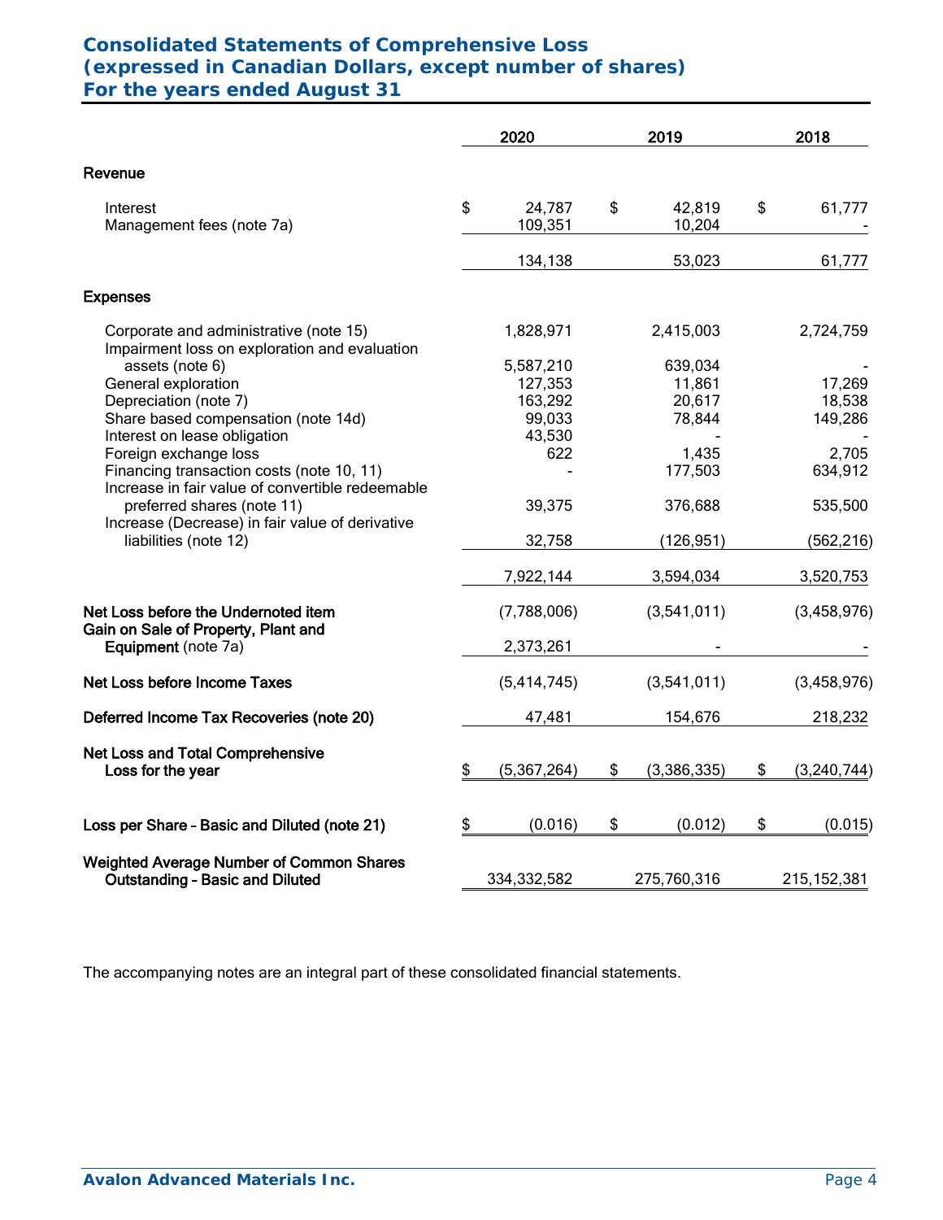# Consolidated Statements of Comprehensive Loss
## (expressed in Canadian Dollars, except number of shares)
## For the years ended August 31

| | 2020 | 2019 | 2018 |
|---|---|---|---|
| **Revenue** | | | |
| Interest | $ 24,787 | $ 42,819 | $ 61,777 |
| Management fees (note 7a) | 109,351 | 10,204 | - |
| | 134,138 | 53,023 | 61,777 |
| **Expenses** | | | |
| Corporate and administrative (note 15) | 1,828,971 | 2,415,003 | 2,724,759 |
| Impairment loss on exploration and evaluation assets (note 6) | 5,587,210 | 639,034 | - |
| General exploration | 127,353 | 11,861 | 17,269 |
| Depreciation (note 7) | 163,292 | 20,617 | 18,538 |
| Share based compensation (note 14d) | 99,033 | 78,844 | 149,286 |
| Interest on lease obligation | 43,530 | - | - |
| Foreign exchange loss | 622 | 1,435 | 2,705 |
| Financing transaction costs (note 10, 11) | - | 177,503 | 634,912 |
| Increase in fair value of convertible redeemable preferred shares (note 11) | 39,375 | 376,688 | 535,500 |
| Increase (Decrease) in fair value of derivative liabilities (note 12) | 32,758 | (126,951) | (562,216) |
| | 7,922,144 | 3,594,034 | 3,520,753 |
| **Net Loss before the Undernoted item** | (7,788,006) | (3,541,011) | (3,458,976) |
| **Gain on Sale of Property, Plant and Equipment** (note 7a) | 2,373,261 | - | - |
| **Net Loss before Income Taxes** | (5,414,745) | (3,541,011) | (3,458,976) |
| **Deferred Income Tax Recoveries (note 20)** | 47,481 | 154,676 | 218,232 |
| **Net Loss and Total Comprehensive Loss for the year** | $ (5,367,264) | $ (3,386,335) | $ (3,240,744) |
| **Loss per Share – Basic and Diluted (note 21)** | $ (0.016) | $ (0.012) | $ (0.015) |
| **Weighted Average Number of Common Shares Outstanding – Basic and Diluted** | 334,332,582 | 275,760,316 | 215,152,381 |

The accompanying notes are an integral part of these consolidated financial statements.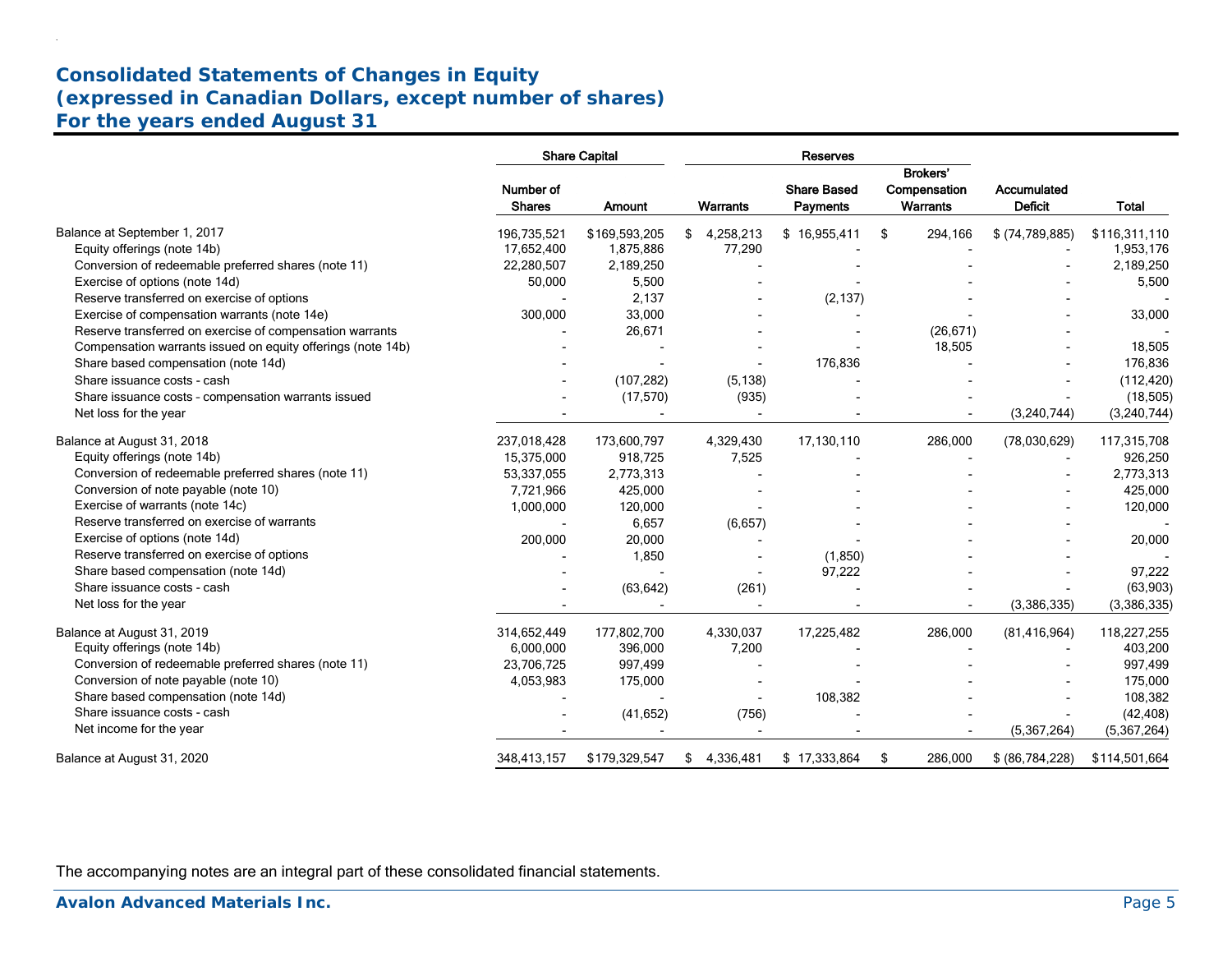# Consolidated Statements of Changes in Equity
## (expressed in Canadian Dollars, except number of shares)
## For the years ended August 31

| | Share Capital | | Reserves | | | | |
|---|---|---|---|---|---|---|---|
| | Number of Shares | Amount | Warrants | Share Based Payments | Brokers' Compensation Warrants | Accumulated Deficit | Total |
| Balance at September 1, 2017 | 196,735,521 | $169,593,205 | $ 4,258,213 | $ 16,955,411 | $ 294,166 | $ (74,789,885) | $116,311,110 |
| Equity offerings (note 14b) | 17,652,400 | 1,875,886 | 77,290 | - | - | - | 1,953,176 |
| Conversion of redeemable preferred shares (note 11) | 22,280,507 | 2,189,250 | - | - | - | - | 2,189,250 |
| Exercise of options (note 14d) | 50,000 | 5,500 | - | - | - | - | 5,500 |
| Reserve transferred on exercise of options | - | 2,137 | - | (2,137) | - | - | - |
| Exercise of compensation warrants (note 14e) | 300,000 | 33,000 | - | - | - | - | 33,000 |
| Reserve transferred on exercise of compensation warrants | - | 26,671 | - | - | (26,671) | - | - |
| Compensation warrants issued on equity offerings (note 14b) | - | - | - | - | 18,505 | - | 18,505 |
| Share based compensation (note 14d) | - | - | - | 176,836 | - | - | 176,836 |
| Share issuance costs - cash | - | (107,282) | (5,138) | - | - | - | (112,420) |
| Share issuance costs - compensation warrants issued | - | (17,570) | (935) | - | - | - | (18,505) |
| Net loss for the year | - | - | - | - | - | (3,240,744) | (3,240,744) |
| Balance at August 31, 2018 | 237,018,428 | 173,600,797 | 4,329,430 | 17,130,110 | 286,000 | (78,030,629) | 117,315,708 |
| Equity offerings (note 14b) | 15,375,000 | 918,725 | 7,525 | - | - | - | 926,250 |
| Conversion of redeemable preferred shares (note 11) | 53,337,055 | 2,773,313 | - | - | - | - | 2,773,313 |
| Conversion of note payable (note 10) | 7,721,966 | 425,000 | - | - | - | - | 425,000 |
| Exercise of warrants (note 14c) | 1,000,000 | 120,000 | - | - | - | - | 120,000 |
| Reserve transferred on exercise of warrants | - | 6,657 | (6,657) | - | - | - | - |
| Exercise of options (note 14d) | 200,000 | 20,000 | - | - | - | - | 20,000 |
| Reserve transferred on exercise of options | - | 1,850 | - | (1,850) | - | - | - |
| Share based compensation (note 14d) | - | - | - | 97,222 | - | - | 97,222 |
| Share issuance costs - cash | - | (63,642) | (261) | - | - | - | (63,903) |
| Net loss for the year | - | - | - | - | - | (3,386,335) | (3,386,335) |
| Balance at August 31, 2019 | 314,652,449 | 177,802,700 | 4,330,037 | 17,225,482 | 286,000 | (81,416,964) | 118,227,255 |
| Equity offerings (note 14b) | 6,000,000 | 396,000 | 7,200 | - | - | - | 403,200 |
| Conversion of redeemable preferred shares (note 11) | 23,706,725 | 997,499 | - | - | - | - | 997,499 |
| Conversion of note payable (note 10) | 4,053,983 | 175,000 | - | - | - | - | 175,000 |
| Share based compensation (note 14d) | - | - | - | 108,382 | - | - | 108,382 |
| Share issuance costs - cash | - | (41,652) | (756) | - | - | - | (42,408) |
| Net income for the year | - | - | - | - | - | (5,367,264) | (5,367,264) |
| Balance at August 31, 2020 | 348,413,157 | $179,329,547 | $ 4,336,481 | $ 17,333,864 | $ 286,000 | $ (86,784,228) | $114,501,664 |

The accompanying notes are an integral part of these consolidated financial statements.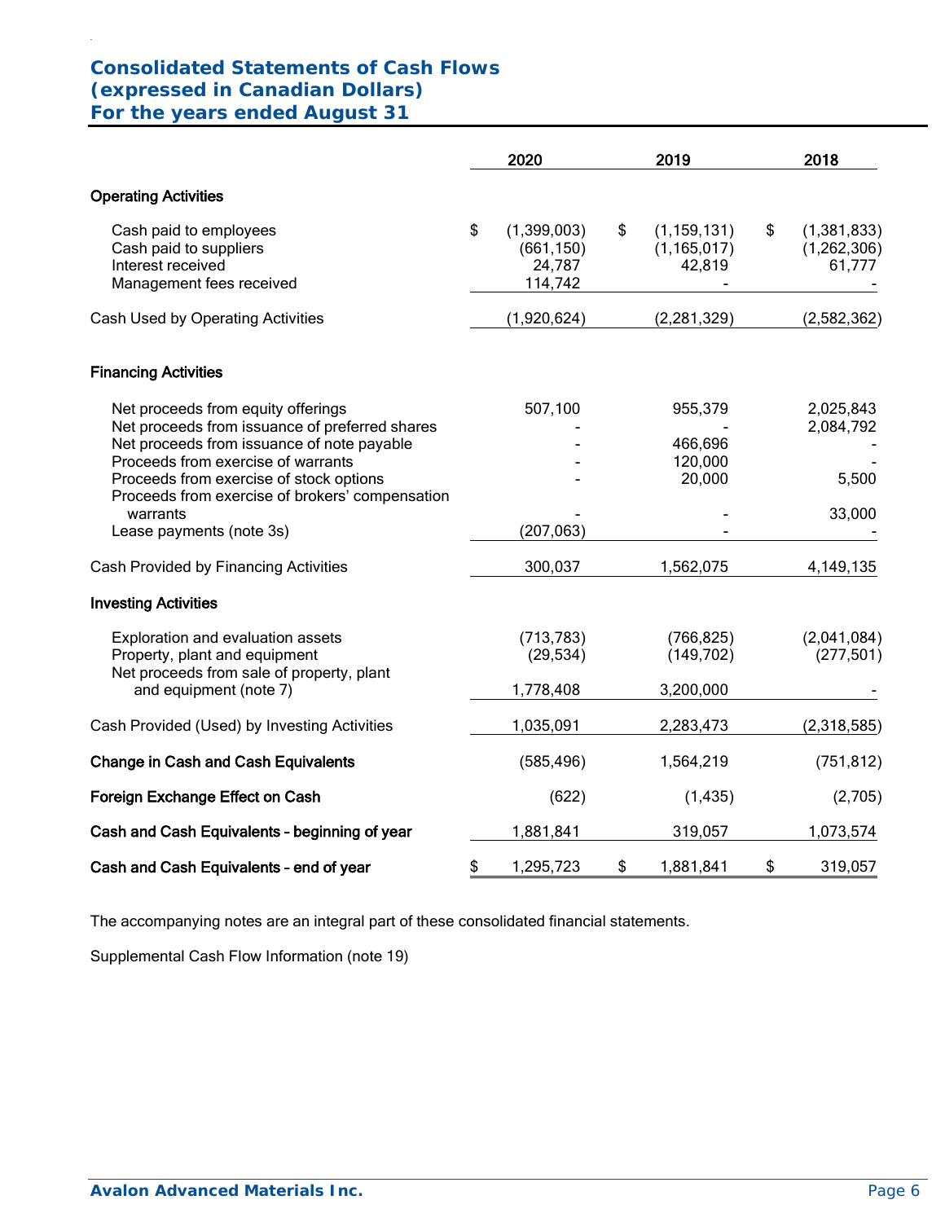# Consolidated Statements of Cash Flows
## (expressed in Canadian Dollars)
## For the years ended August 31

| | 2020 | 2019 | 2018 |
|---|---|---|---|
| **Operating Activities** | | | |
| Cash paid to employees | $ (1,399,003) | $ (1,159,131) | $ (1,381,833) |
| Cash paid to suppliers | (661,150) | (1,165,017) | (1,262,306) |
| Interest received | 24,787 | 42,819 | 61,777 |
| Management fees received | 114,742 | - | - |
| Cash Used by Operating Activities | (1,920,624) | (2,281,329) | (2,582,362) |
| **Financing Activities** | | | |
| Net proceeds from equity offerings | 507,100 | 955,379 | 2,025,843 |
| Net proceeds from issuance of preferred shares | - | - | 2,084,792 |
| Net proceeds from issuance of note payable | - | 466,696 | - |
| Proceeds from exercise of warrants | - | 120,000 | - |
| Proceeds from exercise of stock options | - | 20,000 | 5,500 |
| Proceeds from exercise of brokers' compensation warrants | - | - | 33,000 |
| Lease payments (note 3s) | (207,063) | - | - |
| Cash Provided by Financing Activities | 300,037 | 1,562,075 | 4,149,135 |
| **Investing Activities** | | | |
| Exploration and evaluation assets | (713,783) | (766,825) | (2,041,084) |
| Property, plant and equipment | (29,534) | (149,702) | (277,501) |
| Net proceeds from sale of property, plant and equipment (note 7) | 1,778,408 | 3,200,000 | - |
| Cash Provided (Used) by Investing Activities | 1,035,091 | 2,283,473 | (2,318,585) |
| **Change in Cash and Cash Equivalents** | (585,496) | 1,564,219 | (751,812) |
| **Foreign Exchange Effect on Cash** | (622) | (1,435) | (2,705) |
| **Cash and Cash Equivalents – beginning of year** | 1,881,841 | 319,057 | 1,073,574 |
| **Cash and Cash Equivalents – end of year** | $ 1,295,723 | $ 1,881,841 | $ 319,057 |

The accompanying notes are an integral part of these consolidated financial statements.

Supplemental Cash Flow Information (note 19)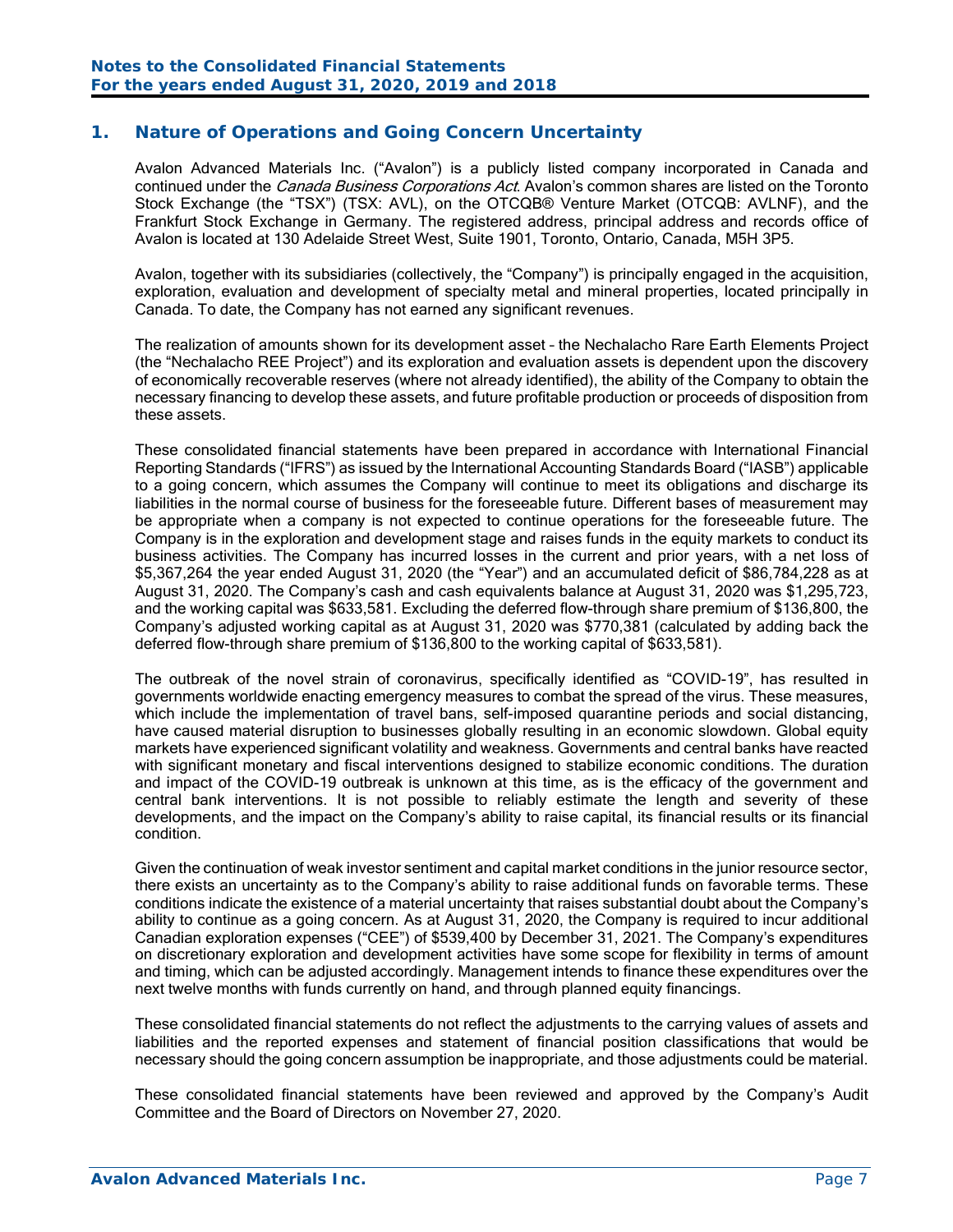## 1. Nature of Operations and Going Concern Uncertainty

Avalon Advanced Materials Inc. ("Avalon") is a publicly listed company incorporated in Canada and continued under the *Canada Business Corporations Act*. Avalon's common shares are listed on the Toronto Stock Exchange (the "TSX") (TSX: AVL), on the OTCQB® Venture Market (OTCQB: AVLNF), and the Frankfurt Stock Exchange in Germany. The registered address, principal address and records office of Avalon is located at 130 Adelaide Street West, Suite 1901, Toronto, Ontario, Canada, M5H 3P5.

Avalon, together with its subsidiaries (collectively, the "Company") is principally engaged in the acquisition, exploration, evaluation and development of specialty metal and mineral properties, located principally in Canada. To date, the Company has not earned any significant revenues.

The realization of amounts shown for its development asset – the Nechalacho Rare Earth Elements Project (the "Nechalacho REE Project") and its exploration and evaluation assets is dependent upon the discovery of economically recoverable reserves (where not already identified), the ability of the Company to obtain the necessary financing to develop these assets, and future profitable production or proceeds of disposition from these assets.

These consolidated financial statements have been prepared in accordance with International Financial Reporting Standards ("IFRS") as issued by the International Accounting Standards Board ("IASB") applicable to a going concern, which assumes the Company will continue to meet its obligations and discharge its liabilities in the normal course of business for the foreseeable future. Different bases of measurement may be appropriate when a company is not expected to continue operations for the foreseeable future. The Company is in the exploration and development stage and raises funds in the equity markets to conduct its business activities. The Company has incurred losses in the current and prior years, with a net loss of $5,367,264 the year ended August 31, 2020 (the "Year") and an accumulated deficit of $86,784,228 as at August 31, 2020. The Company's cash and cash equivalents balance at August 31, 2020 was $1,295,723, and the working capital was $633,581. Excluding the deferred flow-through share premium of $136,800, the Company's adjusted working capital as at August 31, 2020 was $770,381 (calculated by adding back the deferred flow-through share premium of $136,800 to the working capital of $633,581).

The outbreak of the novel strain of coronavirus, specifically identified as "COVID-19", has resulted in governments worldwide enacting emergency measures to combat the spread of the virus. These measures, which include the implementation of travel bans, self-imposed quarantine periods and social distancing, have caused material disruption to businesses globally resulting in an economic slowdown. Global equity markets have experienced significant volatility and weakness. Governments and central banks have reacted with significant monetary and fiscal interventions designed to stabilize economic conditions. The duration and impact of the COVID-19 outbreak is unknown at this time, as is the efficacy of the government and central bank interventions. It is not possible to reliably estimate the length and severity of these developments, and the impact on the Company's ability to raise capital, its financial results or its financial condition.

Given the continuation of weak investor sentiment and capital market conditions in the junior resource sector, there exists an uncertainty as to the Company's ability to raise additional funds on favorable terms. These conditions indicate the existence of a material uncertainty that raises substantial doubt about the Company's ability to continue as a going concern. As at August 31, 2020, the Company is required to incur additional Canadian exploration expenses ("CEE") of $539,400 by December 31, 2021. The Company's expenditures on discretionary exploration and development activities have some scope for flexibility in terms of amount and timing, which can be adjusted accordingly. Management intends to finance these expenditures over the next twelve months with funds currently on hand, and through planned equity financings.

These consolidated financial statements do not reflect the adjustments to the carrying values of assets and liabilities and the reported expenses and statement of financial position classifications that would be necessary should the going concern assumption be inappropriate, and those adjustments could be material.

These consolidated financial statements have been reviewed and approved by the Company's Audit Committee and the Board of Directors on November 27, 2020.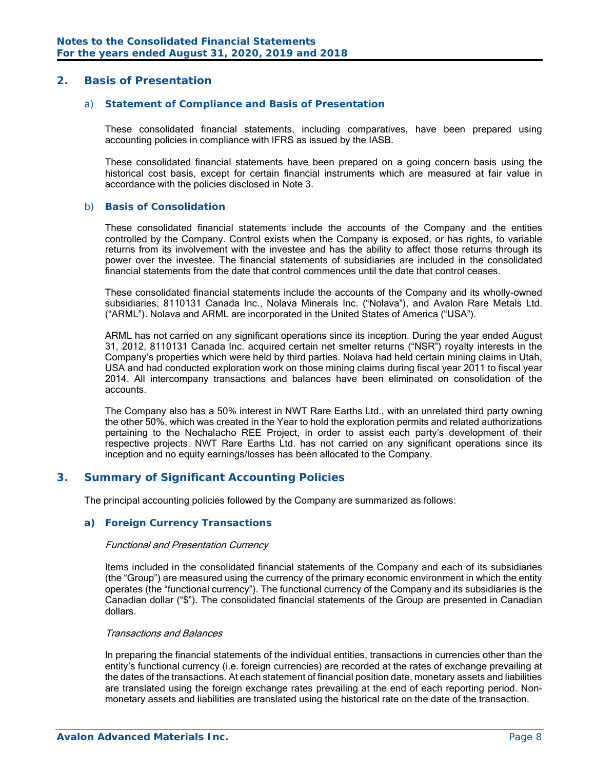## 2. Basis of Presentation

### a) Statement of Compliance and Basis of Presentation

These consolidated financial statements, including comparatives, have been prepared using accounting policies in compliance with IFRS as issued by the IASB.

These consolidated financial statements have been prepared on a going concern basis using the historical cost basis, except for certain financial instruments which are measured at fair value in accordance with the policies disclosed in Note 3.

### b) Basis of Consolidation

These consolidated financial statements include the accounts of the Company and the entities controlled by the Company. Control exists when the Company is exposed, or has rights, to variable returns from its involvement with the investee and has the ability to affect those returns through its power over the investee. The financial statements of subsidiaries are included in the consolidated financial statements from the date that control commences until the date that control ceases.

These consolidated financial statements include the accounts of the Company and its wholly-owned subsidiaries, 8110131 Canada Inc., Nolava Minerals Inc. ("Nolava"), and Avalon Rare Metals Ltd. ("ARML"). Nolava and ARML are incorporated in the United States of America ("USA").

ARML has not carried on any significant operations since its inception. During the year ended August 31, 2012, 8110131 Canada Inc. acquired certain net smelter returns ("NSR") royalty interests in the Company's properties which were held by third parties. Nolava had held certain mining claims in Utah, USA and had conducted exploration work on those mining claims during fiscal year 2011 to fiscal year 2014. All intercompany transactions and balances have been eliminated on consolidation of the accounts.

The Company also has a 50% interest in NWT Rare Earths Ltd., with an unrelated third party owning the other 50%, which was created in the Year to hold the exploration permits and related authorizations pertaining to the Nechalacho REE Project, in order to assist each party's development of their respective projects. NWT Rare Earths Ltd. has not carried on any significant operations since its inception and no equity earnings/losses has been allocated to the Company.

## 3. Summary of Significant Accounting Policies

The principal accounting policies followed by the Company are summarized as follows:

### a) Foreign Currency Transactions

*Functional and Presentation Currency*

Items included in the consolidated financial statements of the Company and each of its subsidiaries (the "Group") are measured using the currency of the primary economic environment in which the entity operates (the "functional currency"). The functional currency of the Company and its subsidiaries is the Canadian dollar ("$"). The consolidated financial statements of the Group are presented in Canadian dollars.

*Transactions and Balances*

In preparing the financial statements of the individual entities, transactions in currencies other than the entity's functional currency (i.e. foreign currencies) are recorded at the rates of exchange prevailing at the dates of the transactions. At each statement of financial position date, monetary assets and liabilities are translated using the foreign exchange rates prevailing at the end of each reporting period. Non-monetary assets and liabilities are translated using the historical rate on the date of the transaction.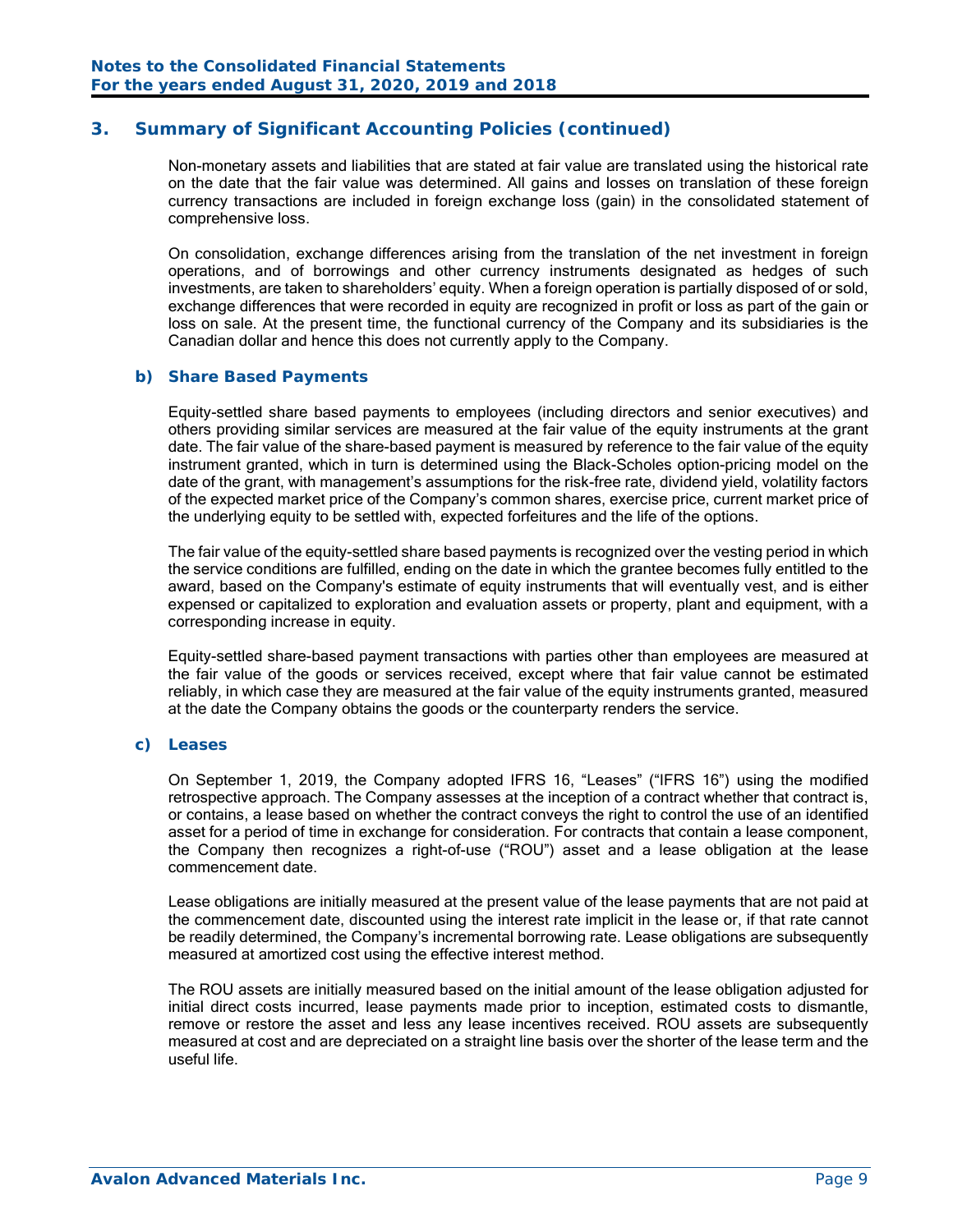## 3. Summary of Significant Accounting Policies (continued)

Non-monetary assets and liabilities that are stated at fair value are translated using the historical rate on the date that the fair value was determined. All gains and losses on translation of these foreign currency transactions are included in foreign exchange loss (gain) in the consolidated statement of comprehensive loss.

On consolidation, exchange differences arising from the translation of the net investment in foreign operations, and of borrowings and other currency instruments designated as hedges of such investments, are taken to shareholders' equity. When a foreign operation is partially disposed of or sold, exchange differences that were recorded in equity are recognized in profit or loss as part of the gain or loss on sale. At the present time, the functional currency of the Company and its subsidiaries is the Canadian dollar and hence this does not currently apply to the Company.

### b) Share Based Payments

Equity-settled share based payments to employees (including directors and senior executives) and others providing similar services are measured at the fair value of the equity instruments at the grant date. The fair value of the share-based payment is measured by reference to the fair value of the equity instrument granted, which in turn is determined using the Black-Scholes option-pricing model on the date of the grant, with management's assumptions for the risk-free rate, dividend yield, volatility factors of the expected market price of the Company's common shares, exercise price, current market price of the underlying equity to be settled with, expected forfeitures and the life of the options.

The fair value of the equity-settled share based payments is recognized over the vesting period in which the service conditions are fulfilled, ending on the date in which the grantee becomes fully entitled to the award, based on the Company's estimate of equity instruments that will eventually vest, and is either expensed or capitalized to exploration and evaluation assets or property, plant and equipment, with a corresponding increase in equity.

Equity-settled share-based payment transactions with parties other than employees are measured at the fair value of the goods or services received, except where that fair value cannot be estimated reliably, in which case they are measured at the fair value of the equity instruments granted, measured at the date the Company obtains the goods or the counterparty renders the service.

### c) Leases

On September 1, 2019, the Company adopted IFRS 16, "Leases" ("IFRS 16") using the modified retrospective approach. The Company assesses at the inception of a contract whether that contract is, or contains, a lease based on whether the contract conveys the right to control the use of an identified asset for a period of time in exchange for consideration. For contracts that contain a lease component, the Company then recognizes a right-of-use ("ROU") asset and a lease obligation at the lease commencement date.

Lease obligations are initially measured at the present value of the lease payments that are not paid at the commencement date, discounted using the interest rate implicit in the lease or, if that rate cannot be readily determined, the Company's incremental borrowing rate. Lease obligations are subsequently measured at amortized cost using the effective interest method.

The ROU assets are initially measured based on the initial amount of the lease obligation adjusted for initial direct costs incurred, lease payments made prior to inception, estimated costs to dismantle, remove or restore the asset and less any lease incentives received. ROU assets are subsequently measured at cost and are depreciated on a straight line basis over the shorter of the lease term and the useful life.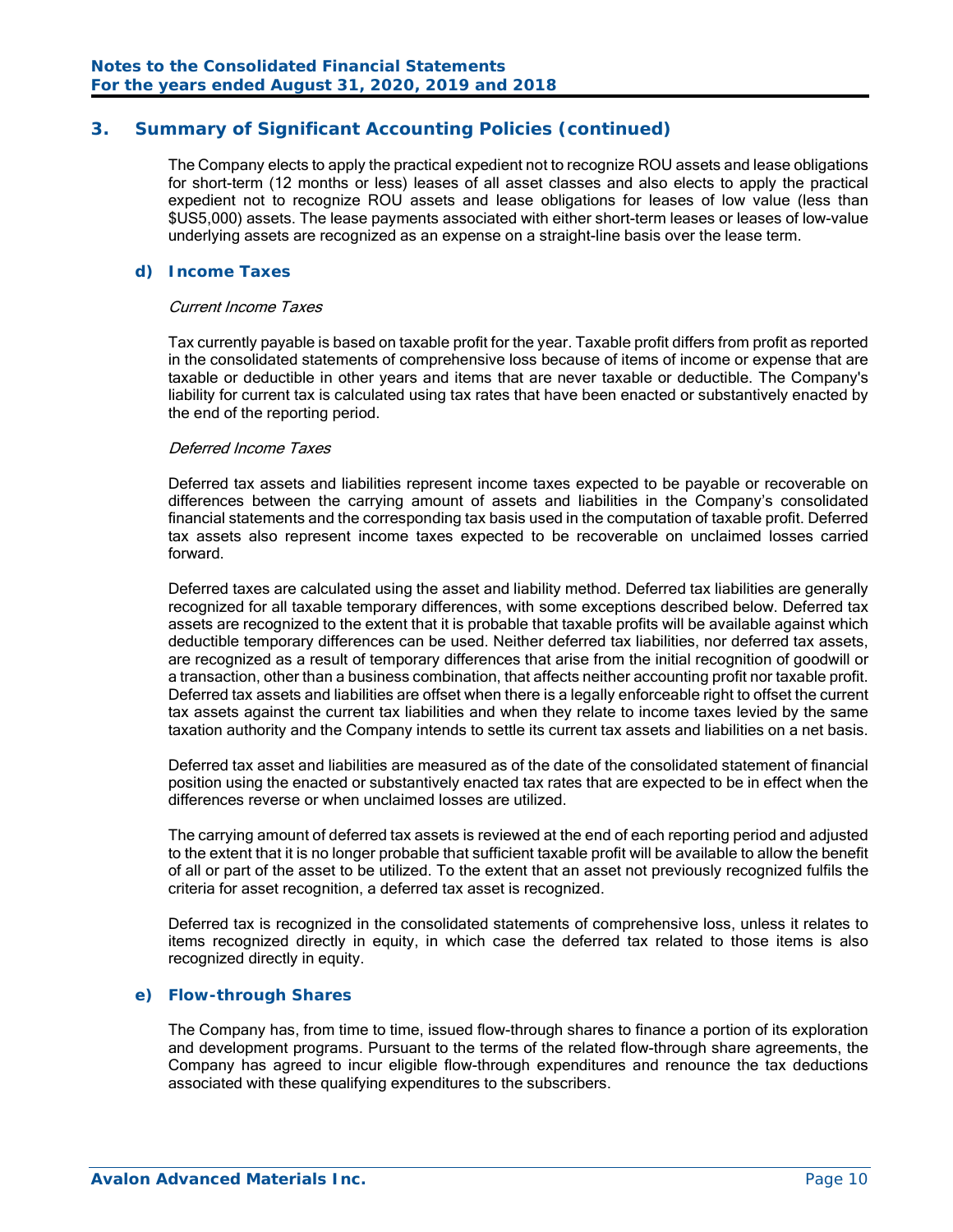## 3. Summary of Significant Accounting Policies (continued)

The Company elects to apply the practical expedient not to recognize ROU assets and lease obligations for short-term (12 months or less) leases of all asset classes and also elects to apply the practical expedient not to recognize ROU assets and lease obligations for leases of low value (less than $US5,000) assets. The lease payments associated with either short-term leases or leases of low-value underlying assets are recognized as an expense on a straight-line basis over the lease term.

### d) Income Taxes

*Current Income Taxes*

Tax currently payable is based on taxable profit for the year. Taxable profit differs from profit as reported in the consolidated statements of comprehensive loss because of items of income or expense that are taxable or deductible in other years and items that are never taxable or deductible. The Company's liability for current tax is calculated using tax rates that have been enacted or substantively enacted by the end of the reporting period.

*Deferred Income Taxes*

Deferred tax assets and liabilities represent income taxes expected to be payable or recoverable on differences between the carrying amount of assets and liabilities in the Company's consolidated financial statements and the corresponding tax basis used in the computation of taxable profit. Deferred tax assets also represent income taxes expected to be recoverable on unclaimed losses carried forward.

Deferred taxes are calculated using the asset and liability method. Deferred tax liabilities are generally recognized for all taxable temporary differences, with some exceptions described below. Deferred tax assets are recognized to the extent that it is probable that taxable profits will be available against which deductible temporary differences can be used. Neither deferred tax liabilities, nor deferred tax assets, are recognized as a result of temporary differences that arise from the initial recognition of goodwill or a transaction, other than a business combination, that affects neither accounting profit nor taxable profit. Deferred tax assets and liabilities are offset when there is a legally enforceable right to offset the current tax assets against the current tax liabilities and when they relate to income taxes levied by the same taxation authority and the Company intends to settle its current tax assets and liabilities on a net basis.

Deferred tax asset and liabilities are measured as of the date of the consolidated statement of financial position using the enacted or substantively enacted tax rates that are expected to be in effect when the differences reverse or when unclaimed losses are utilized.

The carrying amount of deferred tax assets is reviewed at the end of each reporting period and adjusted to the extent that it is no longer probable that sufficient taxable profit will be available to allow the benefit of all or part of the asset to be utilized. To the extent that an asset not previously recognized fulfils the criteria for asset recognition, a deferred tax asset is recognized.

Deferred tax is recognized in the consolidated statements of comprehensive loss, unless it relates to items recognized directly in equity, in which case the deferred tax related to those items is also recognized directly in equity.

### e) Flow-through Shares

The Company has, from time to time, issued flow-through shares to finance a portion of its exploration and development programs. Pursuant to the terms of the related flow-through share agreements, the Company has agreed to incur eligible flow-through expenditures and renounce the tax deductions associated with these qualifying expenditures to the subscribers.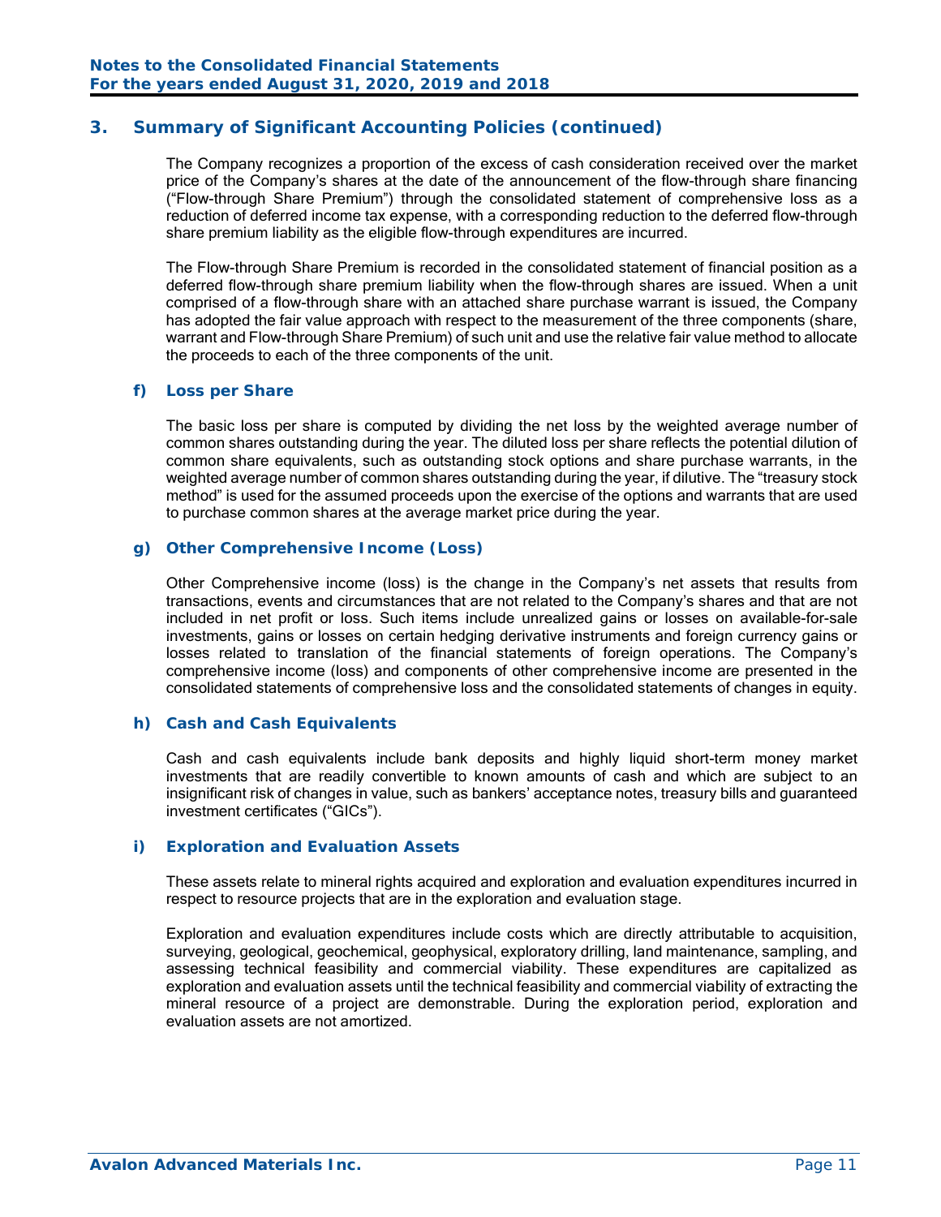## 3. Summary of Significant Accounting Policies (continued)

The Company recognizes a proportion of the excess of cash consideration received over the market price of the Company's shares at the date of the announcement of the flow-through share financing ("Flow-through Share Premium") through the consolidated statement of comprehensive loss as a reduction of deferred income tax expense, with a corresponding reduction to the deferred flow-through share premium liability as the eligible flow-through expenditures are incurred.

The Flow-through Share Premium is recorded in the consolidated statement of financial position as a deferred flow-through share premium liability when the flow-through shares are issued. When a unit comprised of a flow-through share with an attached share purchase warrant is issued, the Company has adopted the fair value approach with respect to the measurement of the three components (share, warrant and Flow-through Share Premium) of such unit and use the relative fair value method to allocate the proceeds to each of the three components of the unit.

### f) Loss per Share

The basic loss per share is computed by dividing the net loss by the weighted average number of common shares outstanding during the year. The diluted loss per share reflects the potential dilution of common share equivalents, such as outstanding stock options and share purchase warrants, in the weighted average number of common shares outstanding during the year, if dilutive. The "treasury stock method" is used for the assumed proceeds upon the exercise of the options and warrants that are used to purchase common shares at the average market price during the year.

### g) Other Comprehensive Income (Loss)

Other Comprehensive income (loss) is the change in the Company's net assets that results from transactions, events and circumstances that are not related to the Company's shares and that are not included in net profit or loss. Such items include unrealized gains or losses on available-for-sale investments, gains or losses on certain hedging derivative instruments and foreign currency gains or losses related to translation of the financial statements of foreign operations. The Company's comprehensive income (loss) and components of other comprehensive income are presented in the consolidated statements of comprehensive loss and the consolidated statements of changes in equity.

### h) Cash and Cash Equivalents

Cash and cash equivalents include bank deposits and highly liquid short-term money market investments that are readily convertible to known amounts of cash and which are subject to an insignificant risk of changes in value, such as bankers' acceptance notes, treasury bills and guaranteed investment certificates ("GICs").

### i) Exploration and Evaluation Assets

These assets relate to mineral rights acquired and exploration and evaluation expenditures incurred in respect to resource projects that are in the exploration and evaluation stage.

Exploration and evaluation expenditures include costs which are directly attributable to acquisition, surveying, geological, geochemical, geophysical, exploratory drilling, land maintenance, sampling, and assessing technical feasibility and commercial viability. These expenditures are capitalized as exploration and evaluation assets until the technical feasibility and commercial viability of extracting the mineral resource of a project are demonstrable. During the exploration period, exploration and evaluation assets are not amortized.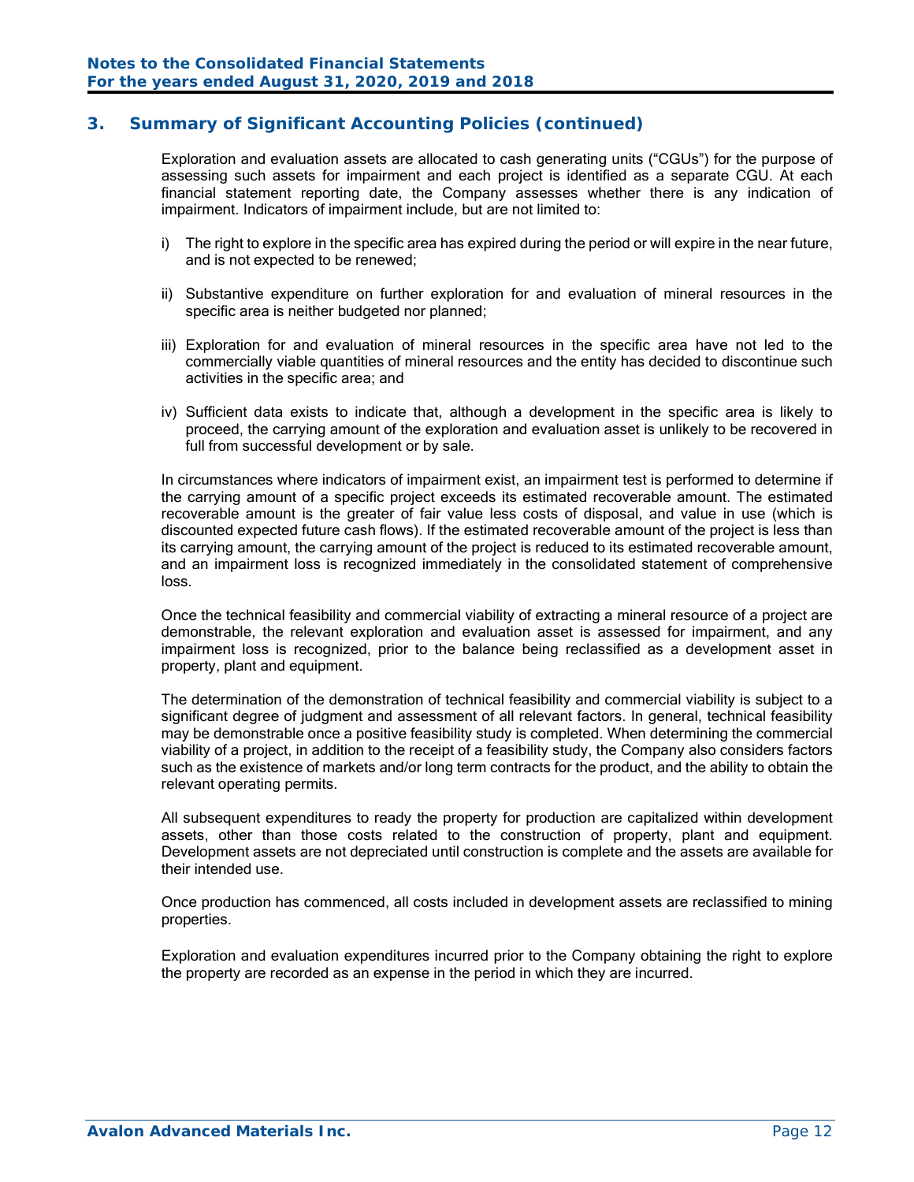## 3. Summary of Significant Accounting Policies (continued)

Exploration and evaluation assets are allocated to cash generating units ("CGUs") for the purpose of assessing such assets for impairment and each project is identified as a separate CGU. At each financial statement reporting date, the Company assesses whether there is any indication of impairment. Indicators of impairment include, but are not limited to:

i) The right to explore in the specific area has expired during the period or will expire in the near future, and is not expected to be renewed;

ii) Substantive expenditure on further exploration for and evaluation of mineral resources in the specific area is neither budgeted nor planned;

iii) Exploration for and evaluation of mineral resources in the specific area have not led to the commercially viable quantities of mineral resources and the entity has decided to discontinue such activities in the specific area; and

iv) Sufficient data exists to indicate that, although a development in the specific area is likely to proceed, the carrying amount of the exploration and evaluation asset is unlikely to be recovered in full from successful development or by sale.

In circumstances where indicators of impairment exist, an impairment test is performed to determine if the carrying amount of a specific project exceeds its estimated recoverable amount. The estimated recoverable amount is the greater of fair value less costs of disposal, and value in use (which is discounted expected future cash flows). If the estimated recoverable amount of the project is less than its carrying amount, the carrying amount of the project is reduced to its estimated recoverable amount, and an impairment loss is recognized immediately in the consolidated statement of comprehensive loss.

Once the technical feasibility and commercial viability of extracting a mineral resource of a project are demonstrable, the relevant exploration and evaluation asset is assessed for impairment, and any impairment loss is recognized, prior to the balance being reclassified as a development asset in property, plant and equipment.

The determination of the demonstration of technical feasibility and commercial viability is subject to a significant degree of judgment and assessment of all relevant factors. In general, technical feasibility may be demonstrable once a positive feasibility study is completed. When determining the commercial viability of a project, in addition to the receipt of a feasibility study, the Company also considers factors such as the existence of markets and/or long term contracts for the product, and the ability to obtain the relevant operating permits.

All subsequent expenditures to ready the property for production are capitalized within development assets, other than those costs related to the construction of property, plant and equipment. Development assets are not depreciated until construction is complete and the assets are available for their intended use.

Once production has commenced, all costs included in development assets are reclassified to mining properties.

Exploration and evaluation expenditures incurred prior to the Company obtaining the right to explore the property are recorded as an expense in the period in which they are incurred.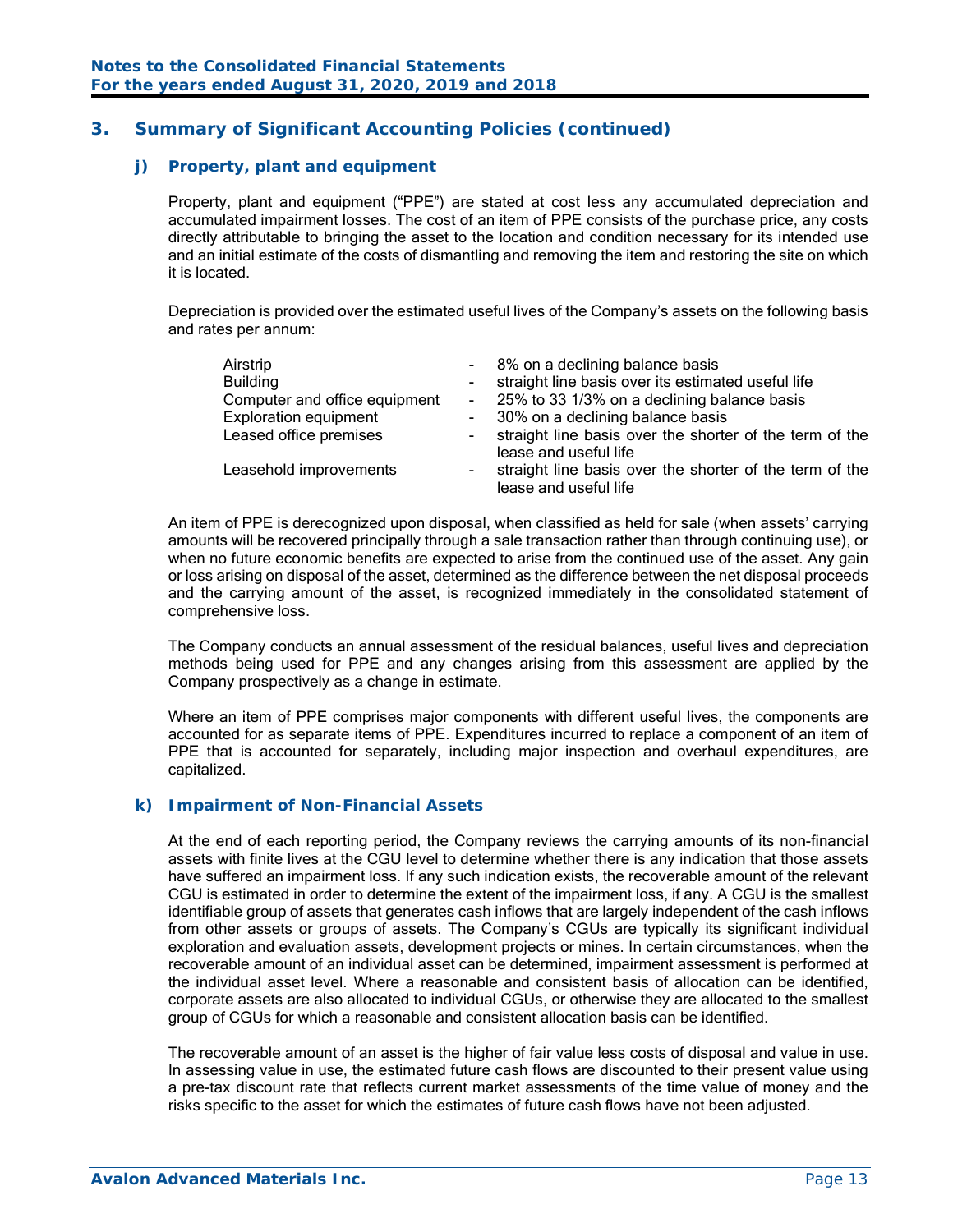## 3. Summary of Significant Accounting Policies (continued)

### j) Property, plant and equipment

Property, plant and equipment ("PPE") are stated at cost less any accumulated depreciation and accumulated impairment losses. The cost of an item of PPE consists of the purchase price, any costs directly attributable to bringing the asset to the location and condition necessary for its intended use and an initial estimate of the costs of dismantling and removing the item and restoring the site on which it is located.

Depreciation is provided over the estimated useful lives of the Company's assets on the following basis and rates per annum:

| | | |
|---|---|---|
| Airstrip | - | 8% on a declining balance basis |
| Building | - | straight line basis over its estimated useful life |
| Computer and office equipment | - | 25% to 33 1/3% on a declining balance basis |
| Exploration equipment | - | 30% on a declining balance basis |
| Leased office premises | - | straight line basis over the shorter of the term of the lease and useful life |
| Leasehold improvements | - | straight line basis over the shorter of the term of the lease and useful life |

An item of PPE is derecognized upon disposal, when classified as held for sale (when assets' carrying amounts will be recovered principally through a sale transaction rather than through continuing use), or when no future economic benefits are expected to arise from the continued use of the asset. Any gain or loss arising on disposal of the asset, determined as the difference between the net disposal proceeds and the carrying amount of the asset, is recognized immediately in the consolidated statement of comprehensive loss.

The Company conducts an annual assessment of the residual balances, useful lives and depreciation methods being used for PPE and any changes arising from this assessment are applied by the Company prospectively as a change in estimate.

Where an item of PPE comprises major components with different useful lives, the components are accounted for as separate items of PPE. Expenditures incurred to replace a component of an item of PPE that is accounted for separately, including major inspection and overhaul expenditures, are capitalized.

### k) Impairment of Non-Financial Assets

At the end of each reporting period, the Company reviews the carrying amounts of its non-financial assets with finite lives at the CGU level to determine whether there is any indication that those assets have suffered an impairment loss. If any such indication exists, the recoverable amount of the relevant CGU is estimated in order to determine the extent of the impairment loss, if any. A CGU is the smallest identifiable group of assets that generates cash inflows that are largely independent of the cash inflows from other assets or groups of assets. The Company's CGUs are typically its significant individual exploration and evaluation assets, development projects or mines. In certain circumstances, when the recoverable amount of an individual asset can be determined, impairment assessment is performed at the individual asset level. Where a reasonable and consistent basis of allocation can be identified, corporate assets are also allocated to individual CGUs, or otherwise they are allocated to the smallest group of CGUs for which a reasonable and consistent allocation basis can be identified.

The recoverable amount of an asset is the higher of fair value less costs of disposal and value in use. In assessing value in use, the estimated future cash flows are discounted to their present value using a pre-tax discount rate that reflects current market assessments of the time value of money and the risks specific to the asset for which the estimates of future cash flows have not been adjusted.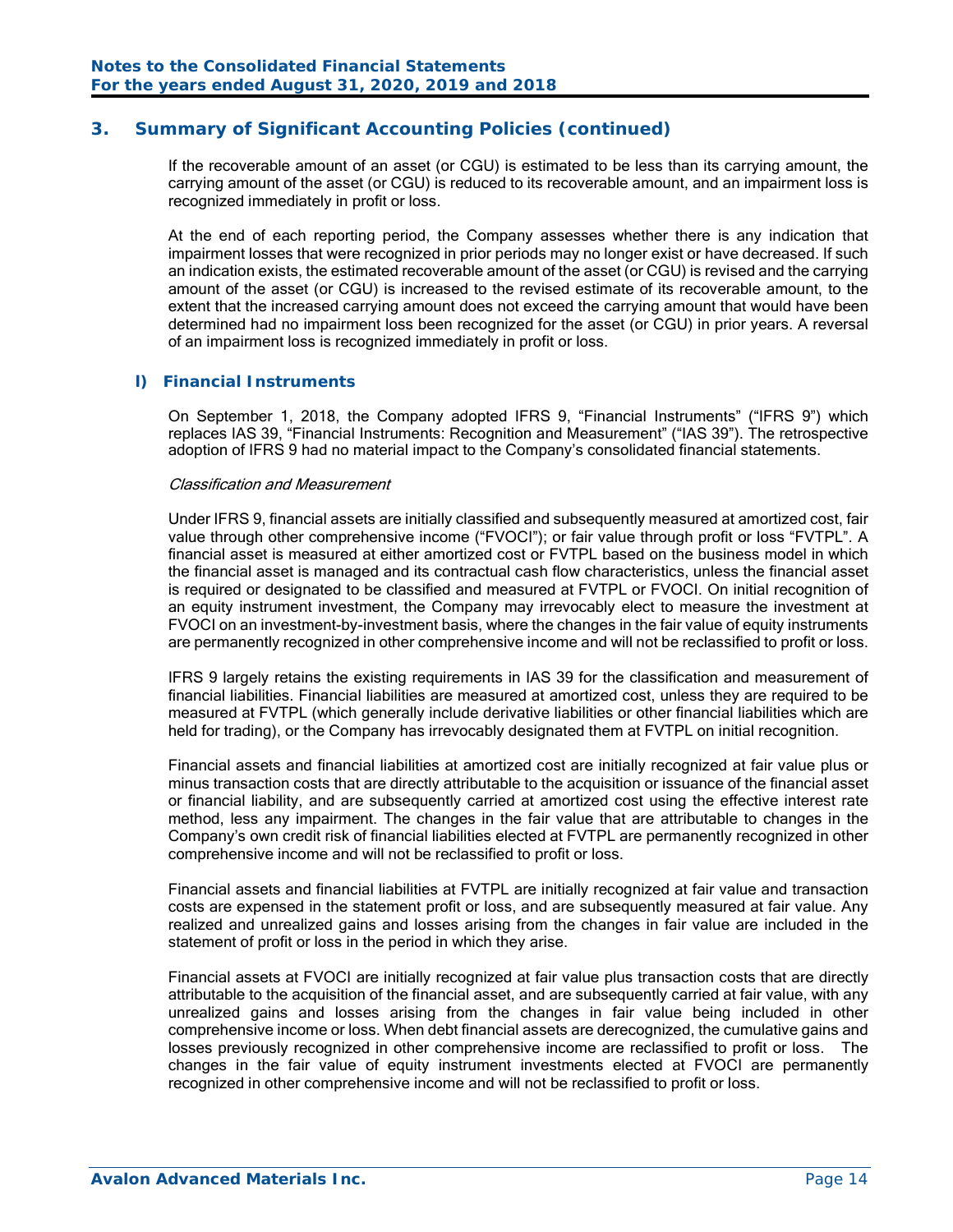## 3. Summary of Significant Accounting Policies (continued)

If the recoverable amount of an asset (or CGU) is estimated to be less than its carrying amount, the carrying amount of the asset (or CGU) is reduced to its recoverable amount, and an impairment loss is recognized immediately in profit or loss.

At the end of each reporting period, the Company assesses whether there is any indication that impairment losses that were recognized in prior periods may no longer exist or have decreased. If such an indication exists, the estimated recoverable amount of the asset (or CGU) is revised and the carrying amount of the asset (or CGU) is increased to the revised estimate of its recoverable amount, to the extent that the increased carrying amount does not exceed the carrying amount that would have been determined had no impairment loss been recognized for the asset (or CGU) in prior years. A reversal of an impairment loss is recognized immediately in profit or loss.

### l) Financial Instruments

On September 1, 2018, the Company adopted IFRS 9, "Financial Instruments" ("IFRS 9") which replaces IAS 39, "Financial Instruments: Recognition and Measurement" ("IAS 39"). The retrospective adoption of IFRS 9 had no material impact to the Company's consolidated financial statements.

*Classification and Measurement*

Under IFRS 9, financial assets are initially classified and subsequently measured at amortized cost, fair value through other comprehensive income ("FVOCI"); or fair value through profit or loss "FVTPL". A financial asset is measured at either amortized cost or FVTPL based on the business model in which the financial asset is managed and its contractual cash flow characteristics, unless the financial asset is required or designated to be classified and measured at FVTPL or FVOCI. On initial recognition of an equity instrument investment, the Company may irrevocably elect to measure the investment at FVOCI on an investment-by-investment basis, where the changes in the fair value of equity instruments are permanently recognized in other comprehensive income and will not be reclassified to profit or loss.

IFRS 9 largely retains the existing requirements in IAS 39 for the classification and measurement of financial liabilities. Financial liabilities are measured at amortized cost, unless they are required to be measured at FVTPL (which generally include derivative liabilities or other financial liabilities which are held for trading), or the Company has irrevocably designated them at FVTPL on initial recognition.

Financial assets and financial liabilities at amortized cost are initially recognized at fair value plus or minus transaction costs that are directly attributable to the acquisition or issuance of the financial asset or financial liability, and are subsequently carried at amortized cost using the effective interest rate method, less any impairment. The changes in the fair value that are attributable to changes in the Company's own credit risk of financial liabilities elected at FVTPL are permanently recognized in other comprehensive income and will not be reclassified to profit or loss.

Financial assets and financial liabilities at FVTPL are initially recognized at fair value and transaction costs are expensed in the statement profit or loss, and are subsequently measured at fair value. Any realized and unrealized gains and losses arising from the changes in fair value are included in the statement of profit or loss in the period in which they arise.

Financial assets at FVOCI are initially recognized at fair value plus transaction costs that are directly attributable to the acquisition of the financial asset, and are subsequently carried at fair value, with any unrealized gains and losses arising from the changes in fair value being included in other comprehensive income or loss. When debt financial assets are derecognized, the cumulative gains and losses previously recognized in other comprehensive income are reclassified to profit or loss. The changes in the fair value of equity instrument investments elected at FVOCI are permanently recognized in other comprehensive income and will not be reclassified to profit or loss.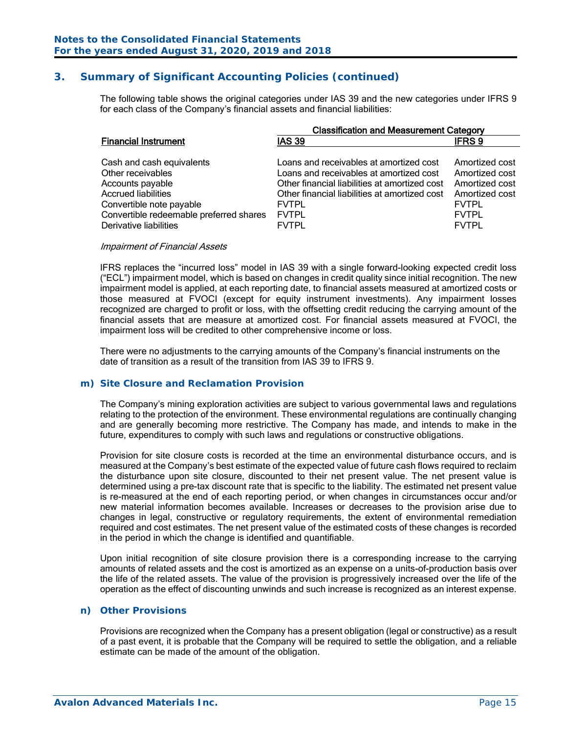## 3. Summary of Significant Accounting Policies (continued)

The following table shows the original categories under IAS 39 and the new categories under IFRS 9 for each class of the Company's financial assets and financial liabilities:

| | Classification and Measurement Category | |
|---|---|---|
| **Financial Instrument** | **IAS 39** | **IFRS 9** |
| Cash and cash equivalents | Loans and receivables at amortized cost | Amortized cost |
| Other receivables | Loans and receivables at amortized cost | Amortized cost |
| Accounts payable | Other financial liabilities at amortized cost | Amortized cost |
| Accrued liabilities | Other financial liabilities at amortized cost | Amortized cost |
| Convertible note payable | FVTPL | FVTPL |
| Convertible redeemable preferred shares | FVTPL | FVTPL |
| Derivative liabilities | FVTPL | FVTPL |

*Impairment of Financial Assets*

IFRS replaces the "incurred loss" model in IAS 39 with a single forward-looking expected credit loss ("ECL") impairment model, which is based on changes in credit quality since initial recognition. The new impairment model is applied, at each reporting date, to financial assets measured at amortized costs or those measured at FVOCI (except for equity instrument investments). Any impairment losses recognized are charged to profit or loss, with the offsetting credit reducing the carrying amount of the financial assets that are measure at amortized cost. For financial assets measured at FVOCI, the impairment loss will be credited to other comprehensive income or loss.

There were no adjustments to the carrying amounts of the Company's financial instruments on the date of transition as a result of the transition from IAS 39 to IFRS 9.

### m) Site Closure and Reclamation Provision

The Company's mining exploration activities are subject to various governmental laws and regulations relating to the protection of the environment. These environmental regulations are continually changing and are generally becoming more restrictive. The Company has made, and intends to make in the future, expenditures to comply with such laws and regulations or constructive obligations.

Provision for site closure costs is recorded at the time an environmental disturbance occurs, and is measured at the Company's best estimate of the expected value of future cash flows required to reclaim the disturbance upon site closure, discounted to their net present value. The net present value is determined using a pre-tax discount rate that is specific to the liability. The estimated net present value is re-measured at the end of each reporting period, or when changes in circumstances occur and/or new material information becomes available. Increases or decreases to the provision arise due to changes in legal, constructive or regulatory requirements, the extent of environmental remediation required and cost estimates. The net present value of the estimated costs of these changes is recorded in the period in which the change is identified and quantifiable.

Upon initial recognition of site closure provision there is a corresponding increase to the carrying amounts of related assets and the cost is amortized as an expense on a units-of-production basis over the life of the related assets. The value of the provision is progressively increased over the life of the operation as the effect of discounting unwinds and such increase is recognized as an interest expense.

### n) Other Provisions

Provisions are recognized when the Company has a present obligation (legal or constructive) as a result of a past event, it is probable that the Company will be required to settle the obligation, and a reliable estimate can be made of the amount of the obligation.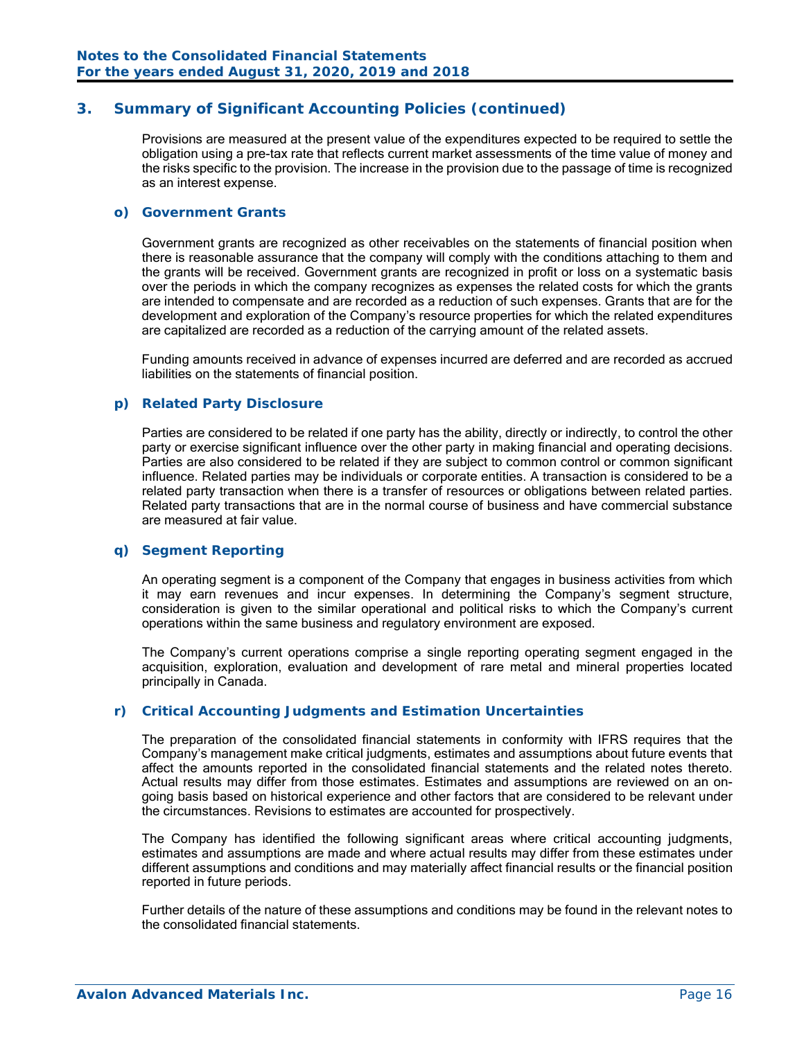## 3. Summary of Significant Accounting Policies (continued)

Provisions are measured at the present value of the expenditures expected to be required to settle the obligation using a pre-tax rate that reflects current market assessments of the time value of money and the risks specific to the provision. The increase in the provision due to the passage of time is recognized as an interest expense.

### o) Government Grants

Government grants are recognized as other receivables on the statements of financial position when there is reasonable assurance that the company will comply with the conditions attaching to them and the grants will be received. Government grants are recognized in profit or loss on a systematic basis over the periods in which the company recognizes as expenses the related costs for which the grants are intended to compensate and are recorded as a reduction of such expenses. Grants that are for the development and exploration of the Company's resource properties for which the related expenditures are capitalized are recorded as a reduction of the carrying amount of the related assets.

Funding amounts received in advance of expenses incurred are deferred and are recorded as accrued liabilities on the statements of financial position.

### p) Related Party Disclosure

Parties are considered to be related if one party has the ability, directly or indirectly, to control the other party or exercise significant influence over the other party in making financial and operating decisions. Parties are also considered to be related if they are subject to common control or common significant influence. Related parties may be individuals or corporate entities. A transaction is considered to be a related party transaction when there is a transfer of resources or obligations between related parties. Related party transactions that are in the normal course of business and have commercial substance are measured at fair value.

### q) Segment Reporting

An operating segment is a component of the Company that engages in business activities from which it may earn revenues and incur expenses. In determining the Company's segment structure, consideration is given to the similar operational and political risks to which the Company's current operations within the same business and regulatory environment are exposed.

The Company's current operations comprise a single reporting operating segment engaged in the acquisition, exploration, evaluation and development of rare metal and mineral properties located principally in Canada.

### r) Critical Accounting Judgments and Estimation Uncertainties

The preparation of the consolidated financial statements in conformity with IFRS requires that the Company's management make critical judgments, estimates and assumptions about future events that affect the amounts reported in the consolidated financial statements and the related notes thereto. Actual results may differ from those estimates. Estimates and assumptions are reviewed on an on-going basis based on historical experience and other factors that are considered to be relevant under the circumstances. Revisions to estimates are accounted for prospectively.

The Company has identified the following significant areas where critical accounting judgments, estimates and assumptions are made and where actual results may differ from these estimates under different assumptions and conditions and may materially affect financial results or the financial position reported in future periods.

Further details of the nature of these assumptions and conditions may be found in the relevant notes to the consolidated financial statements.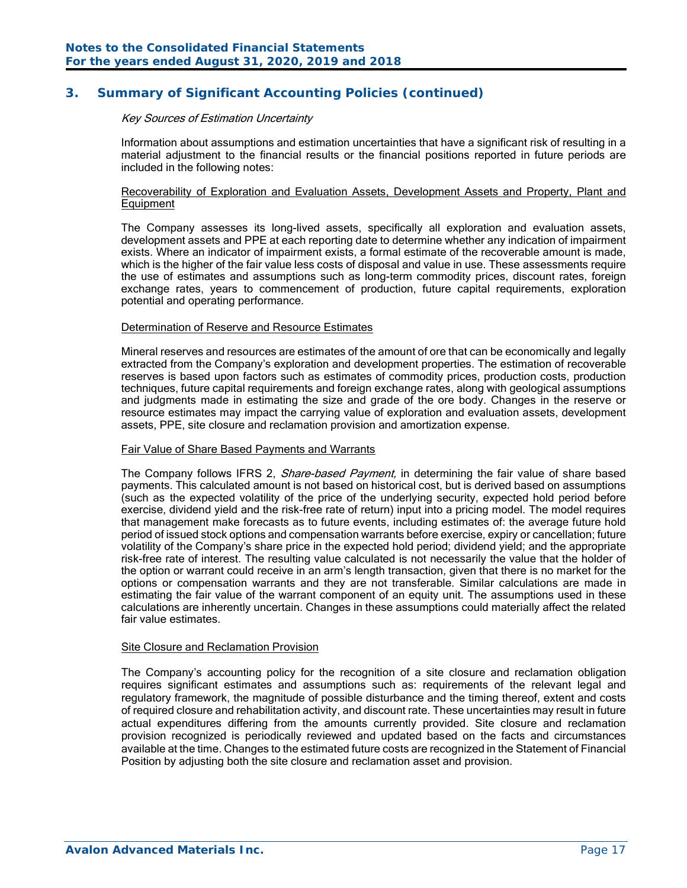## 3. Summary of Significant Accounting Policies (continued)

*Key Sources of Estimation Uncertainty*

Information about assumptions and estimation uncertainties that have a significant risk of resulting in a material adjustment to the financial results or the financial positions reported in future periods are included in the following notes:

Recoverability of Exploration and Evaluation Assets, Development Assets and Property, Plant and Equipment

The Company assesses its long-lived assets, specifically all exploration and evaluation assets, development assets and PPE at each reporting date to determine whether any indication of impairment exists. Where an indicator of impairment exists, a formal estimate of the recoverable amount is made, which is the higher of the fair value less costs of disposal and value in use. These assessments require the use of estimates and assumptions such as long-term commodity prices, discount rates, foreign exchange rates, years to commencement of production, future capital requirements, exploration potential and operating performance.

Determination of Reserve and Resource Estimates

Mineral reserves and resources are estimates of the amount of ore that can be economically and legally extracted from the Company's exploration and development properties. The estimation of recoverable reserves is based upon factors such as estimates of commodity prices, production costs, production techniques, future capital requirements and foreign exchange rates, along with geological assumptions and judgments made in estimating the size and grade of the ore body. Changes in the reserve or resource estimates may impact the carrying value of exploration and evaluation assets, development assets, PPE, site closure and reclamation provision and amortization expense.

Fair Value of Share Based Payments and Warrants

The Company follows IFRS 2, *Share-based Payment,* in determining the fair value of share based payments. This calculated amount is not based on historical cost, but is derived based on assumptions (such as the expected volatility of the price of the underlying security, expected hold period before exercise, dividend yield and the risk-free rate of return) input into a pricing model. The model requires that management make forecasts as to future events, including estimates of: the average future hold period of issued stock options and compensation warrants before exercise, expiry or cancellation; future volatility of the Company's share price in the expected hold period; dividend yield; and the appropriate risk-free rate of interest. The resulting value calculated is not necessarily the value that the holder of the option or warrant could receive in an arm's length transaction, given that there is no market for the options or compensation warrants and they are not transferable. Similar calculations are made in estimating the fair value of the warrant component of an equity unit. The assumptions used in these calculations are inherently uncertain. Changes in these assumptions could materially affect the related fair value estimates.

Site Closure and Reclamation Provision

The Company's accounting policy for the recognition of a site closure and reclamation obligation requires significant estimates and assumptions such as: requirements of the relevant legal and regulatory framework, the magnitude of possible disturbance and the timing thereof, extent and costs of required closure and rehabilitation activity, and discount rate. These uncertainties may result in future actual expenditures differing from the amounts currently provided. Site closure and reclamation provision recognized is periodically reviewed and updated based on the facts and circumstances available at the time. Changes to the estimated future costs are recognized in the Statement of Financial Position by adjusting both the site closure and reclamation asset and provision.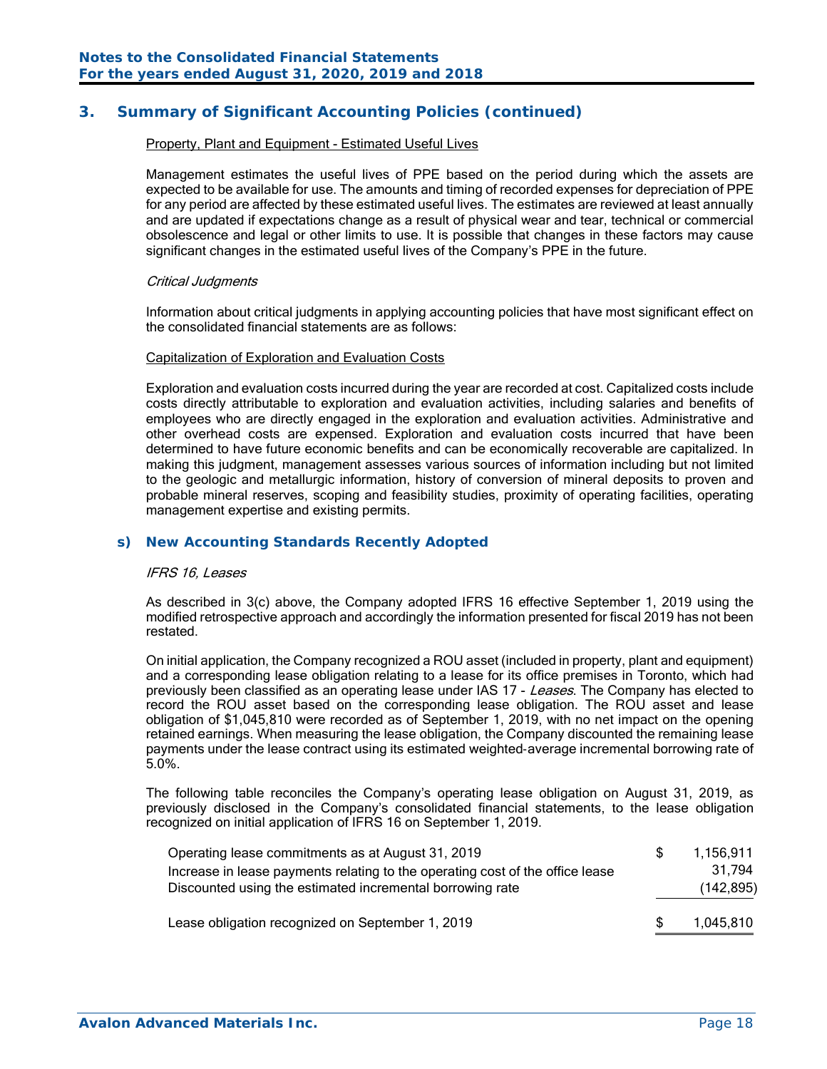## 3. Summary of Significant Accounting Policies (continued)

Property, Plant and Equipment - Estimated Useful Lives

Management estimates the useful lives of PPE based on the period during which the assets are expected to be available for use. The amounts and timing of recorded expenses for depreciation of PPE for any period are affected by these estimated useful lives. The estimates are reviewed at least annually and are updated if expectations change as a result of physical wear and tear, technical or commercial obsolescence and legal or other limits to use. It is possible that changes in these factors may cause significant changes in the estimated useful lives of the Company's PPE in the future.

*Critical Judgments*

Information about critical judgments in applying accounting policies that have most significant effect on the consolidated financial statements are as follows:

Capitalization of Exploration and Evaluation Costs

Exploration and evaluation costs incurred during the year are recorded at cost. Capitalized costs include costs directly attributable to exploration and evaluation activities, including salaries and benefits of employees who are directly engaged in the exploration and evaluation activities. Administrative and other overhead costs are expensed. Exploration and evaluation costs incurred that have been determined to have future economic benefits and can be economically recoverable are capitalized. In making this judgment, management assesses various sources of information including but not limited to the geologic and metallurgic information, history of conversion of mineral deposits to proven and probable mineral reserves, scoping and feasibility studies, proximity of operating facilities, operating management expertise and existing permits.

### s) New Accounting Standards Recently Adopted

*IFRS 16, Leases*

As described in 3(c) above, the Company adopted IFRS 16 effective September 1, 2019 using the modified retrospective approach and accordingly the information presented for fiscal 2019 has not been restated.

On initial application, the Company recognized a ROU asset (included in property, plant and equipment) and a corresponding lease obligation relating to a lease for its office premises in Toronto, which had previously been classified as an operating lease under IAS 17 - *Leases*. The Company has elected to record the ROU asset based on the corresponding lease obligation. The ROU asset and lease obligation of $1,045,810 were recorded as of September 1, 2019, with no net impact on the opening retained earnings. When measuring the lease obligation, the Company discounted the remaining lease payments under the lease contract using its estimated weighted-average incremental borrowing rate of 5.0%.

The following table reconciles the Company's operating lease obligation on August 31, 2019, as previously disclosed in the Company's consolidated financial statements, to the lease obligation recognized on initial application of IFRS 16 on September 1, 2019.

| | | |
|---|---|---|
| Operating lease commitments as at August 31, 2019 | $ | 1,156,911 |
| Increase in lease payments relating to the operating cost of the office lease | | 31,794 |
| Discounted using the estimated incremental borrowing rate | | (142,895) |
| Lease obligation recognized on September 1, 2019 | $ | 1,045,810 |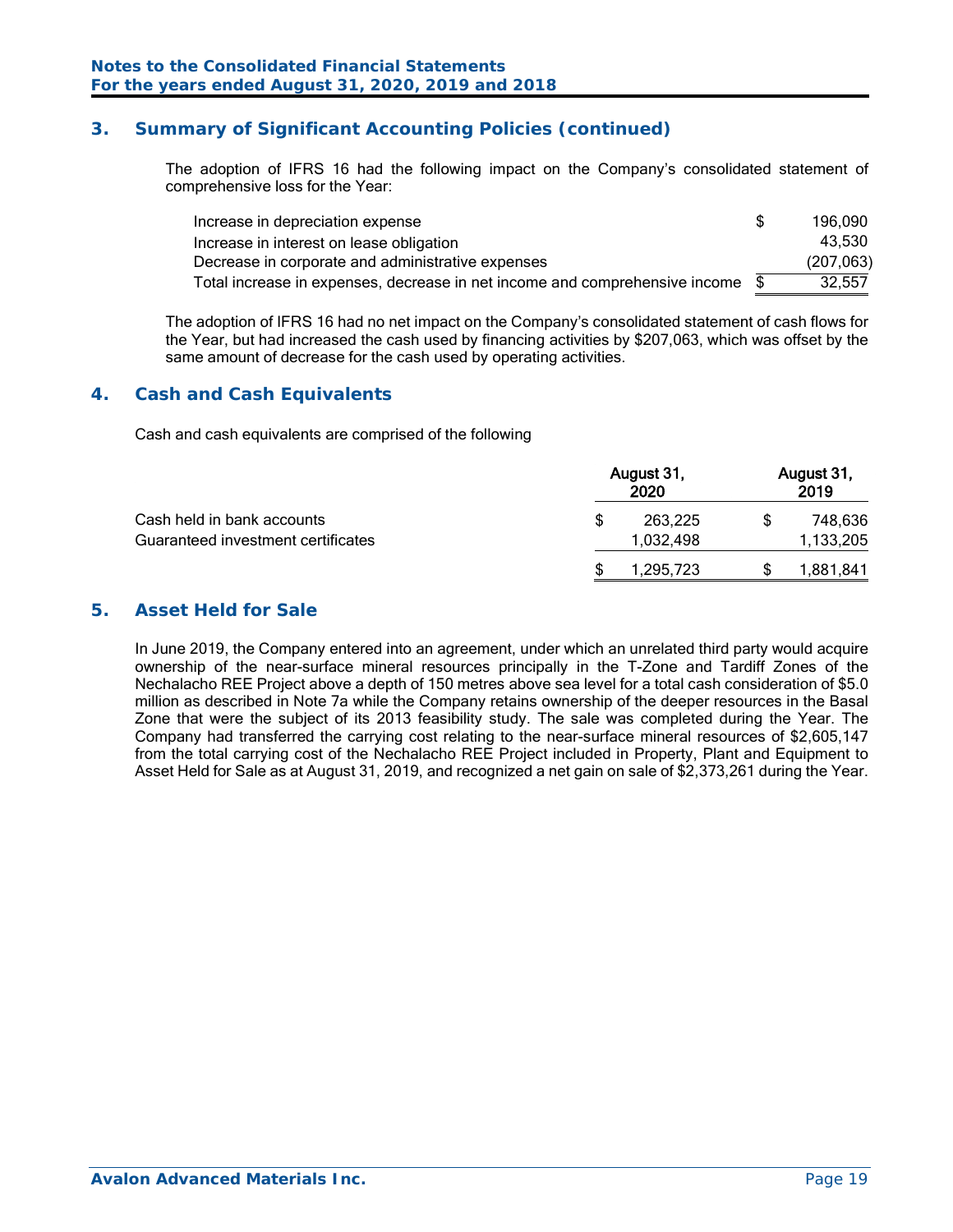## 3. Summary of Significant Accounting Policies (continued)

The adoption of IFRS 16 had the following impact on the Company's consolidated statement of comprehensive loss for the Year:

| | |
|---|---|
| Increase in depreciation expense | $ 196,090 |
| Increase in interest on lease obligation | 43,530 |
| Decrease in corporate and administrative expenses | (207,063) |
| Total increase in expenses, decrease in net income and comprehensive income | $ 32,557 |

The adoption of IFRS 16 had no net impact on the Company's consolidated statement of cash flows for the Year, but had increased the cash used by financing activities by $207,063, which was offset by the same amount of decrease for the cash used by operating activities.

## 4. Cash and Cash Equivalents

Cash and cash equivalents are comprised of the following

| | August 31, 2020 | August 31, 2019 |
|---|---|---|
| Cash held in bank accounts | $ 263,225 | $ 748,636 |
| Guaranteed investment certificates | 1,032,498 | 1,133,205 |
| | $ 1,295,723 | $ 1,881,841 |

## 5. Asset Held for Sale

In June 2019, the Company entered into an agreement, under which an unrelated third party would acquire ownership of the near-surface mineral resources principally in the T-Zone and Tardiff Zones of the Nechalacho REE Project above a depth of 150 metres above sea level for a total cash consideration of $5.0 million as described in Note 7a while the Company retains ownership of the deeper resources in the Basal Zone that were the subject of its 2013 feasibility study. The sale was completed during the Year. The Company had transferred the carrying cost relating to the near-surface mineral resources of $2,605,147 from the total carrying cost of the Nechalacho REE Project included in Property, Plant and Equipment to Asset Held for Sale as at August 31, 2019, and recognized a net gain on sale of $2,373,261 during the Year.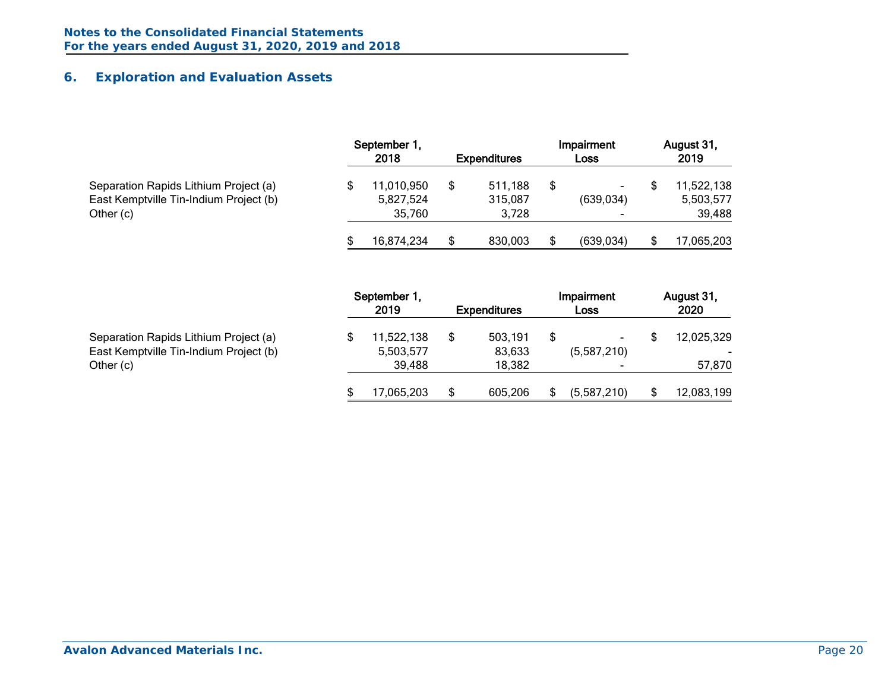## 6. Exploration and Evaluation Assets

| | September 1, 2018 | Expenditures | Impairment Loss | August 31, 2019 |
|---|---|---|---|---|
| Separation Rapids Lithium Project (a) | $ 11,010,950 | $ 511,188 | $ - | $ 11,522,138 |
| East Kemptville Tin-Indium Project (b) | 5,827,524 | 315,087 | (639,034) | 5,503,577 |
| Other (c) | 35,760 | 3,728 | - | 39,488 |
| | $ 16,874,234 | $ 830,003 | $ (639,034) | $ 17,065,203 |

| | September 1, 2019 | Expenditures | Impairment Loss | August 31, 2020 |
|---|---|---|---|---|
| Separation Rapids Lithium Project (a) | $ 11,522,138 | $ 503,191 | $ - | $ 12,025,329 |
| East Kemptville Tin-Indium Project (b) | 5,503,577 | 83,633 | (5,587,210) | - |
| Other (c) | 39,488 | 18,382 | - | 57,870 |
| | $ 17,065,203 | $ 605,206 | $ (5,587,210) | $ 12,083,199 |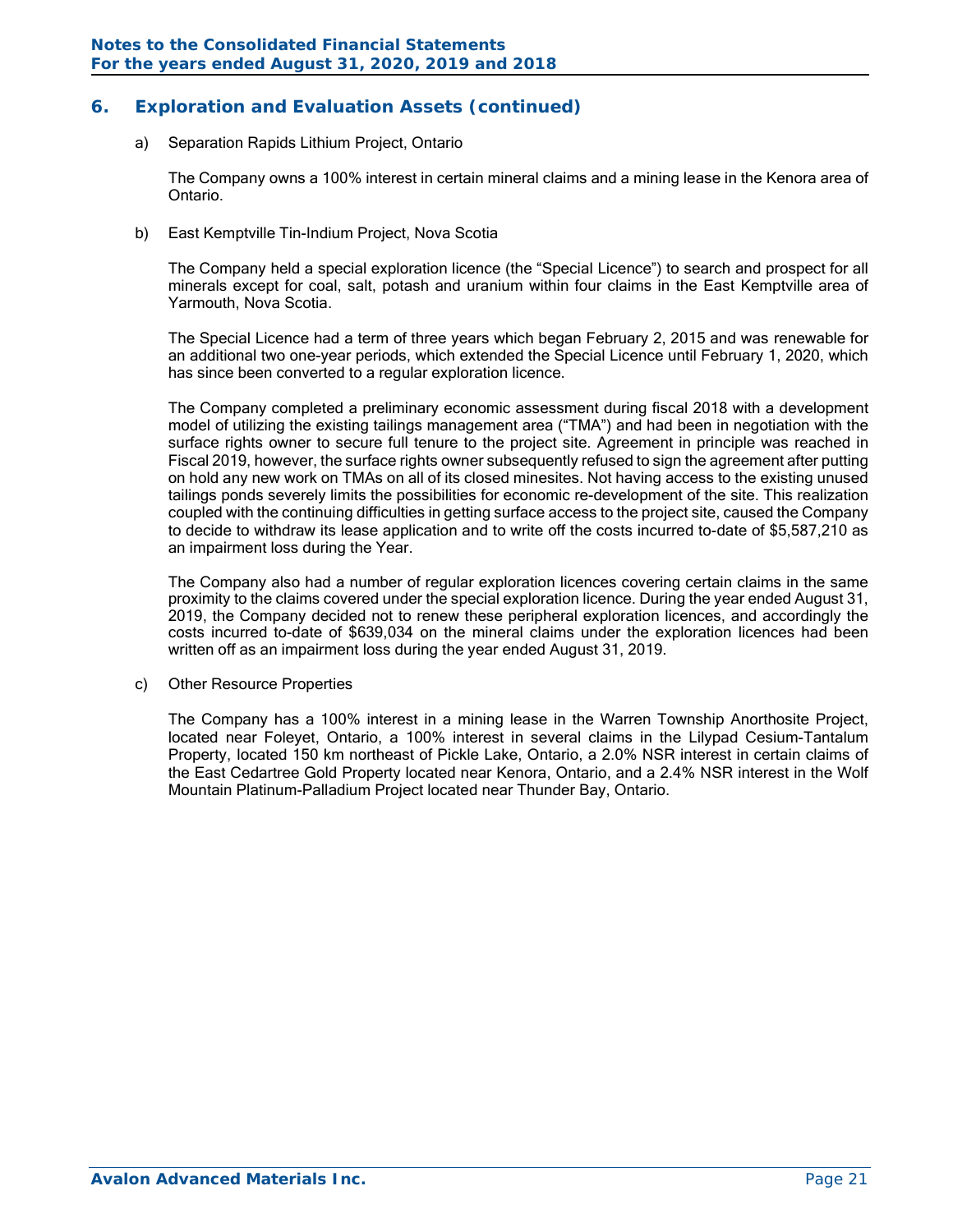## 6. Exploration and Evaluation Assets (continued)

a) Separation Rapids Lithium Project, Ontario

The Company owns a 100% interest in certain mineral claims and a mining lease in the Kenora area of Ontario.

b) East Kemptville Tin-Indium Project, Nova Scotia

The Company held a special exploration licence (the "Special Licence") to search and prospect for all minerals except for coal, salt, potash and uranium within four claims in the East Kemptville area of Yarmouth, Nova Scotia.

The Special Licence had a term of three years which began February 2, 2015 and was renewable for an additional two one-year periods, which extended the Special Licence until February 1, 2020, which has since been converted to a regular exploration licence.

The Company completed a preliminary economic assessment during fiscal 2018 with a development model of utilizing the existing tailings management area ("TMA") and had been in negotiation with the surface rights owner to secure full tenure to the project site. Agreement in principle was reached in Fiscal 2019, however, the surface rights owner subsequently refused to sign the agreement after putting on hold any new work on TMAs on all of its closed minesites. Not having access to the existing unused tailings ponds severely limits the possibilities for economic re-development of the site. This realization coupled with the continuing difficulties in getting surface access to the project site, caused the Company to decide to withdraw its lease application and to write off the costs incurred to-date of $5,587,210 as an impairment loss during the Year.

The Company also had a number of regular exploration licences covering certain claims in the same proximity to the claims covered under the special exploration licence. During the year ended August 31, 2019, the Company decided not to renew these peripheral exploration licences, and accordingly the costs incurred to-date of $639,034 on the mineral claims under the exploration licences had been written off as an impairment loss during the year ended August 31, 2019.

c) Other Resource Properties

The Company has a 100% interest in a mining lease in the Warren Township Anorthosite Project, located near Foleyet, Ontario, a 100% interest in several claims in the Lilypad Cesium-Tantalum Property, located 150 km northeast of Pickle Lake, Ontario, a 2.0% NSR interest in certain claims of the East Cedartree Gold Property located near Kenora, Ontario, and a 2.4% NSR interest in the Wolf Mountain Platinum-Palladium Project located near Thunder Bay, Ontario.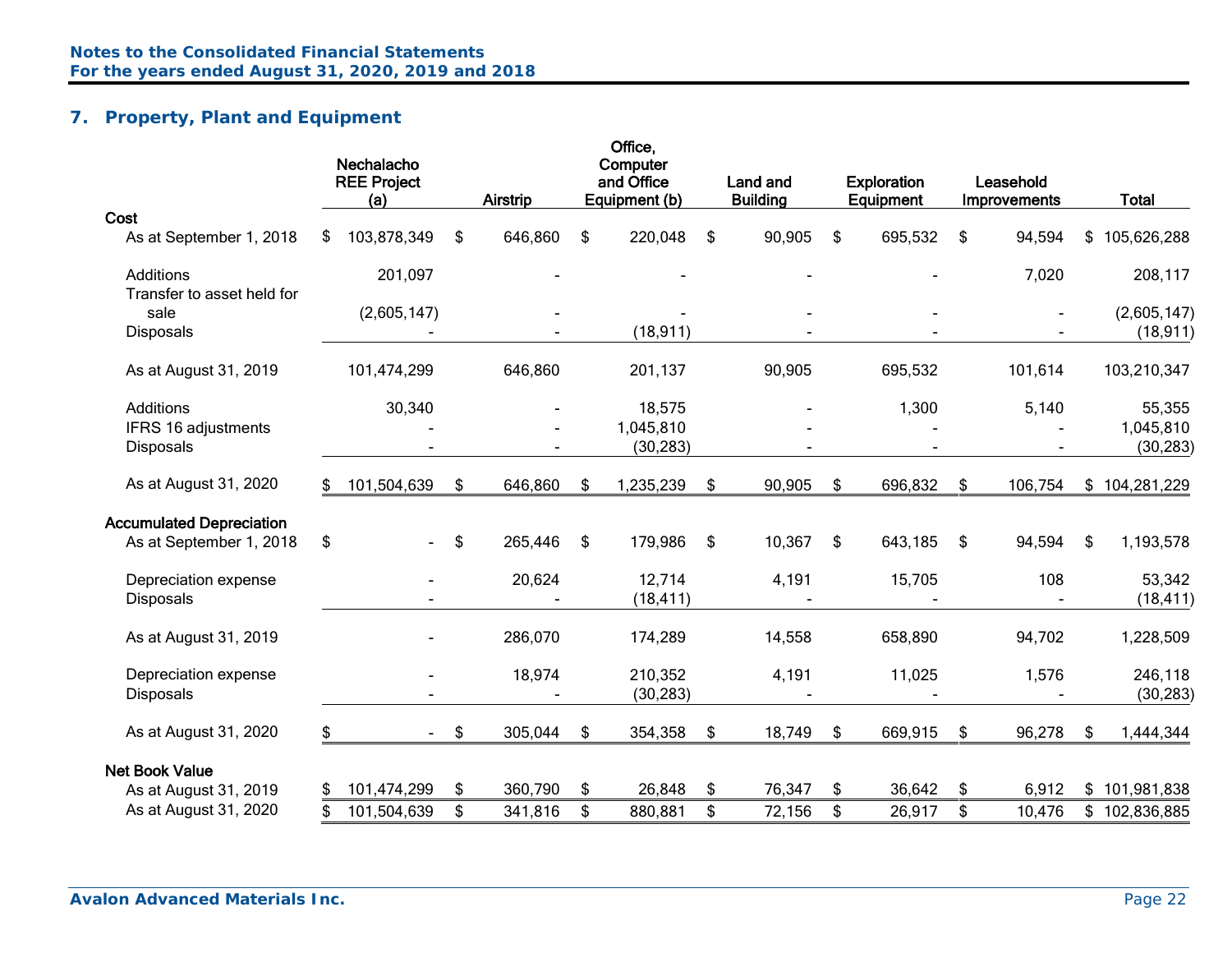## 7. Property, Plant and Equipment

| | Nechalacho REE Project (a) | Airstrip | Office, Computer and Office Equipment (b) | Land and Building | Exploration Equipment | Leasehold Improvements | Total |
|---|---|---|---|---|---|---|---|
| **Cost** | | | | | | | |
| As at September 1, 2018 | $ 103,878,349 | $ 646,860 | $ 220,048 | $ 90,905 | $ 695,532 | $ 94,594 | $ 105,626,288 |
| Additions | 201,097 | - | - | - | - | 7,020 | 208,117 |
| Transfer to asset held for sale | (2,605,147) | - | - | - | - | - | (2,605,147) |
| Disposals | - | - | (18,911) | - | - | - | (18,911) |
| As at August 31, 2019 | 101,474,299 | 646,860 | 201,137 | 90,905 | 695,532 | 101,614 | 103,210,347 |
| Additions | 30,340 | - | 18,575 | - | 1,300 | 5,140 | 55,355 |
| IFRS 16 adjustments | - | - | 1,045,810 | - | - | - | 1,045,810 |
| Disposals | - | - | (30,283) | - | - | - | (30,283) |
| As at August 31, 2020 | $ 101,504,639 | $ 646,860 | $ 1,235,239 | $ 90,905 | $ 696,832 | $ 106,754 | $ 104,281,229 |
| **Accumulated Depreciation** | | | | | | | |
| As at September 1, 2018 | $ - | $ 265,446 | $ 179,986 | $ 10,367 | $ 643,185 | $ 94,594 | $ 1,193,578 |
| Depreciation expense | - | 20,624 | 12,714 | 4,191 | 15,705 | 108 | 53,342 |
| Disposals | - | - | (18,411) | - | - | - | (18,411) |
| As at August 31, 2019 | - | 286,070 | 174,289 | 14,558 | 658,890 | 94,702 | 1,228,509 |
| Depreciation expense | - | 18,974 | 210,352 | 4,191 | 11,025 | 1,576 | 246,118 |
| Disposals | - | - | (30,283) | - | - | - | (30,283) |
| As at August 31, 2020 | $ - | $ 305,044 | $ 354,358 | $ 18,749 | $ 669,915 | $ 96,278 | $ 1,444,344 |
| **Net Book Value** | | | | | | | |
| As at August 31, 2019 | $ 101,474,299 | $ 360,790 | $ 26,848 | $ 76,347 | $ 36,642 | $ 6,912 | $ 101,981,838 |
| As at August 31, 2020 | $ 101,504,639 | $ 341,816 | $ 880,881 | $ 72,156 | $ 26,917 | $ 10,476 | $ 102,836,885 |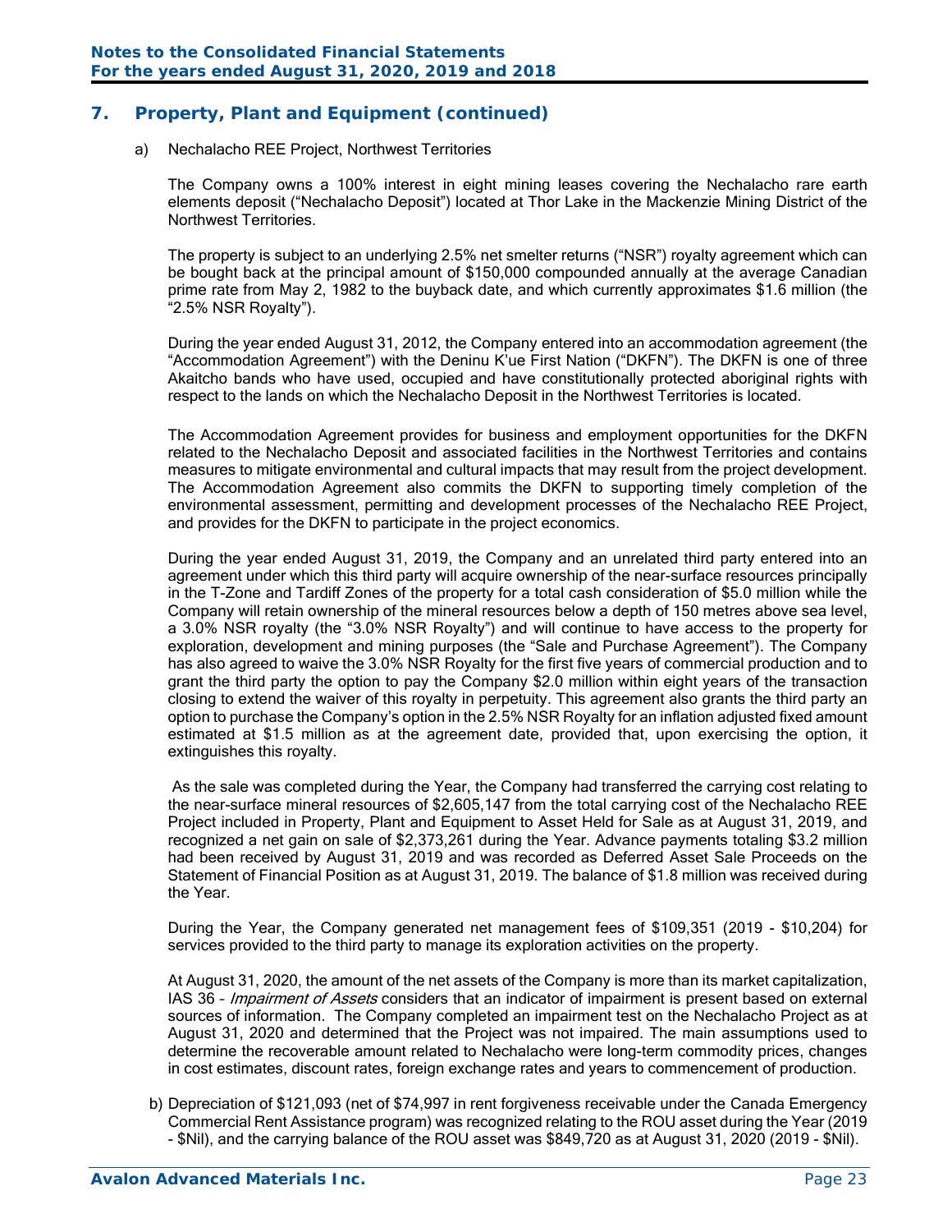## 7. Property, Plant and Equipment (continued)

a) Nechalacho REE Project, Northwest Territories

The Company owns a 100% interest in eight mining leases covering the Nechalacho rare earth elements deposit ("Nechalacho Deposit") located at Thor Lake in the Mackenzie Mining District of the Northwest Territories.

The property is subject to an underlying 2.5% net smelter returns ("NSR") royalty agreement which can be bought back at the principal amount of $150,000 compounded annually at the average Canadian prime rate from May 2, 1982 to the buyback date, and which currently approximates $1.6 million (the "2.5% NSR Royalty").

During the year ended August 31, 2012, the Company entered into an accommodation agreement (the "Accommodation Agreement") with the Deninu K'ue First Nation ("DKFN"). The DKFN is one of three Akaitcho bands who have used, occupied and have constitutionally protected aboriginal rights with respect to the lands on which the Nechalacho Deposit in the Northwest Territories is located.

The Accommodation Agreement provides for business and employment opportunities for the DKFN related to the Nechalacho Deposit and associated facilities in the Northwest Territories and contains measures to mitigate environmental and cultural impacts that may result from the project development. The Accommodation Agreement also commits the DKFN to supporting timely completion of the environmental assessment, permitting and development processes of the Nechalacho REE Project, and provides for the DKFN to participate in the project economics.

During the year ended August 31, 2019, the Company and an unrelated third party entered into an agreement under which this third party will acquire ownership of the near-surface resources principally in the T-Zone and Tardiff Zones of the property for a total cash consideration of $5.0 million while the Company will retain ownership of the mineral resources below a depth of 150 metres above sea level, a 3.0% NSR royalty (the "3.0% NSR Royalty") and will continue to have access to the property for exploration, development and mining purposes (the "Sale and Purchase Agreement"). The Company has also agreed to waive the 3.0% NSR Royalty for the first five years of commercial production and to grant the third party the option to pay the Company $2.0 million within eight years of the transaction closing to extend the waiver of this royalty in perpetuity. This agreement also grants the third party an option to purchase the Company's option in the 2.5% NSR Royalty for an inflation adjusted fixed amount estimated at $1.5 million as at the agreement date, provided that, upon exercising the option, it extinguishes this royalty.

As the sale was completed during the Year, the Company had transferred the carrying cost relating to the near-surface mineral resources of $2,605,147 from the total carrying cost of the Nechalacho REE Project included in Property, Plant and Equipment to Asset Held for Sale as at August 31, 2019, and recognized a net gain on sale of $2,373,261 during the Year. Advance payments totaling $3.2 million had been received by August 31, 2019 and was recorded as Deferred Asset Sale Proceeds on the Statement of Financial Position as at August 31, 2019. The balance of $1.8 million was received during the Year.

During the Year, the Company generated net management fees of $109,351 (2019 - $10,204) for services provided to the third party to manage its exploration activities on the property.

At August 31, 2020, the amount of the net assets of the Company is more than its market capitalization, IAS 36 – *Impairment of Assets* considers that an indicator of impairment is present based on external sources of information. The Company completed an impairment test on the Nechalacho Project as at August 31, 2020 and determined that the Project was not impaired. The main assumptions used to determine the recoverable amount related to Nechalacho were long-term commodity prices, changes in cost estimates, discount rates, foreign exchange rates and years to commencement of production.

b) Depreciation of $121,093 (net of $74,997 in rent forgiveness receivable under the Canada Emergency Commercial Rent Assistance program) was recognized relating to the ROU asset during the Year (2019 - $Nil), and the carrying balance of the ROU asset was $849,720 as at August 31, 2020 (2019 - $Nil).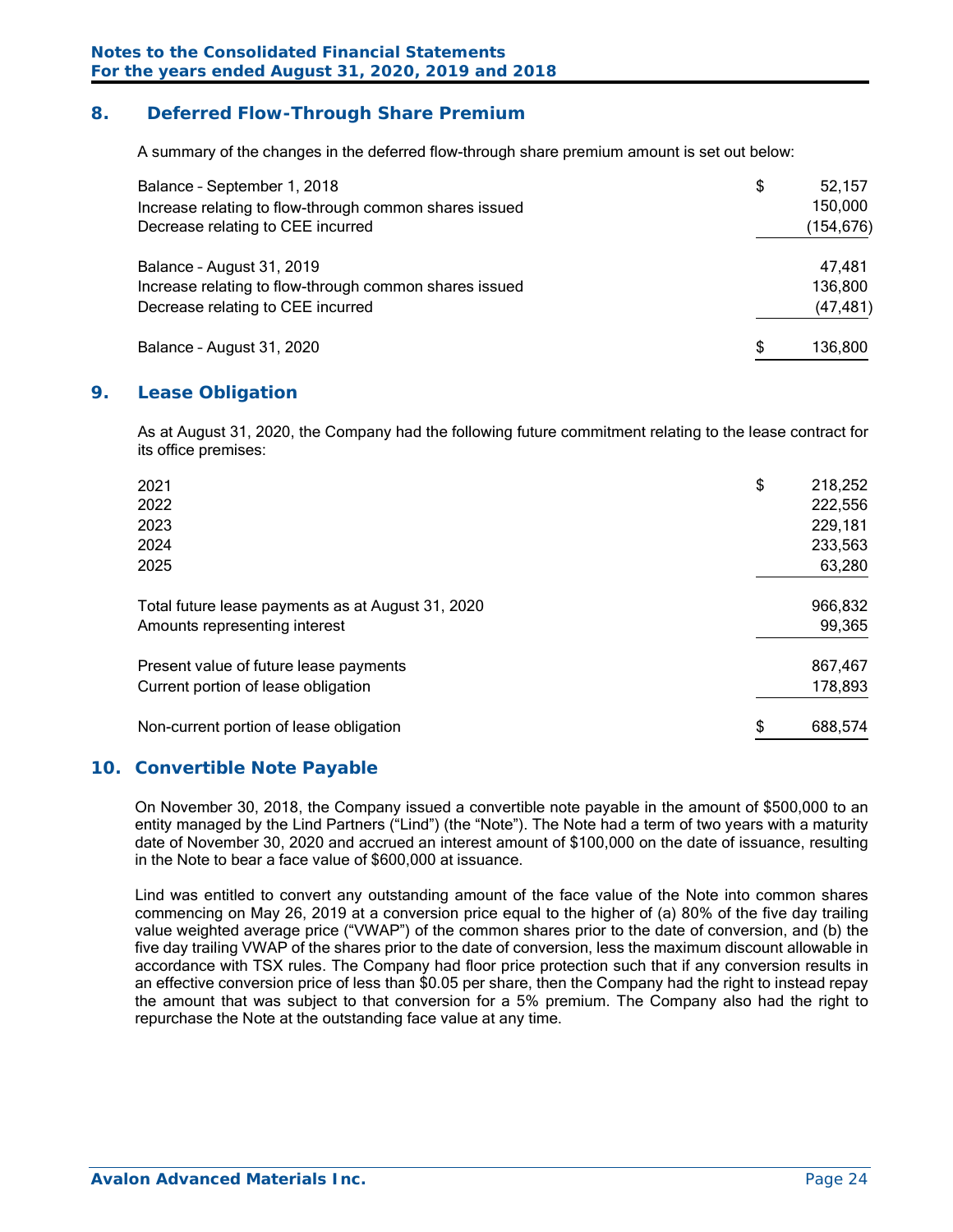## 8. Deferred Flow-Through Share Premium

A summary of the changes in the deferred flow-through share premium amount is set out below:

| | |
|---|---|
| Balance – September 1, 2018 | $ 52,157 |
| Increase relating to flow-through common shares issued | 150,000 |
| Decrease relating to CEE incurred | (154,676) |
| Balance – August 31, 2019 | 47,481 |
| Increase relating to flow-through common shares issued | 136,800 |
| Decrease relating to CEE incurred | (47,481) |
| Balance – August 31, 2020 | $ 136,800 |

## 9. Lease Obligation

As at August 31, 2020, the Company had the following future commitment relating to the lease contract for its office premises:

| | |
|---|---|
| 2021 | $ 218,252 |
| 2022 | 222,556 |
| 2023 | 229,181 |
| 2024 | 233,563 |
| 2025 | 63,280 |
| Total future lease payments as at August 31, 2020 | 966,832 |
| Amounts representing interest | 99,365 |
| Present value of future lease payments | 867,467 |
| Current portion of lease obligation | 178,893 |
| Non-current portion of lease obligation | $ 688,574 |

## 10. Convertible Note Payable

On November 30, 2018, the Company issued a convertible note payable in the amount of $500,000 to an entity managed by the Lind Partners ("Lind") (the "Note"). The Note had a term of two years with a maturity date of November 30, 2020 and accrued an interest amount of $100,000 on the date of issuance, resulting in the Note to bear a face value of $600,000 at issuance.

Lind was entitled to convert any outstanding amount of the face value of the Note into common shares commencing on May 26, 2019 at a conversion price equal to the higher of (a) 80% of the five day trailing value weighted average price ("VWAP") of the common shares prior to the date of conversion, and (b) the five day trailing VWAP of the shares prior to the date of conversion, less the maximum discount allowable in accordance with TSX rules. The Company had floor price protection such that if any conversion results in an effective conversion price of less than $0.05 per share, then the Company had the right to instead repay the amount that was subject to that conversion for a 5% premium. The Company also had the right to repurchase the Note at the outstanding face value at any time.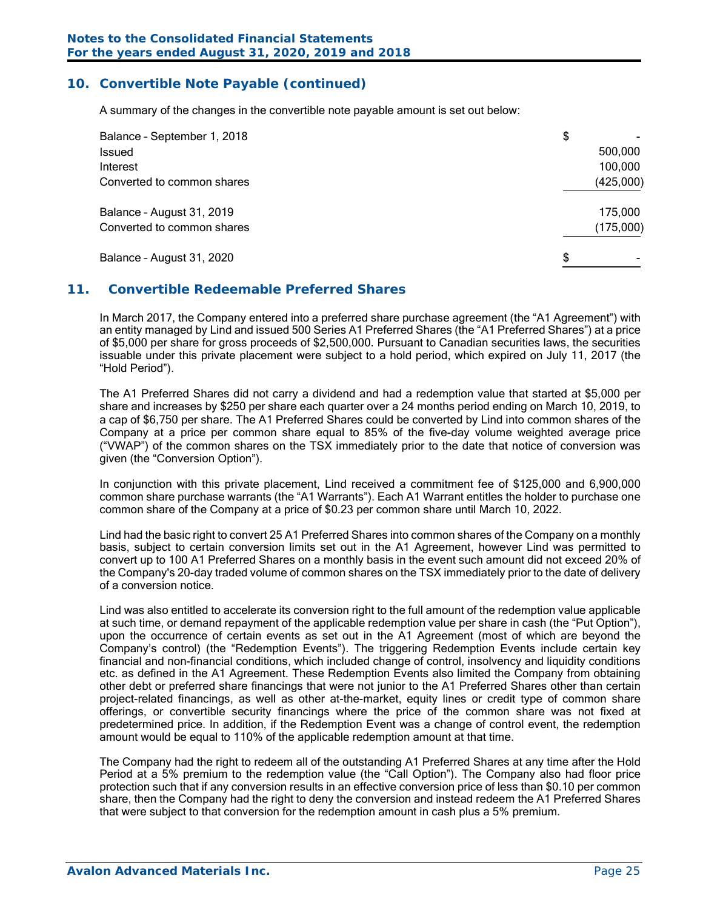## 10. Convertible Note Payable (continued)

A summary of the changes in the convertible note payable amount is set out below:

| | |
|---|---|
| Balance – September 1, 2018 | $ - |
| Issued | 500,000 |
| Interest | 100,000 |
| Converted to common shares | (425,000) |
| Balance – August 31, 2019 | 175,000 |
| Converted to common shares | (175,000) |
| Balance – August 31, 2020 | $ - |

## 11. Convertible Redeemable Preferred Shares

In March 2017, the Company entered into a preferred share purchase agreement (the "A1 Agreement") with an entity managed by Lind and issued 500 Series A1 Preferred Shares (the "A1 Preferred Shares") at a price of $5,000 per share for gross proceeds of $2,500,000. Pursuant to Canadian securities laws, the securities issuable under this private placement were subject to a hold period, which expired on July 11, 2017 (the "Hold Period").

The A1 Preferred Shares did not carry a dividend and had a redemption value that started at $5,000 per share and increases by $250 per share each quarter over a 24 months period ending on March 10, 2019, to a cap of $6,750 per share. The A1 Preferred Shares could be converted by Lind into common shares of the Company at a price per common share equal to 85% of the five-day volume weighted average price ("VWAP") of the common shares on the TSX immediately prior to the date that notice of conversion was given (the "Conversion Option").

In conjunction with this private placement, Lind received a commitment fee of $125,000 and 6,900,000 common share purchase warrants (the "A1 Warrants"). Each A1 Warrant entitles the holder to purchase one common share of the Company at a price of $0.23 per common share until March 10, 2022.

Lind had the basic right to convert 25 A1 Preferred Shares into common shares of the Company on a monthly basis, subject to certain conversion limits set out in the A1 Agreement, however Lind was permitted to convert up to 100 A1 Preferred Shares on a monthly basis in the event such amount did not exceed 20% of the Company's 20-day traded volume of common shares on the TSX immediately prior to the date of delivery of a conversion notice.

Lind was also entitled to accelerate its conversion right to the full amount of the redemption value applicable at such time, or demand repayment of the applicable redemption value per share in cash (the "Put Option"), upon the occurrence of certain events as set out in the A1 Agreement (most of which are beyond the Company's control) (the "Redemption Events"). The triggering Redemption Events include certain key financial and non-financial conditions, which included change of control, insolvency and liquidity conditions etc. as defined in the A1 Agreement. These Redemption Events also limited the Company from obtaining other debt or preferred share financings that were not junior to the A1 Preferred Shares other than certain project-related financings, as well as other at-the-market, equity lines or credit type of common share offerings, or convertible security financings where the price of the common share was not fixed at predetermined price. In addition, if the Redemption Event was a change of control event, the redemption amount would be equal to 110% of the applicable redemption amount at that time.

The Company had the right to redeem all of the outstanding A1 Preferred Shares at any time after the Hold Period at a 5% premium to the redemption value (the "Call Option"). The Company also had floor price protection such that if any conversion results in an effective conversion price of less than $0.10 per common share, then the Company had the right to deny the conversion and instead redeem the A1 Preferred Shares that were subject to that conversion for the redemption amount in cash plus a 5% premium.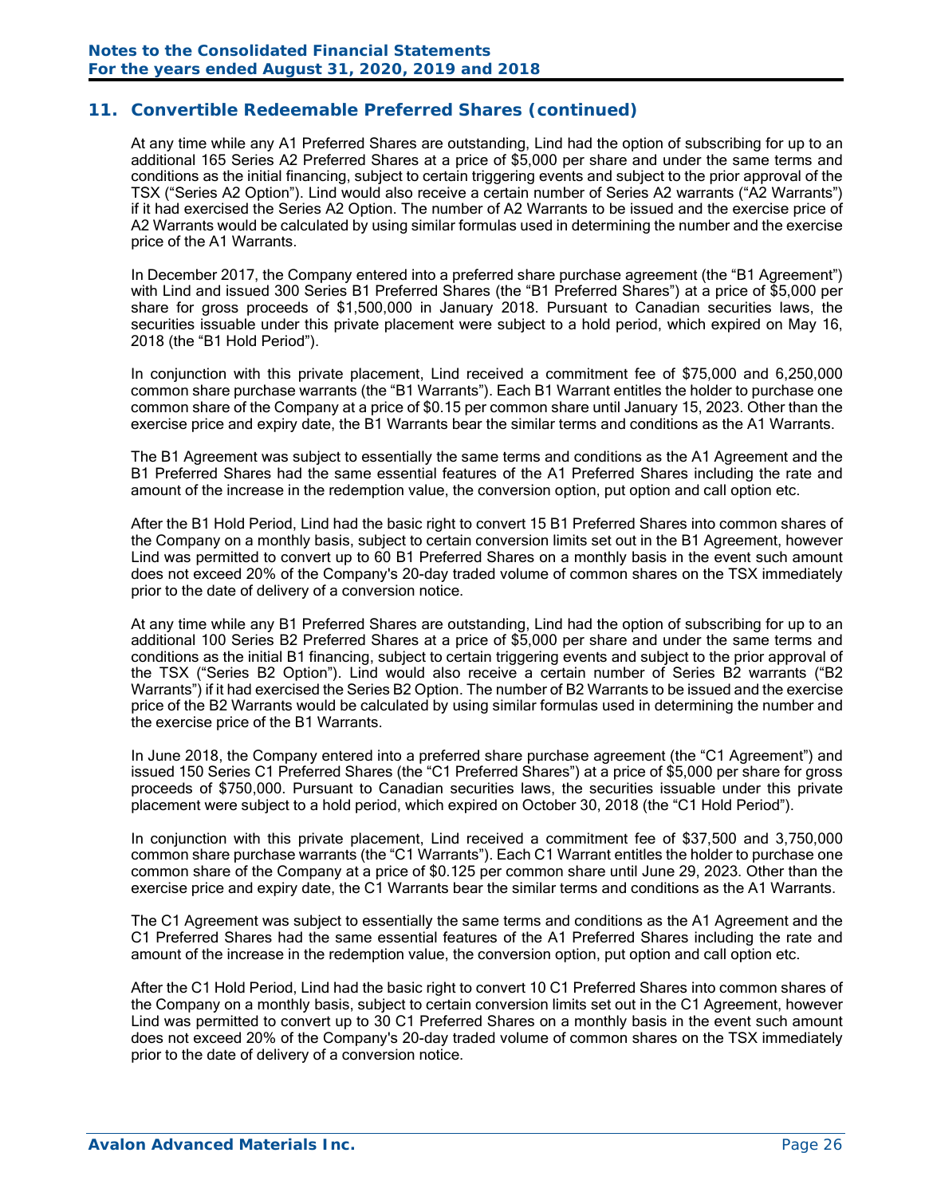## 11. Convertible Redeemable Preferred Shares (continued)

At any time while any A1 Preferred Shares are outstanding, Lind had the option of subscribing for up to an additional 165 Series A2 Preferred Shares at a price of $5,000 per share and under the same terms and conditions as the initial financing, subject to certain triggering events and subject to the prior approval of the TSX ("Series A2 Option"). Lind would also receive a certain number of Series A2 warrants ("A2 Warrants") if it had exercised the Series A2 Option. The number of A2 Warrants to be issued and the exercise price of A2 Warrants would be calculated by using similar formulas used in determining the number and the exercise price of the A1 Warrants.

In December 2017, the Company entered into a preferred share purchase agreement (the "B1 Agreement") with Lind and issued 300 Series B1 Preferred Shares (the "B1 Preferred Shares") at a price of $5,000 per share for gross proceeds of $1,500,000 in January 2018. Pursuant to Canadian securities laws, the securities issuable under this private placement were subject to a hold period, which expired on May 16, 2018 (the "B1 Hold Period").

In conjunction with this private placement, Lind received a commitment fee of $75,000 and 6,250,000 common share purchase warrants (the "B1 Warrants"). Each B1 Warrant entitles the holder to purchase one common share of the Company at a price of $0.15 per common share until January 15, 2023. Other than the exercise price and expiry date, the B1 Warrants bear the similar terms and conditions as the A1 Warrants.

The B1 Agreement was subject to essentially the same terms and conditions as the A1 Agreement and the B1 Preferred Shares had the same essential features of the A1 Preferred Shares including the rate and amount of the increase in the redemption value, the conversion option, put option and call option etc.

After the B1 Hold Period, Lind had the basic right to convert 15 B1 Preferred Shares into common shares of the Company on a monthly basis, subject to certain conversion limits set out in the B1 Agreement, however Lind was permitted to convert up to 60 B1 Preferred Shares on a monthly basis in the event such amount does not exceed 20% of the Company's 20-day traded volume of common shares on the TSX immediately prior to the date of delivery of a conversion notice.

At any time while any B1 Preferred Shares are outstanding, Lind had the option of subscribing for up to an additional 100 Series B2 Preferred Shares at a price of $5,000 per share and under the same terms and conditions as the initial B1 financing, subject to certain triggering events and subject to the prior approval of the TSX ("Series B2 Option"). Lind would also receive a certain number of Series B2 warrants ("B2 Warrants") if it had exercised the Series B2 Option. The number of B2 Warrants to be issued and the exercise price of the B2 Warrants would be calculated by using similar formulas used in determining the number and the exercise price of the B1 Warrants.

In June 2018, the Company entered into a preferred share purchase agreement (the "C1 Agreement") and issued 150 Series C1 Preferred Shares (the "C1 Preferred Shares") at a price of $5,000 per share for gross proceeds of $750,000. Pursuant to Canadian securities laws, the securities issuable under this private placement were subject to a hold period, which expired on October 30, 2018 (the "C1 Hold Period").

In conjunction with this private placement, Lind received a commitment fee of $37,500 and 3,750,000 common share purchase warrants (the "C1 Warrants"). Each C1 Warrant entitles the holder to purchase one common share of the Company at a price of $0.125 per common share until June 29, 2023. Other than the exercise price and expiry date, the C1 Warrants bear the similar terms and conditions as the A1 Warrants.

The C1 Agreement was subject to essentially the same terms and conditions as the A1 Agreement and the C1 Preferred Shares had the same essential features of the A1 Preferred Shares including the rate and amount of the increase in the redemption value, the conversion option, put option and call option etc.

After the C1 Hold Period, Lind had the basic right to convert 10 C1 Preferred Shares into common shares of the Company on a monthly basis, subject to certain conversion limits set out in the C1 Agreement, however Lind was permitted to convert up to 30 C1 Preferred Shares on a monthly basis in the event such amount does not exceed 20% of the Company's 20-day traded volume of common shares on the TSX immediately prior to the date of delivery of a conversion notice.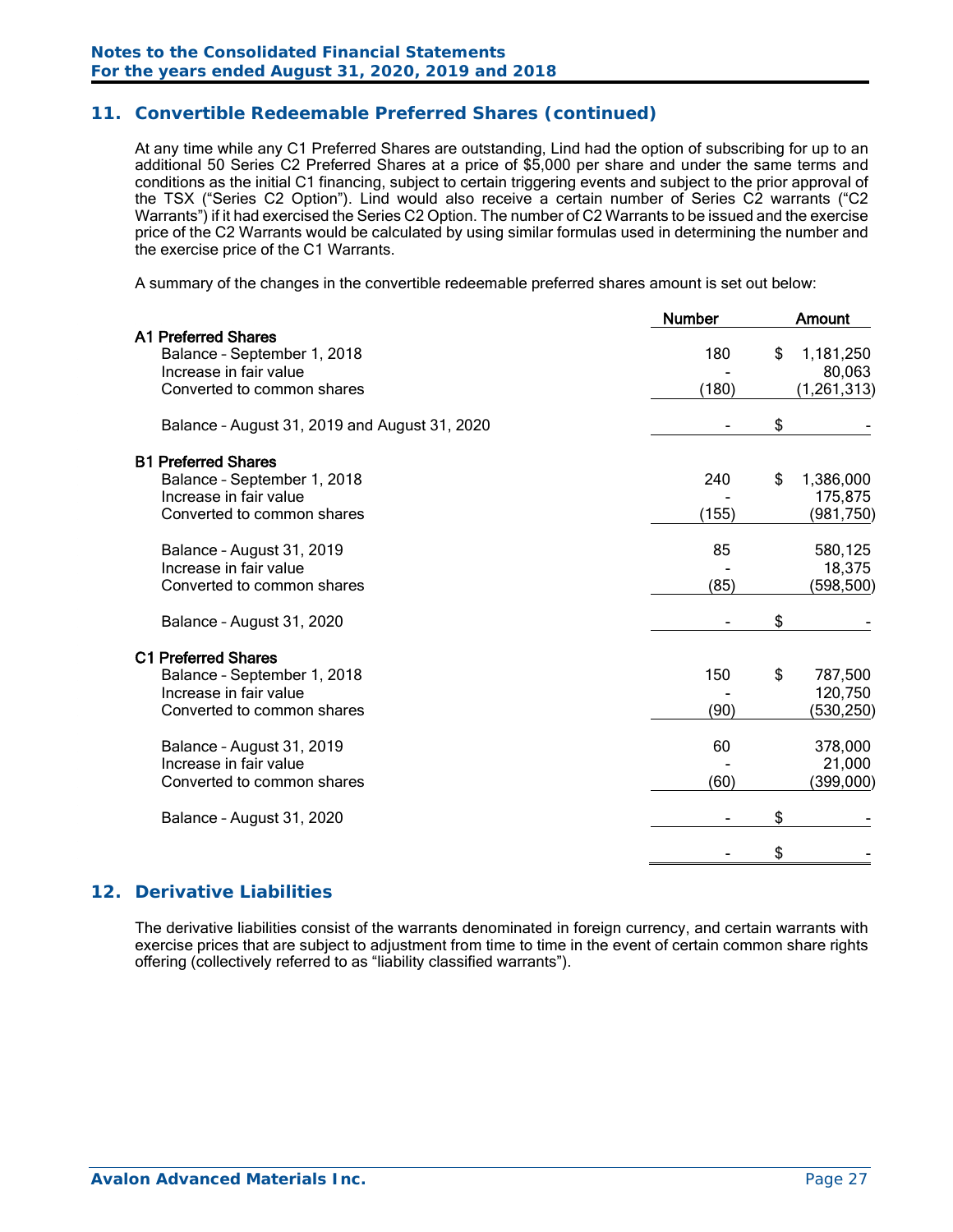## 11. Convertible Redeemable Preferred Shares (continued)

At any time while any C1 Preferred Shares are outstanding, Lind had the option of subscribing for up to an additional 50 Series C2 Preferred Shares at a price of $5,000 per share and under the same terms and conditions as the initial C1 financing, subject to certain triggering events and subject to the prior approval of the TSX ("Series C2 Option"). Lind would also receive a certain number of Series C2 warrants ("C2 Warrants") if it had exercised the Series C2 Option. The number of C2 Warrants to be issued and the exercise price of the C2 Warrants would be calculated by using similar formulas used in determining the number and the exercise price of the C1 Warrants.

A summary of the changes in the convertible redeemable preferred shares amount is set out below:

| | Number | Amount |
|---|---|---|
| **A1 Preferred Shares** | | |
| Balance – September 1, 2018 | 180 | $ 1,181,250 |
| Increase in fair value | - | 80,063 |
| Converted to common shares | (180) | (1,261,313) |
| Balance – August 31, 2019 and August 31, 2020 | - | $ - |
| **B1 Preferred Shares** | | |
| Balance – September 1, 2018 | 240 | $ 1,386,000 |
| Increase in fair value | - | 175,875 |
| Converted to common shares | (155) | (981,750) |
| Balance – August 31, 2019 | 85 | 580,125 |
| Increase in fair value | - | 18,375 |
| Converted to common shares | (85) | (598,500) |
| Balance – August 31, 2020 | - | $ - |
| **C1 Preferred Shares** | | |
| Balance – September 1, 2018 | 150 | $ 787,500 |
| Increase in fair value | - | 120,750 |
| Converted to common shares | (90) | (530,250) |
| Balance – August 31, 2019 | 60 | 378,000 |
| Increase in fair value | - | 21,000 |
| Converted to common shares | (60) | (399,000) |
| Balance – August 31, 2020 | - | $ - |
| | - | $ - |

## 12. Derivative Liabilities

The derivative liabilities consist of the warrants denominated in foreign currency, and certain warrants with exercise prices that are subject to adjustment from time to time in the event of certain common share rights offering (collectively referred to as "liability classified warrants").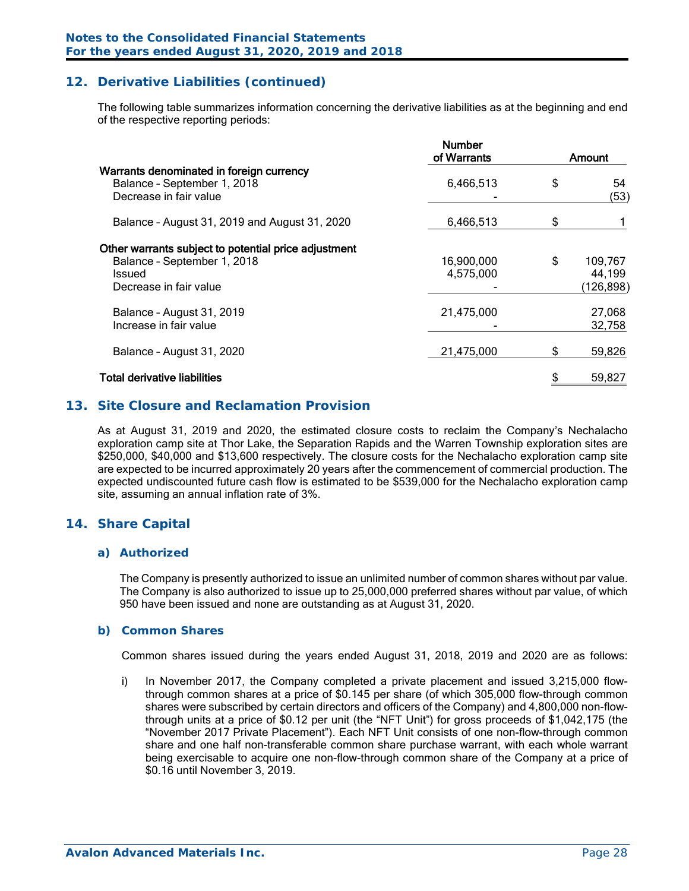## 12. Derivative Liabilities (continued)

The following table summarizes information concerning the derivative liabilities as at the beginning and end of the respective reporting periods:

| | Number of Warrants | Amount |
|---|---|---|
| **Warrants denominated in foreign currency** | | |
| Balance – September 1, 2018 | 6,466,513 | $ 54 |
| Decrease in fair value | - | (53) |
| Balance – August 31, 2019 and August 31, 2020 | 6,466,513 | $ 1 |
| **Other warrants subject to potential price adjustment** | | |
| Balance – September 1, 2018 | 16,900,000 | $ 109,767 |
| Issued | 4,575,000 | 44,199 |
| Decrease in fair value | - | (126,898) |
| Balance – August 31, 2019 | 21,475,000 | 27,068 |
| Increase in fair value | - | 32,758 |
| Balance – August 31, 2020 | 21,475,000 | $ 59,826 |
| **Total derivative liabilities** | | $ 59,827 |

## 13. Site Closure and Reclamation Provision

As at August 31, 2019 and 2020, the estimated closure costs to reclaim the Company's Nechalacho exploration camp site at Thor Lake, the Separation Rapids and the Warren Township exploration sites are $250,000, $40,000 and $13,600 respectively. The closure costs for the Nechalacho exploration camp site are expected to be incurred approximately 20 years after the commencement of commercial production. The expected undiscounted future cash flow is estimated to be $539,000 for the Nechalacho exploration camp site, assuming an annual inflation rate of 3%.

## 14. Share Capital

### a) Authorized

The Company is presently authorized to issue an unlimited number of common shares without par value. The Company is also authorized to issue up to 25,000,000 preferred shares without par value, of which 950 have been issued and none are outstanding as at August 31, 2020.

### b) Common Shares

Common shares issued during the years ended August 31, 2018, 2019 and 2020 are as follows:

i) In November 2017, the Company completed a private placement and issued 3,215,000 flow-through common shares at a price of $0.145 per share (of which 305,000 flow-through common shares were subscribed by certain directors and officers of the Company) and 4,800,000 non-flow-through units at a price of $0.12 per unit (the "NFT Unit") for gross proceeds of $1,042,175 (the "November 2017 Private Placement"). Each NFT Unit consists of one non-flow-through common share and one half non-transferable common share purchase warrant, with each whole warrant being exercisable to acquire one non-flow-through common share of the Company at a price of $0.16 until November 3, 2019.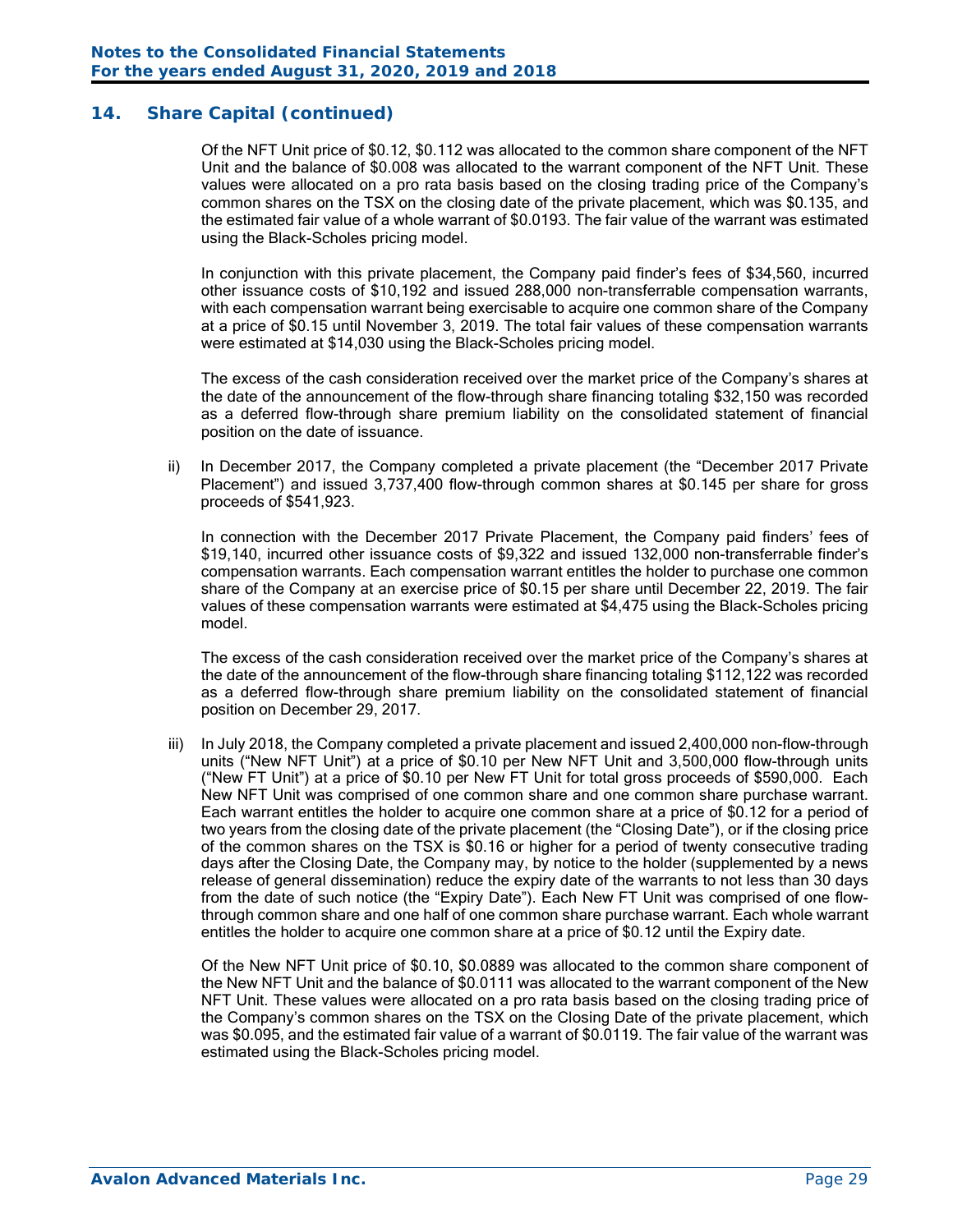## 14. Share Capital (continued)

Of the NFT Unit price of $0.12, $0.112 was allocated to the common share component of the NFT Unit and the balance of $0.008 was allocated to the warrant component of the NFT Unit. These values were allocated on a pro rata basis based on the closing trading price of the Company's common shares on the TSX on the closing date of the private placement, which was $0.135, and the estimated fair value of a whole warrant of $0.0193. The fair value of the warrant was estimated using the Black-Scholes pricing model.

In conjunction with this private placement, the Company paid finder's fees of $34,560, incurred other issuance costs of $10,192 and issued 288,000 non-transferrable compensation warrants, with each compensation warrant being exercisable to acquire one common share of the Company at a price of $0.15 until November 3, 2019. The total fair values of these compensation warrants were estimated at $14,030 using the Black-Scholes pricing model.

The excess of the cash consideration received over the market price of the Company's shares at the date of the announcement of the flow-through share financing totaling $32,150 was recorded as a deferred flow-through share premium liability on the consolidated statement of financial position on the date of issuance.

ii) In December 2017, the Company completed a private placement (the "December 2017 Private Placement") and issued 3,737,400 flow-through common shares at $0.145 per share for gross proceeds of $541,923.

In connection with the December 2017 Private Placement, the Company paid finders' fees of $19,140, incurred other issuance costs of $9,322 and issued 132,000 non-transferrable finder's compensation warrants. Each compensation warrant entitles the holder to purchase one common share of the Company at an exercise price of $0.15 per share until December 22, 2019. The fair values of these compensation warrants were estimated at $4,475 using the Black-Scholes pricing model.

The excess of the cash consideration received over the market price of the Company's shares at the date of the announcement of the flow-through share financing totaling $112,122 was recorded as a deferred flow-through share premium liability on the consolidated statement of financial position on December 29, 2017.

iii) In July 2018, the Company completed a private placement and issued 2,400,000 non-flow-through units ("New NFT Unit") at a price of $0.10 per New NFT Unit and 3,500,000 flow-through units ("New FT Unit") at a price of $0.10 per New FT Unit for total gross proceeds of $590,000. Each New NFT Unit was comprised of one common share and one common share purchase warrant. Each warrant entitles the holder to acquire one common share at a price of $0.12 for a period of two years from the closing date of the private placement (the "Closing Date"), or if the closing price of the common shares on the TSX is $0.16 or higher for a period of twenty consecutive trading days after the Closing Date, the Company may, by notice to the holder (supplemented by a news release of general dissemination) reduce the expiry date of the warrants to not less than 30 days from the date of such notice (the "Expiry Date"). Each New FT Unit was comprised of one flow-through common share and one half of one common share purchase warrant. Each whole warrant entitles the holder to acquire one common share at a price of $0.12 until the Expiry date.

Of the New NFT Unit price of $0.10, $0.0889 was allocated to the common share component of the New NFT Unit and the balance of $0.0111 was allocated to the warrant component of the New NFT Unit. These values were allocated on a pro rata basis based on the closing trading price of the Company's common shares on the TSX on the Closing Date of the private placement, which was $0.095, and the estimated fair value of a warrant of $0.0119. The fair value of the warrant was estimated using the Black-Scholes pricing model.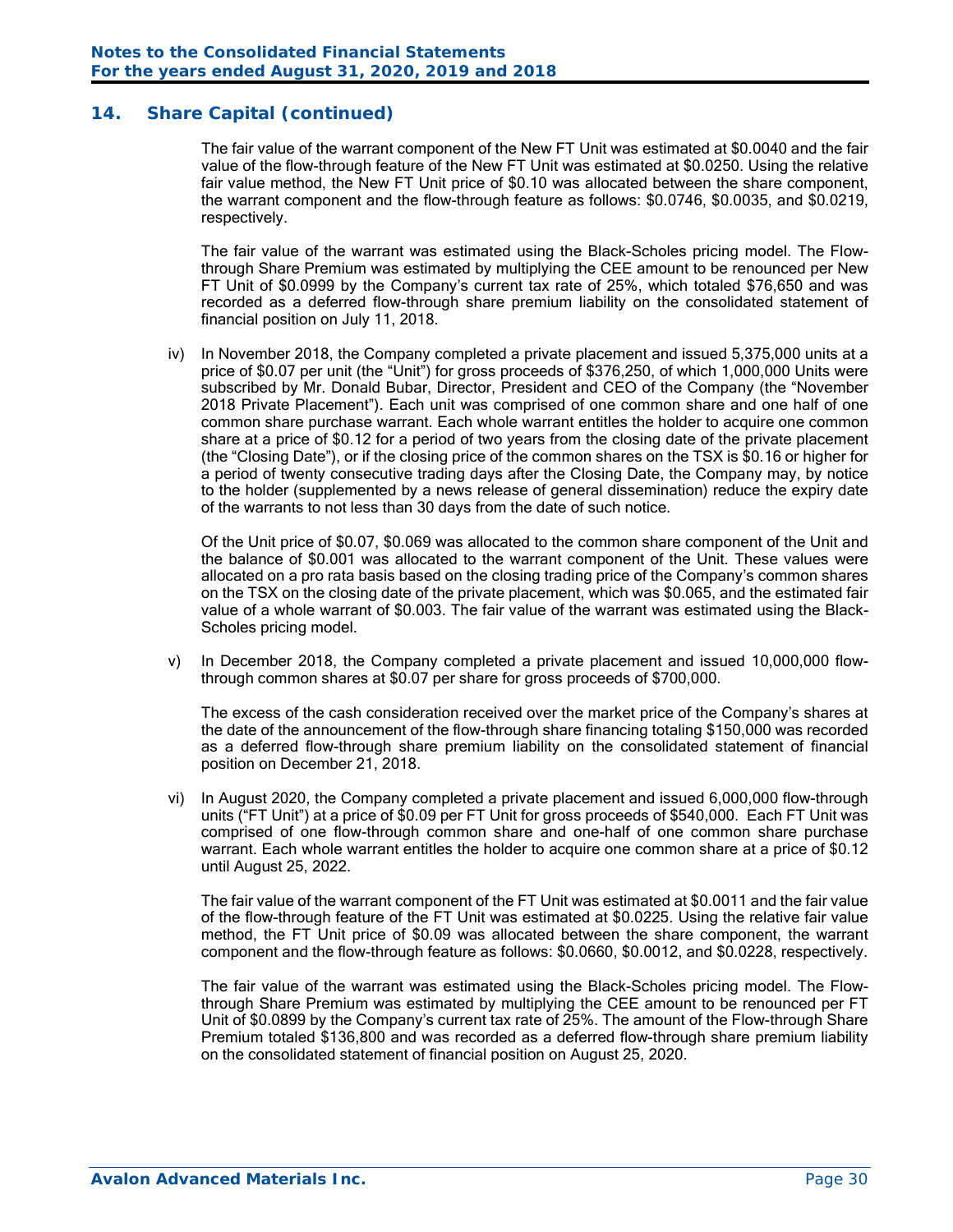## 14. Share Capital (continued)

The fair value of the warrant component of the New FT Unit was estimated at $0.0040 and the fair value of the flow-through feature of the New FT Unit was estimated at $0.0250. Using the relative fair value method, the New FT Unit price of $0.10 was allocated between the share component, the warrant component and the flow-through feature as follows: $0.0746, $0.0035, and $0.0219, respectively.

The fair value of the warrant was estimated using the Black-Scholes pricing model. The Flow-through Share Premium was estimated by multiplying the CEE amount to be renounced per New FT Unit of $0.0999 by the Company's current tax rate of 25%, which totaled $76,650 and was recorded as a deferred flow-through share premium liability on the consolidated statement of financial position on July 11, 2018.

iv) In November 2018, the Company completed a private placement and issued 5,375,000 units at a price of $0.07 per unit (the "Unit") for gross proceeds of $376,250, of which 1,000,000 Units were subscribed by Mr. Donald Bubar, Director, President and CEO of the Company (the "November 2018 Private Placement"). Each unit was comprised of one common share and one half of one common share purchase warrant. Each whole warrant entitles the holder to acquire one common share at a price of $0.12 for a period of two years from the closing date of the private placement (the "Closing Date"), or if the closing price of the common shares on the TSX is $0.16 or higher for a period of twenty consecutive trading days after the Closing Date, the Company may, by notice to the holder (supplemented by a news release of general dissemination) reduce the expiry date of the warrants to not less than 30 days from the date of such notice.

   Of the Unit price of $0.07, $0.069 was allocated to the common share component of the Unit and the balance of $0.001 was allocated to the warrant component of the Unit. These values were allocated on a pro rata basis based on the closing trading price of the Company's common shares on the TSX on the closing date of the private placement, which was $0.065, and the estimated fair value of a whole warrant of $0.003. The fair value of the warrant was estimated using the Black-Scholes pricing model.

v) In December 2018, the Company completed a private placement and issued 10,000,000 flow-through common shares at $0.07 per share for gross proceeds of $700,000.

   The excess of the cash consideration received over the market price of the Company's shares at the date of the announcement of the flow-through share financing totaling $150,000 was recorded as a deferred flow-through share premium liability on the consolidated statement of financial position on December 21, 2018.

vi) In August 2020, the Company completed a private placement and issued 6,000,000 flow-through units ("FT Unit") at a price of $0.09 per FT Unit for gross proceeds of $540,000. Each FT Unit was comprised of one flow-through common share and one-half of one common share purchase warrant. Each whole warrant entitles the holder to acquire one common share at a price of $0.12 until August 25, 2022.

   The fair value of the warrant component of the FT Unit was estimated at $0.0011 and the fair value of the flow-through feature of the FT Unit was estimated at $0.0225. Using the relative fair value method, the FT Unit price of $0.09 was allocated between the share component, the warrant component and the flow-through feature as follows: $0.0660, $0.0012, and $0.0228, respectively.

   The fair value of the warrant was estimated using the Black-Scholes pricing model. The Flow-through Share Premium was estimated by multiplying the CEE amount to be renounced per FT Unit of $0.0899 by the Company's current tax rate of 25%. The amount of the Flow-through Share Premium totaled $136,800 and was recorded as a deferred flow-through share premium liability on the consolidated statement of financial position on August 25, 2020.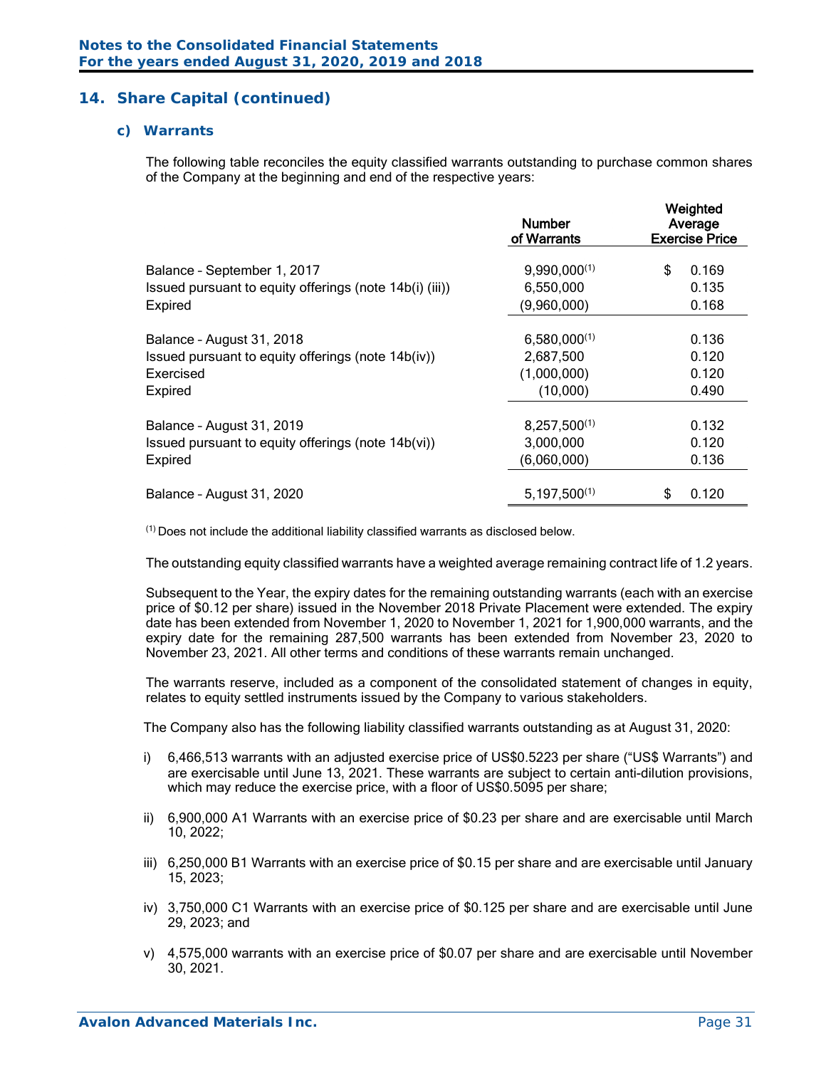## 14. Share Capital (continued)

### c) Warrants

The following table reconciles the equity classified warrants outstanding to purchase common shares of the Company at the beginning and end of the respective years:

| | Number of Warrants | Weighted Average Exercise Price |
|---|---|---|
| Balance – September 1, 2017 | 9,990,000[(1)] | $ 0.169 |
| Issued pursuant to equity offerings (note 14b(i) (iii)) | 6,550,000 | 0.135 |
| Expired | (9,960,000) | 0.168 |
| Balance – August 31, 2018 | 6,580,000[(1)] | 0.136 |
| Issued pursuant to equity offerings (note 14b(iv)) | 2,687,500 | 0.120 |
| Exercised | (1,000,000) | 0.120 |
| Expired | (10,000) | 0.490 |
| Balance – August 31, 2019 | 8,257,500[(1)] | 0.132 |
| Issued pursuant to equity offerings (note 14b(vi)) | 3,000,000 | 0.120 |
| Expired | (6,060,000) | 0.136 |
| Balance – August 31, 2020 | 5,197,500[(1)] | $ 0.120 |

[(1)] Does not include the additional liability classified warrants as disclosed below.

The outstanding equity classified warrants have a weighted average remaining contract life of 1.2 years.

Subsequent to the Year, the expiry dates for the remaining outstanding warrants (each with an exercise price of $0.12 per share) issued in the November 2018 Private Placement were extended. The expiry date has been extended from November 1, 2020 to November 1, 2021 for 1,900,000 warrants, and the expiry date for the remaining 287,500 warrants has been extended from November 23, 2020 to November 23, 2021. All other terms and conditions of these warrants remain unchanged.

The warrants reserve, included as a component of the consolidated statement of changes in equity, relates to equity settled instruments issued by the Company to various stakeholders.

The Company also has the following liability classified warrants outstanding as at August 31, 2020:

i) 6,466,513 warrants with an adjusted exercise price of US$0.5223 per share ("US$ Warrants") and are exercisable until June 13, 2021. These warrants are subject to certain anti-dilution provisions, which may reduce the exercise price, with a floor of US$0.5095 per share;

ii) 6,900,000 A1 Warrants with an exercise price of $0.23 per share and are exercisable until March 10, 2022;

iii) 6,250,000 B1 Warrants with an exercise price of $0.15 per share and are exercisable until January 15, 2023;

iv) 3,750,000 C1 Warrants with an exercise price of $0.125 per share and are exercisable until June 29, 2023; and

v) 4,575,000 warrants with an exercise price of $0.07 per share and are exercisable until November 30, 2021.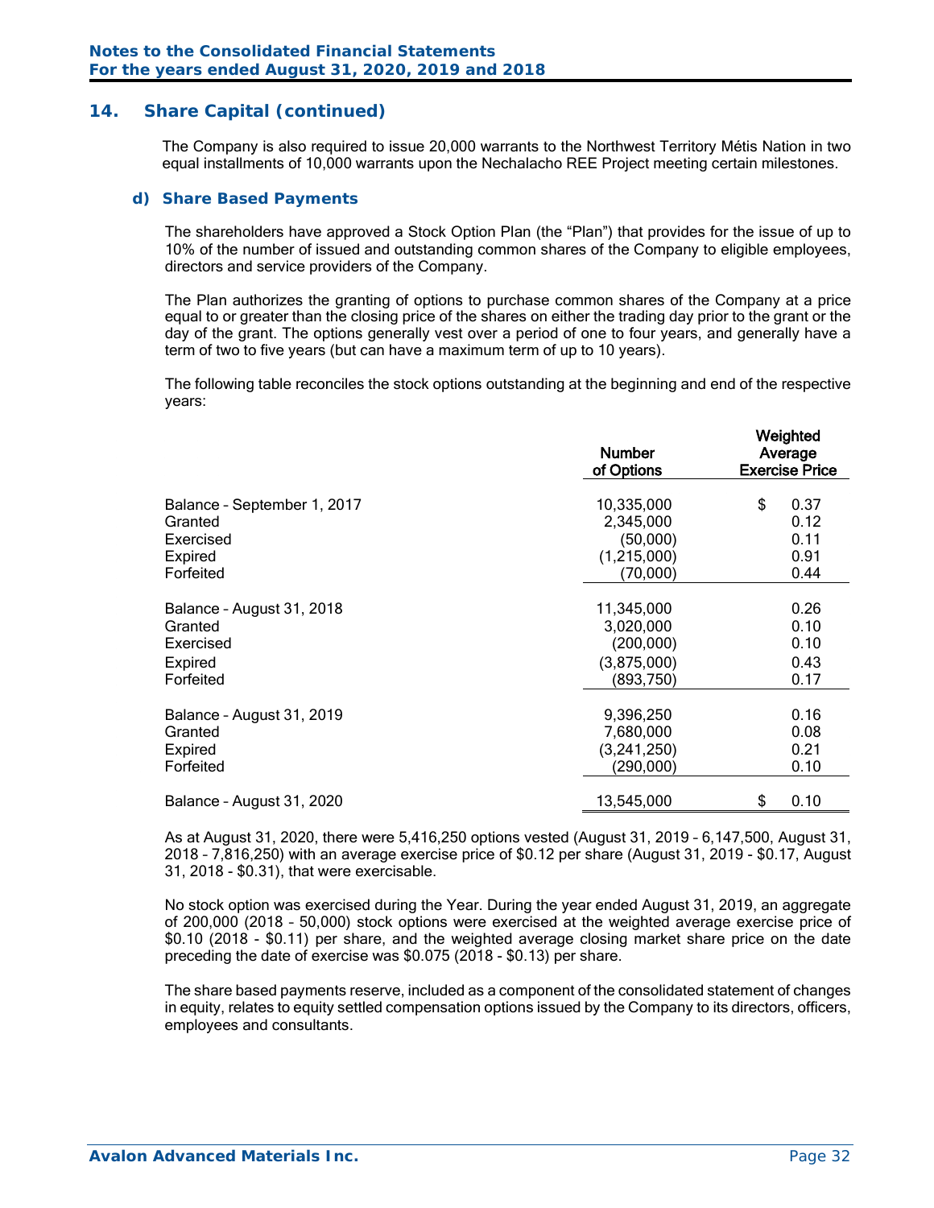## 14. Share Capital (continued)

The Company is also required to issue 20,000 warrants to the Northwest Territory Métis Nation in two equal installments of 10,000 warrants upon the Nechalacho REE Project meeting certain milestones.

### d) Share Based Payments

The shareholders have approved a Stock Option Plan (the "Plan") that provides for the issue of up to 10% of the number of issued and outstanding common shares of the Company to eligible employees, directors and service providers of the Company.

The Plan authorizes the granting of options to purchase common shares of the Company at a price equal to or greater than the closing price of the shares on either the trading day prior to the grant or the day of the grant. The options generally vest over a period of one to four years, and generally have a term of two to five years (but can have a maximum term of up to 10 years).

The following table reconciles the stock options outstanding at the beginning and end of the respective years:

| | Number of Options | Weighted Average Exercise Price |
|---|---|---|
| Balance – September 1, 2017 | 10,335,000 | $ 0.37 |
| Granted | 2,345,000 | 0.12 |
| Exercised | (50,000) | 0.11 |
| Expired | (1,215,000) | 0.91 |
| Forfeited | (70,000) | 0.44 |
| Balance – August 31, 2018 | 11,345,000 | 0.26 |
| Granted | 3,020,000 | 0.10 |
| Exercised | (200,000) | 0.10 |
| Expired | (3,875,000) | 0.43 |
| Forfeited | (893,750) | 0.17 |
| Balance – August 31, 2019 | 9,396,250 | 0.16 |
| Granted | 7,680,000 | 0.08 |
| Expired | (3,241,250) | 0.21 |
| Forfeited | (290,000) | 0.10 |
| Balance – August 31, 2020 | 13,545,000 | $ 0.10 |

As at August 31, 2020, there were 5,416,250 options vested (August 31, 2019 – 6,147,500, August 31, 2018 – 7,816,250) with an average exercise price of $0.12 per share (August 31, 2019 - $0.17, August 31, 2018 - $0.31), that were exercisable.

No stock option was exercised during the Year. During the year ended August 31, 2019, an aggregate of 200,000 (2018 – 50,000) stock options were exercised at the weighted average exercise price of $0.10 (2018 - $0.11) per share, and the weighted average closing market share price on the date preceding the date of exercise was $0.075 (2018 - $0.13) per share.

The share based payments reserve, included as a component of the consolidated statement of changes in equity, relates to equity settled compensation options issued by the Company to its directors, officers, employees and consultants.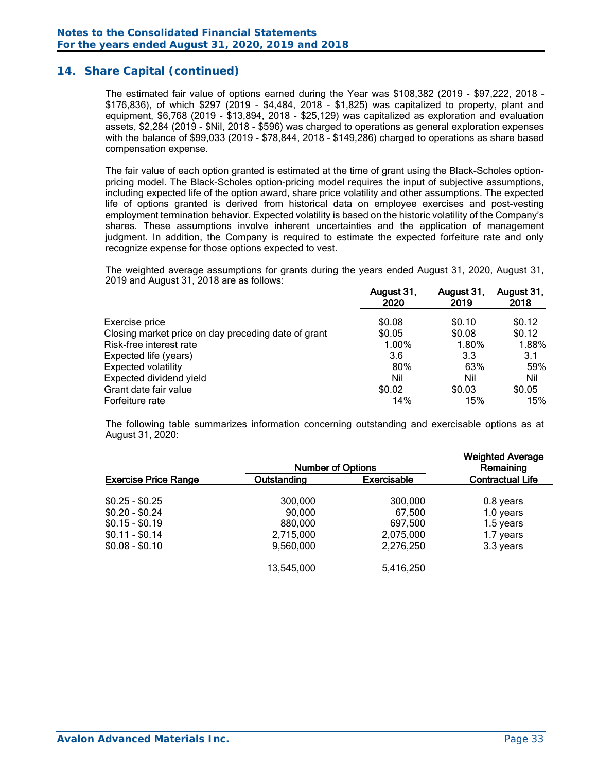## 14. Share Capital (continued)

The estimated fair value of options earned during the Year was $108,382 (2019 - $97,222, 2018 - $176,836), of which $297 (2019 - $4,484, 2018 - $1,825) was capitalized to property, plant and equipment, $6,768 (2019 - $13,894, 2018 - $25,129) was capitalized as exploration and evaluation assets, $2,284 (2019 - $Nil, 2018 - $596) was charged to operations as general exploration expenses with the balance of $99,033 (2019 - $78,844, 2018 - $149,286) charged to operations as share based compensation expense.

The fair value of each option granted is estimated at the time of grant using the Black-Scholes option-pricing model. The Black-Scholes option-pricing model requires the input of subjective assumptions, including expected life of the option award, share price volatility and other assumptions. The expected life of options granted is derived from historical data on employee exercises and post-vesting employment termination behavior. Expected volatility is based on the historic volatility of the Company's shares. These assumptions involve inherent uncertainties and the application of management judgment. In addition, the Company is required to estimate the expected forfeiture rate and only recognize expense for those options expected to vest.

The weighted average assumptions for grants during the years ended August 31, 2020, August 31, 2019 and August 31, 2018 are as follows:

| | August 31, 2020 | August 31, 2019 | August 31, 2018 |
|---|---|---|---|
| Exercise price | $0.08 | $0.10 | $0.12 |
| Closing market price on day preceding date of grant | $0.05 | $0.08 | $0.12 |
| Risk-free interest rate | 1.00% | 1.80% | 1.88% |
| Expected life (years) | 3.6 | 3.3 | 3.1 |
| Expected volatility | 80% | 63% | 59% |
| Expected dividend yield | Nil | Nil | Nil |
| Grant date fair value | $0.02 | $0.03 | $0.05 |
| Forfeiture rate | 14% | 15% | 15% |

The following table summarizes information concerning outstanding and exercisable options as at August 31, 2020:

| | Number of Options | | Weighted Average Remaining |
|---|---|---|---|
| Exercise Price Range | Outstanding | Exercisable | Contractual Life |
| $0.25 - $0.25 | 300,000 | 300,000 | 0.8 years |
| $0.20 - $0.24 | 90,000 | 67,500 | 1.0 years |
| $0.15 - $0.19 | 880,000 | 697,500 | 1.5 years |
| $0.11 - $0.14 | 2,715,000 | 2,075,000 | 1.7 years |
| $0.08 - $0.10 | 9,560,000 | 2,276,250 | 3.3 years |
| | 13,545,000 | 5,416,250 | |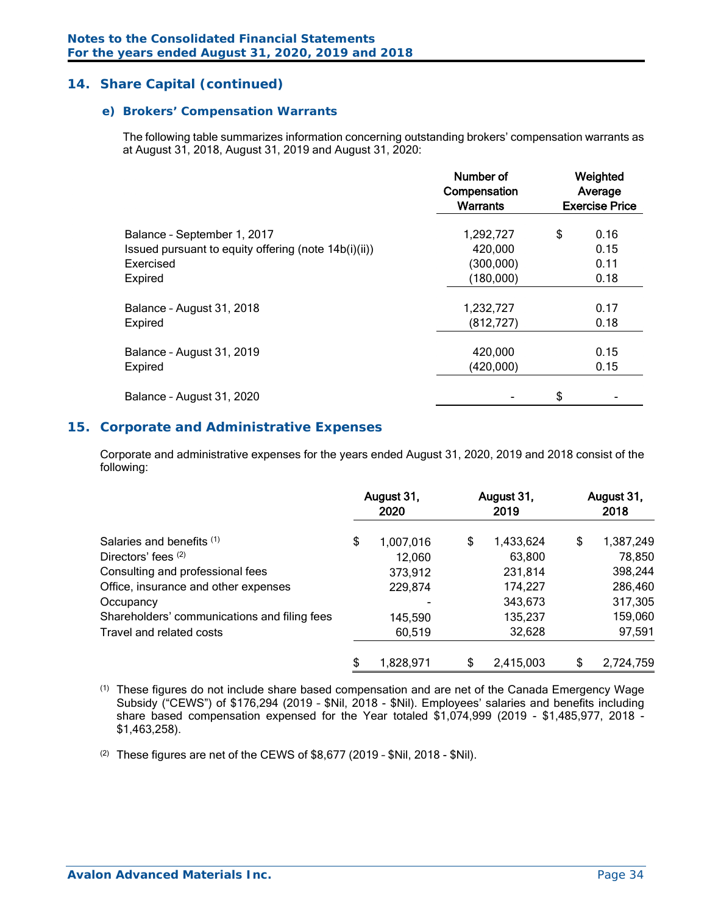## 14. Share Capital (continued)

### e) Brokers' Compensation Warrants

The following table summarizes information concerning outstanding brokers' compensation warrants as at August 31, 2018, August 31, 2019 and August 31, 2020:

| | Number of Compensation Warrants | Weighted Average Exercise Price |
|---|---|---|
| Balance – September 1, 2017 | 1,292,727 | $ 0.16 |
| Issued pursuant to equity offering (note 14b(i)(ii)) | 420,000 | 0.15 |
| Exercised | (300,000) | 0.11 |
| Expired | (180,000) | 0.18 |
| Balance – August 31, 2018 | 1,232,727 | 0.17 |
| Expired | (812,727) | 0.18 |
| Balance – August 31, 2019 | 420,000 | 0.15 |
| Expired | (420,000) | 0.15 |
| Balance – August 31, 2020 | - | $ - |

## 15. Corporate and Administrative Expenses

Corporate and administrative expenses for the years ended August 31, 2020, 2019 and 2018 consist of the following:

| | August 31, 2020 | August 31, 2019 | August 31, 2018 |
|---|---|---|---|
| Salaries and benefits [(1)] | $ 1,007,016 | $ 1,433,624 | $ 1,387,249 |
| Directors' fees [(2)] | 12,060 | 63,800 | 78,850 |
| Consulting and professional fees | 373,912 | 231,814 | 398,244 |
| Office, insurance and other expenses | 229,874 | 174,227 | 286,460 |
| Occupancy | - | 343,673 | 317,305 |
| Shareholders' communications and filing fees | 145,590 | 135,237 | 159,060 |
| Travel and related costs | 60,519 | 32,628 | 97,591 |
| | $ 1,828,971 | $ 2,415,003 | $ 2,724,759 |

(1) These figures do not include share based compensation and are net of the Canada Emergency Wage Subsidy ("CEWS") of $176,294 (2019 - $Nil, 2018 - $Nil). Employees' salaries and benefits including share based compensation expensed for the Year totaled $1,074,999 (2019 - $1,485,977, 2018 - $1,463,258).

(2) These figures are net of the CEWS of $8,677 (2019 - $Nil, 2018 - $Nil).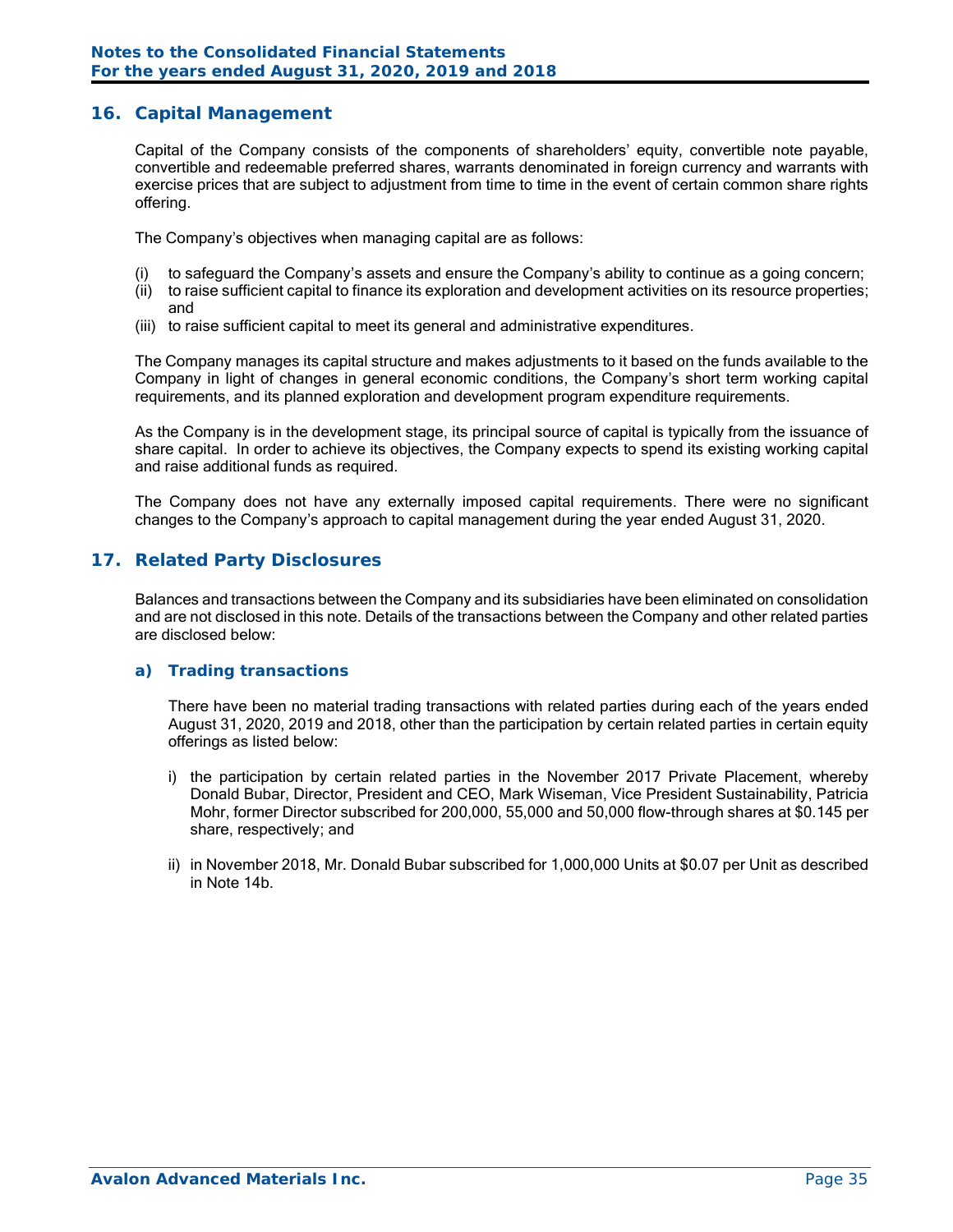## 16. Capital Management

Capital of the Company consists of the components of shareholders' equity, convertible note payable, convertible and redeemable preferred shares, warrants denominated in foreign currency and warrants with exercise prices that are subject to adjustment from time to time in the event of certain common share rights offering.

The Company's objectives when managing capital are as follows:

(i) to safeguard the Company's assets and ensure the Company's ability to continue as a going concern;
(ii) to raise sufficient capital to finance its exploration and development activities on its resource properties; and
(iii) to raise sufficient capital to meet its general and administrative expenditures.

The Company manages its capital structure and makes adjustments to it based on the funds available to the Company in light of changes in general economic conditions, the Company's short term working capital requirements, and its planned exploration and development program expenditure requirements.

As the Company is in the development stage, its principal source of capital is typically from the issuance of share capital. In order to achieve its objectives, the Company expects to spend its existing working capital and raise additional funds as required.

The Company does not have any externally imposed capital requirements. There were no significant changes to the Company's approach to capital management during the year ended August 31, 2020.

## 17. Related Party Disclosures

Balances and transactions between the Company and its subsidiaries have been eliminated on consolidation and are not disclosed in this note. Details of the transactions between the Company and other related parties are disclosed below:

### a) Trading transactions

There have been no material trading transactions with related parties during each of the years ended August 31, 2020, 2019 and 2018, other than the participation by certain related parties in certain equity offerings as listed below:

i) the participation by certain related parties in the November 2017 Private Placement, whereby Donald Bubar, Director, President and CEO, Mark Wiseman, Vice President Sustainability, Patricia Mohr, former Director subscribed for 200,000, 55,000 and 50,000 flow-through shares at $0.145 per share, respectively; and

ii) in November 2018, Mr. Donald Bubar subscribed for 1,000,000 Units at $0.07 per Unit as described in Note 14b.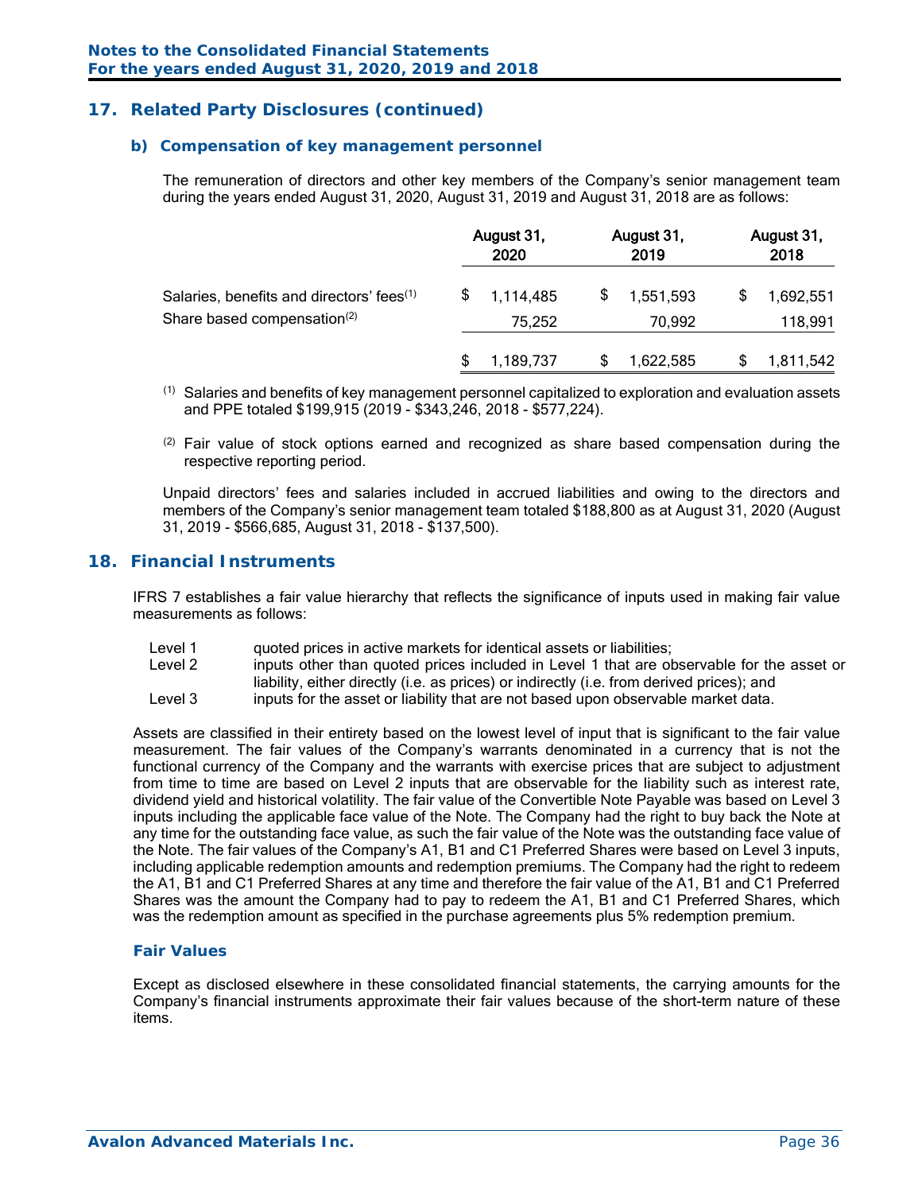## 17. Related Party Disclosures (continued)

### b) Compensation of key management personnel

The remuneration of directors and other key members of the Company's senior management team during the years ended August 31, 2020, August 31, 2019 and August 31, 2018 are as follows:

| | August 31, 2020 | August 31, 2019 | August 31, 2018 |
|---|---|---|---|
| Salaries, benefits and directors' fees[(1)] | $ 1,114,485 | $ 1,551,593 | $ 1,692,551 |
| Share based compensation[(2)] | 75,252 | 70,992 | 118,991 |
| | $ 1,189,737 | $ 1,622,585 | $ 1,811,542 |

[(1)] Salaries and benefits of key management personnel capitalized to exploration and evaluation assets and PPE totaled $199,915 (2019 - $343,246, 2018 - $577,224).

[(2)] Fair value of stock options earned and recognized as share based compensation during the respective reporting period.

Unpaid directors' fees and salaries included in accrued liabilities and owing to the directors and members of the Company's senior management team totaled $188,800 as at August 31, 2020 (August 31, 2019 - $566,685, August 31, 2018 - $137,500).

## 18. Financial Instruments

IFRS 7 establishes a fair value hierarchy that reflects the significance of inputs used in making fair value measurements as follows:

- Level 1 quoted prices in active markets for identical assets or liabilities;
- Level 2 inputs other than quoted prices included in Level 1 that are observable for the asset or liability, either directly (i.e. as prices) or indirectly (i.e. from derived prices); and
- Level 3 inputs for the asset or liability that are not based upon observable market data.

Assets are classified in their entirety based on the lowest level of input that is significant to the fair value measurement. The fair values of the Company's warrants denominated in a currency that is not the functional currency of the Company and the warrants with exercise prices that are subject to adjustment from time to time are based on Level 2 inputs that are observable for the liability such as interest rate, dividend yield and historical volatility. The fair value of the Convertible Note Payable was based on Level 3 inputs including the applicable face value of the Note. The Company had the right to buy back the Note at any time for the outstanding face value, as such the fair value of the Note was the outstanding face value of the Note. The fair values of the Company's A1, B1 and C1 Preferred Shares were based on Level 3 inputs, including applicable redemption amounts and redemption premiums. The Company had the right to redeem the A1, B1 and C1 Preferred Shares at any time and therefore the fair value of the A1, B1 and C1 Preferred Shares was the amount the Company had to pay to redeem the A1, B1 and C1 Preferred Shares, which was the redemption amount as specified in the purchase agreements plus 5% redemption premium.

### Fair Values

Except as disclosed elsewhere in these consolidated financial statements, the carrying amounts for the Company's financial instruments approximate their fair values because of the short-term nature of these items.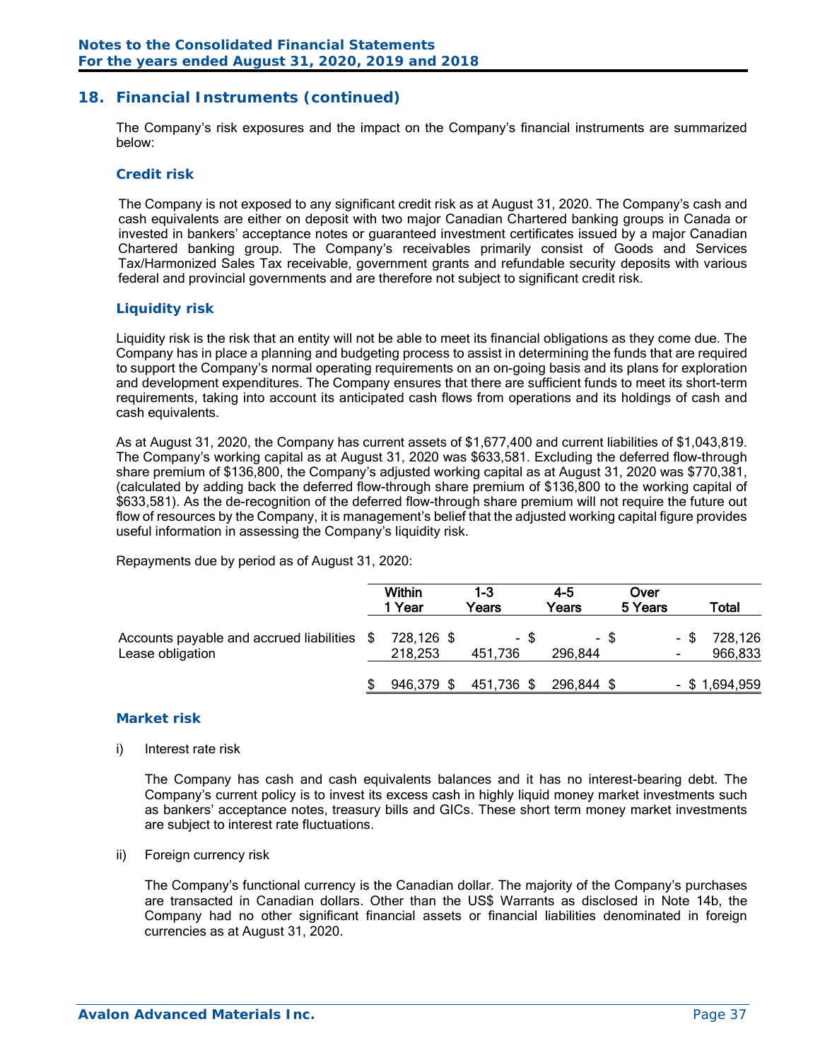## 18. Financial Instruments (continued)

The Company's risk exposures and the impact on the Company's financial instruments are summarized below:

### Credit risk

The Company is not exposed to any significant credit risk as at August 31, 2020. The Company's cash and cash equivalents are either on deposit with two major Canadian Chartered banking groups in Canada or invested in bankers' acceptance notes or guaranteed investment certificates issued by a major Canadian Chartered banking group. The Company's receivables primarily consist of Goods and Services Tax/Harmonized Sales Tax receivable, government grants and refundable security deposits with various federal and provincial governments and are therefore not subject to significant credit risk.

### Liquidity risk

Liquidity risk is the risk that an entity will not be able to meet its financial obligations as they come due. The Company has in place a planning and budgeting process to assist in determining the funds that are required to support the Company's normal operating requirements on an on-going basis and its plans for exploration and development expenditures. The Company ensures that there are sufficient funds to meet its short-term requirements, taking into account its anticipated cash flows from operations and its holdings of cash and cash equivalents.

As at August 31, 2020, the Company has current assets of $1,677,400 and current liabilities of $1,043,819. The Company's working capital as at August 31, 2020 was $633,581. Excluding the deferred flow-through share premium of $136,800, the Company's adjusted working capital as at August 31, 2020 was $770,381, (calculated by adding back the deferred flow-through share premium of $136,800 to the working capital of $633,581). As the de-recognition of the deferred flow-through share premium will not require the future out flow of resources by the Company, it is management's belief that the adjusted working capital figure provides useful information in assessing the Company's liquidity risk.

Repayments due by period as of August 31, 2020:

| | Within 1 Year | 1-3 Years | 4-5 Years | Over 5 Years | Total |
|---|---|---|---|---|---|
| Accounts payable and accrued liabilities | $ 728,126 | $ - | $ - | $ - | $ 728,126 |
| Lease obligation | 218,253 | 451,736 | 296,844 | - | 966,833 |
| | $ 946,379 | $ 451,736 | $ 296,844 | $ - | $ 1,694,959 |

### Market risk

i) Interest rate risk

The Company has cash and cash equivalents balances and it has no interest-bearing debt. The Company's current policy is to invest its excess cash in highly liquid money market investments such as bankers' acceptance notes, treasury bills and GICs. These short term money market investments are subject to interest rate fluctuations.

ii) Foreign currency risk

The Company's functional currency is the Canadian dollar. The majority of the Company's purchases are transacted in Canadian dollars. Other than the US$ Warrants as disclosed in Note 14b, the Company had no other significant financial assets or financial liabilities denominated in foreign currencies as at August 31, 2020.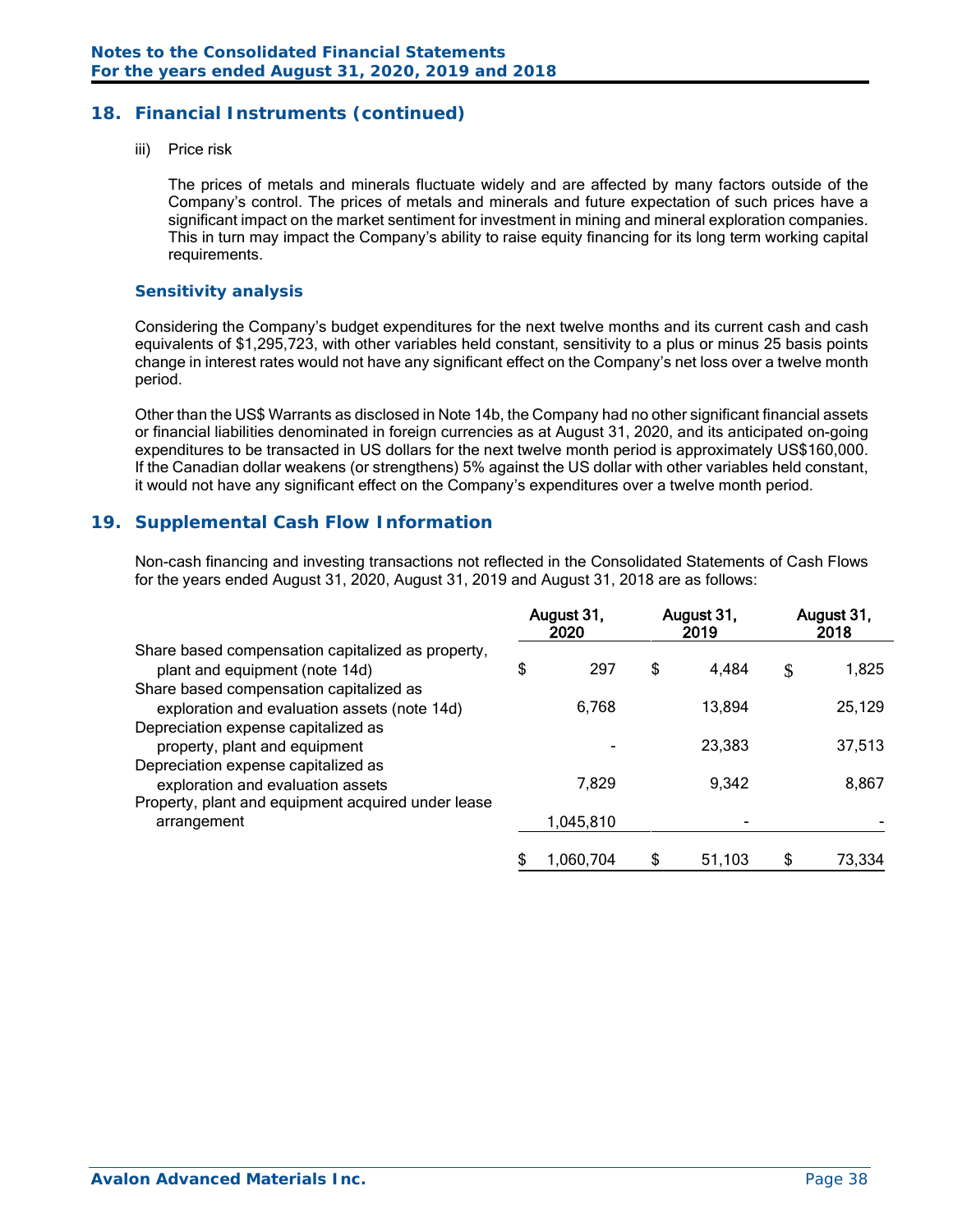## 18. Financial Instruments (continued)

iii) Price risk

The prices of metals and minerals fluctuate widely and are affected by many factors outside of the Company's control. The prices of metals and minerals and future expectation of such prices have a significant impact on the market sentiment for investment in mining and mineral exploration companies. This in turn may impact the Company's ability to raise equity financing for its long term working capital requirements.

### Sensitivity analysis

Considering the Company's budget expenditures for the next twelve months and its current cash and cash equivalents of $1,295,723, with other variables held constant, sensitivity to a plus or minus 25 basis points change in interest rates would not have any significant effect on the Company's net loss over a twelve month period.

Other than the US$ Warrants as disclosed in Note 14b, the Company had no other significant financial assets or financial liabilities denominated in foreign currencies as at August 31, 2020, and its anticipated on-going expenditures to be transacted in US dollars for the next twelve month period is approximately US$160,000. If the Canadian dollar weakens (or strengthens) 5% against the US dollar with other variables held constant, it would not have any significant effect on the Company's expenditures over a twelve month period.

## 19. Supplemental Cash Flow Information

Non-cash financing and investing transactions not reflected in the Consolidated Statements of Cash Flows for the years ended August 31, 2020, August 31, 2019 and August 31, 2018 are as follows:

| | August 31, 2020 | August 31, 2019 | August 31, 2018 |
|---|---|---|---|
| Share based compensation capitalized as property, plant and equipment (note 14d) | $ 297 | $ 4,484 | $ 1,825 |
| Share based compensation capitalized as exploration and evaluation assets (note 14d) | 6,768 | 13,894 | 25,129 |
| Depreciation expense capitalized as property, plant and equipment | - | 23,383 | 37,513 |
| Depreciation expense capitalized as exploration and evaluation assets | 7,829 | 9,342 | 8,867 |
| Property, plant and equipment acquired under lease arrangement | 1,045,810 | - | - |
| | $ 1,060,704 | $ 51,103 | $ 73,334 |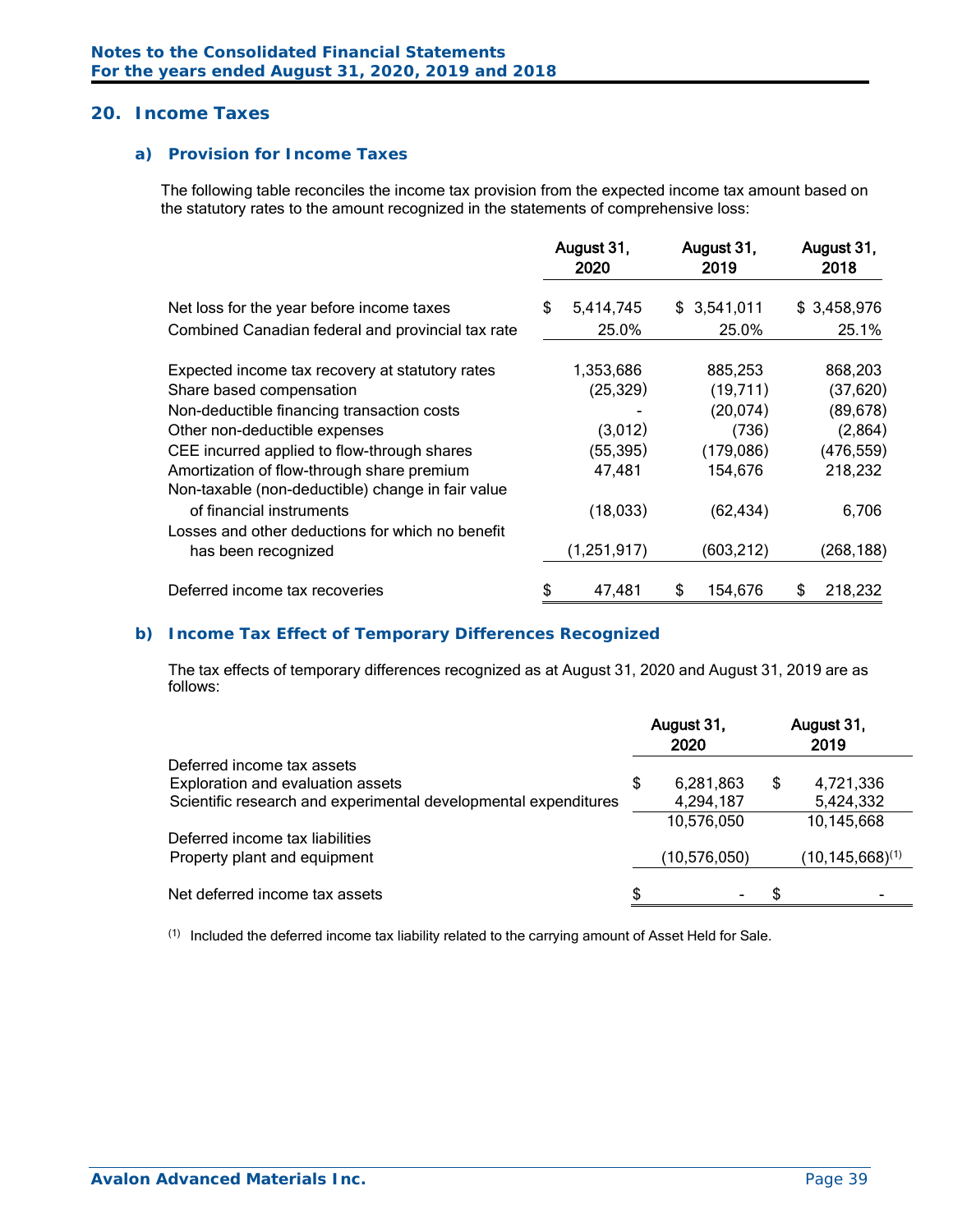## 20. Income Taxes

### a) Provision for Income Taxes

The following table reconciles the income tax provision from the expected income tax amount based on the statutory rates to the amount recognized in the statements of comprehensive loss:

| | August 31, 2020 | August 31, 2019 | August 31, 2018 |
|---|---|---|---|
| Net loss for the year before income taxes | $ 5,414,745 | $ 3,541,011 | $ 3,458,976 |
| Combined Canadian federal and provincial tax rate | 25.0% | 25.0% | 25.1% |
| Expected income tax recovery at statutory rates | 1,353,686 | 885,253 | 868,203 |
| Share based compensation | (25,329) | (19,711) | (37,620) |
| Non-deductible financing transaction costs | - | (20,074) | (89,678) |
| Other non-deductible expenses | (3,012) | (736) | (2,864) |
| CEE incurred applied to flow-through shares | (55,395) | (179,086) | (476,559) |
| Amortization of flow-through share premium | 47,481 | 154,676 | 218,232 |
| Non-taxable (non-deductible) change in fair value of financial instruments | (18,033) | (62,434) | 6,706 |
| Losses and other deductions for which no benefit has been recognized | (1,251,917) | (603,212) | (268,188) |
| Deferred income tax recoveries | $ 47,481 | $ 154,676 | $ 218,232 |

### b) Income Tax Effect of Temporary Differences Recognized

The tax effects of temporary differences recognized as at August 31, 2020 and August 31, 2019 are as follows:

| | August 31, 2020 | August 31, 2019 |
|---|---|---|
| Deferred income tax assets | | |
| Exploration and evaluation assets | $ 6,281,863 | $ 4,721,336 |
| Scientific research and experimental developmental expenditures | 4,294,187 | 5,424,332 |
| | 10,576,050 | 10,145,668 |
| Deferred income tax liabilities | | |
| Property plant and equipment | (10,576,050) | (10,145,668)[1] |
| Net deferred income tax assets | $ - | $ - |

[1] Included the deferred income tax liability related to the carrying amount of Asset Held for Sale.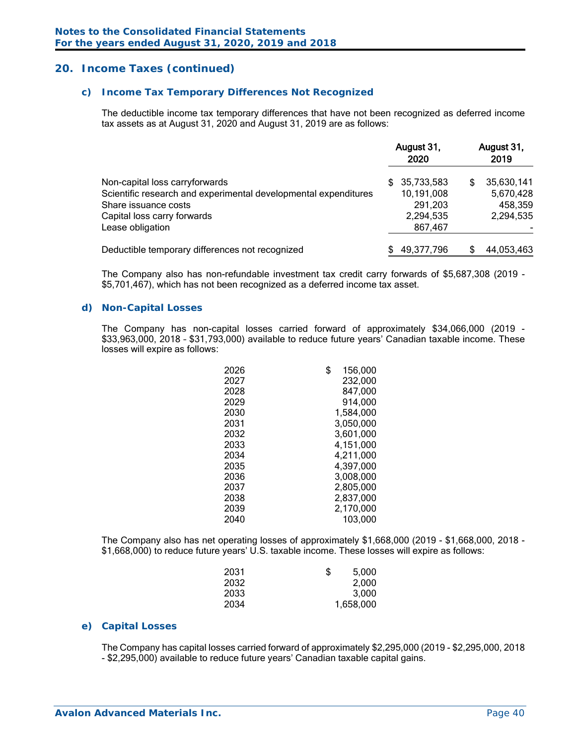## 20. Income Taxes (continued)

### c) Income Tax Temporary Differences Not Recognized

The deductible income tax temporary differences that have not been recognized as deferred income tax assets as at August 31, 2020 and August 31, 2019 are as follows:

| | August 31, 2020 | August 31, 2019 |
|---|---|---|
| Non-capital loss carryforwards | $ 35,733,583 | $ 35,630,141 |
| Scientific research and experimental developmental expenditures | 10,191,008 | 5,670,428 |
| Share issuance costs | 291,203 | 458,359 |
| Capital loss carry forwards | 2,294,535 | 2,294,535 |
| Lease obligation | 867,467 | - |
| Deductible temporary differences not recognized | $ 49,377,796 | $ 44,053,463 |

The Company also has non-refundable investment tax credit carry forwards of $5,687,308 (2019 - $5,701,467), which has not been recognized as a deferred income tax asset.

### d) Non-Capital Losses

The Company has non-capital losses carried forward of approximately $34,066,000 (2019 - $33,963,000, 2018 - $31,793,000) available to reduce future years' Canadian taxable income. These losses will expire as follows:

| | |
|---|---|
| 2026 | $ 156,000 |
| 2027 | 232,000 |
| 2028 | 847,000 |
| 2029 | 914,000 |
| 2030 | 1,584,000 |
| 2031 | 3,050,000 |
| 2032 | 3,601,000 |
| 2033 | 4,151,000 |
| 2034 | 4,211,000 |
| 2035 | 4,397,000 |
| 2036 | 3,008,000 |
| 2037 | 2,805,000 |
| 2038 | 2,837,000 |
| 2039 | 2,170,000 |
| 2040 | 103,000 |

The Company also has net operating losses of approximately $1,668,000 (2019 - $1,668,000, 2018 - $1,668,000) to reduce future years' U.S. taxable income. These losses will expire as follows:

| | |
|---|---|
| 2031 | $ 5,000 |
| 2032 | 2,000 |
| 2033 | 3,000 |
| 2034 | 1,658,000 |

### e) Capital Losses

The Company has capital losses carried forward of approximately $2,295,000 (2019 - $2,295,000, 2018 - $2,295,000) available to reduce future years' Canadian taxable capital gains.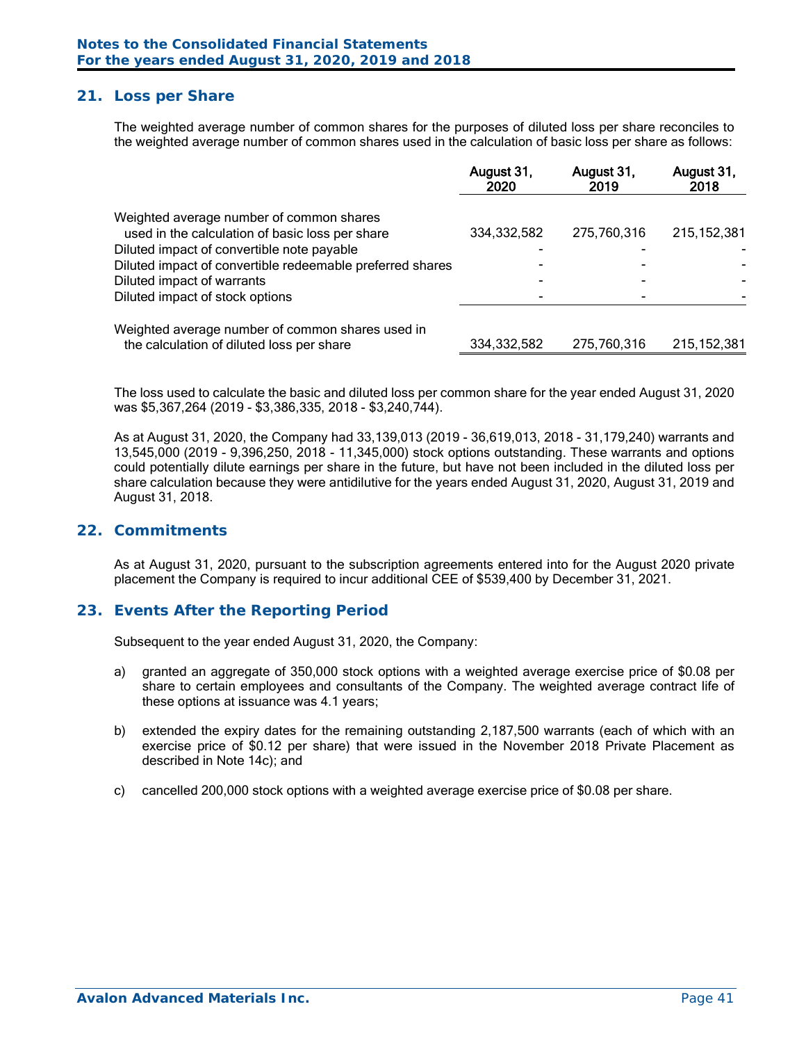## 21. Loss per Share

The weighted average number of common shares for the purposes of diluted loss per share reconciles to the weighted average number of common shares used in the calculation of basic loss per share as follows:

| | August 31, 2020 | August 31, 2019 | August 31, 2018 |
|---|---|---|---|
| Weighted average number of common shares used in the calculation of basic loss per share | 334,332,582 | 275,760,316 | 215,152,381 |
| Diluted impact of convertible note payable | - | - | - |
| Diluted impact of convertible redeemable preferred shares | - | - | - |
| Diluted impact of warrants | - | - | - |
| Diluted impact of stock options | - | - | - |
| Weighted average number of common shares used in the calculation of diluted loss per share | 334,332,582 | 275,760,316 | 215,152,381 |

The loss used to calculate the basic and diluted loss per common share for the year ended August 31, 2020 was $5,367,264 (2019 - $3,386,335, 2018 - $3,240,744).

As at August 31, 2020, the Company had 33,139,013 (2019 - 36,619,013, 2018 - 31,179,240) warrants and 13,545,000 (2019 - 9,396,250, 2018 - 11,345,000) stock options outstanding. These warrants and options could potentially dilute earnings per share in the future, but have not been included in the diluted loss per share calculation because they were antidilutive for the years ended August 31, 2020, August 31, 2019 and August 31, 2018.

## 22. Commitments

As at August 31, 2020, pursuant to the subscription agreements entered into for the August 2020 private placement the Company is required to incur additional CEE of $539,400 by December 31, 2021.

## 23. Events After the Reporting Period

Subsequent to the year ended August 31, 2020, the Company:

a) granted an aggregate of 350,000 stock options with a weighted average exercise price of $0.08 per share to certain employees and consultants of the Company. The weighted average contract life of these options at issuance was 4.1 years;

b) extended the expiry dates for the remaining outstanding 2,187,500 warrants (each of which with an exercise price of $0.12 per share) that were issued in the November 2018 Private Placement as described in Note 14c); and

c) cancelled 200,000 stock options with a weighted average exercise price of $0.08 per share.